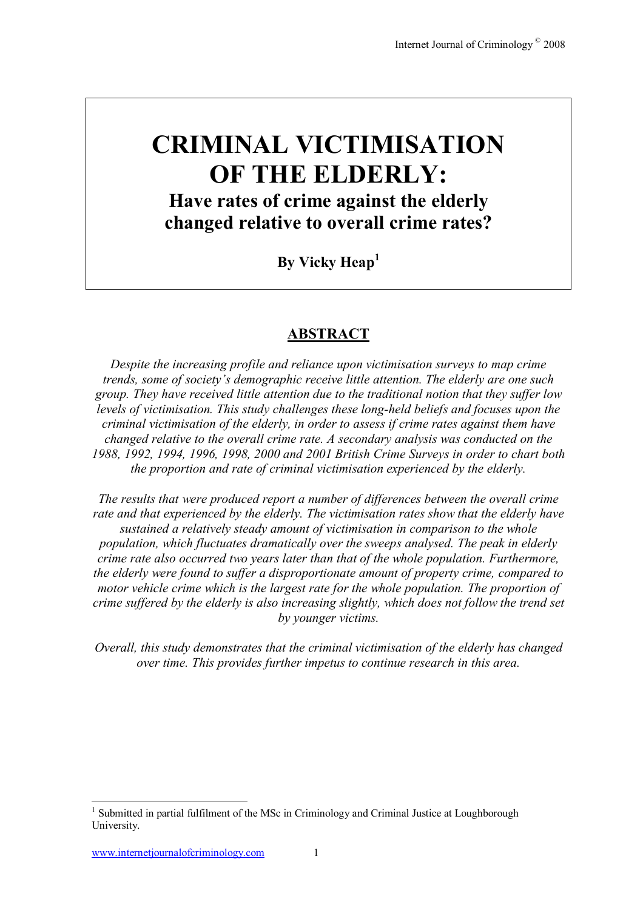# CRIMINAL VICTIMISATION OF THE ELDERLY:

## Have rates of crime against the elderly changed relative to overall crime rates?

**By Vicky Heap[1]**

## ABSTRACT

*Despite the increasing profile and reliance upon victimisation surveys to map crime trends, some of society's demographic receive little attention. The elderly are one such group. They have received little attention due to the traditional notion that they suffer low levels of victimisation. This study challenges these long-held beliefs and focuses upon the criminal victimisation of the elderly, in order to assess if crime rates against them have changed relative to the overall crime rate. A secondary analysis was conducted on the 1988, 1992, 1994, 1996, 1998, 2000 and 2001 British Crime Surveys in order to chart both the proportion and rate of criminal victimisation experienced by the elderly.*

*The results that were produced report a number of differences between the overall crime rate and that experienced by the elderly. The victimisation rates show that the elderly have sustained a relatively steady amount of victimisation in comparison to the whole population, which fluctuates dramatically over the sweeps analysed. The peak in elderly crime rate also occurred two years later than that of the whole population. Furthermore, the elderly were found to suffer a disproportionate amount of property crime, compared to motor vehicle crime which is the largest rate for the whole population. The proportion of crime suffered by the elderly is also increasing slightly, which does not follow the trend set by younger victims.*

*Overall, this study demonstrates that the criminal victimisation of the elderly has changed over time. This provides further impetus to continue research in this area.*

---

[1] Submitted in partial fulfilment of the MSc in Criminology and Criminal Justice at Loughborough University.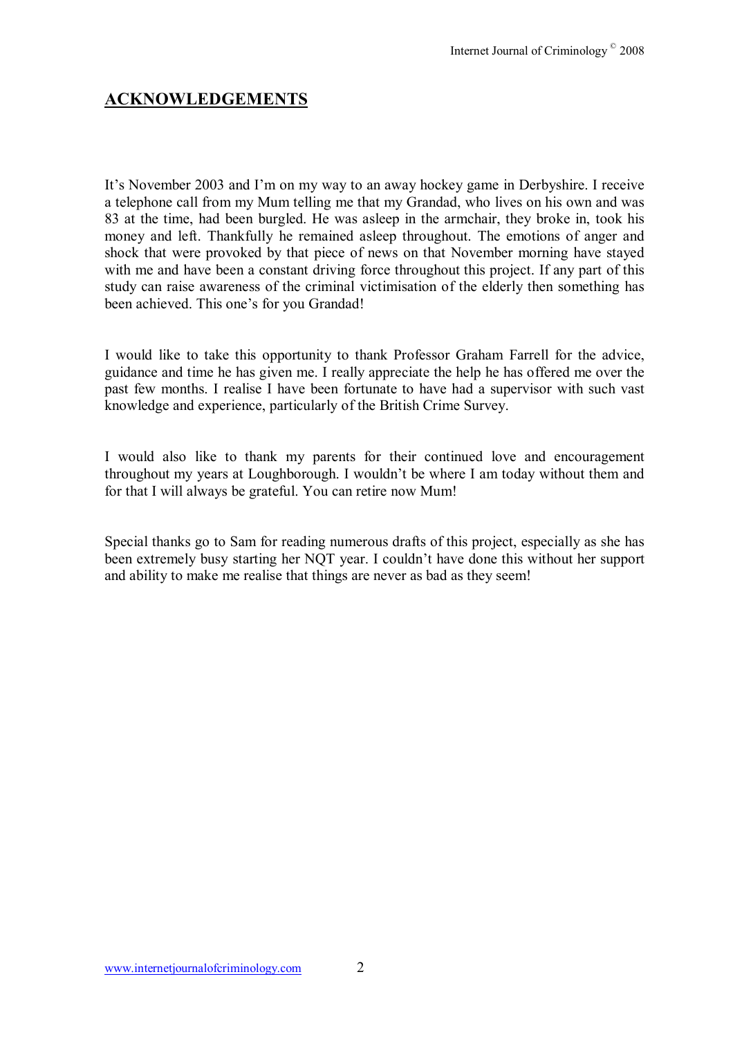## ACKNOWLEDGEMENTS

It's November 2003 and I'm on my way to an away hockey game in Derbyshire. I receive a telephone call from my Mum telling me that my Grandad, who lives on his own and was 83 at the time, had been burgled. He was asleep in the armchair, they broke in, took his money and left. Thankfully he remained asleep throughout. The emotions of anger and shock that were provoked by that piece of news on that November morning have stayed with me and have been a constant driving force throughout this project. If any part of this study can raise awareness of the criminal victimisation of the elderly then something has been achieved. This one's for you Grandad!

I would like to take this opportunity to thank Professor Graham Farrell for the advice, guidance and time he has given me. I really appreciate the help he has offered me over the past few months. I realise I have been fortunate to have had a supervisor with such vast knowledge and experience, particularly of the British Crime Survey.

I would also like to thank my parents for their continued love and encouragement throughout my years at Loughborough. I wouldn't be where I am today without them and for that I will always be grateful. You can retire now Mum!

Special thanks go to Sam for reading numerous drafts of this project, especially as she has been extremely busy starting her NQT year. I couldn't have done this without her support and ability to make me realise that things are never as bad as they seem!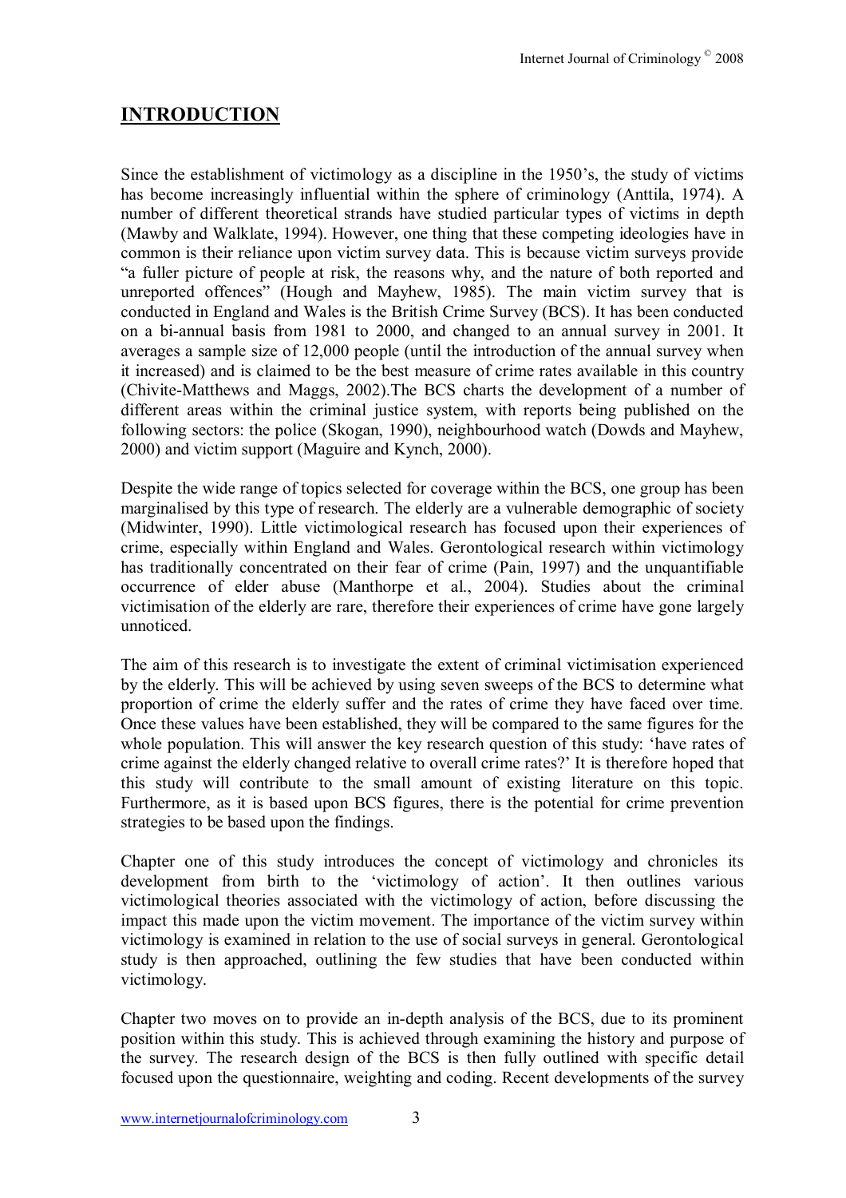## INTRODUCTION

Since the establishment of victimology as a discipline in the 1950's, the study of victims has become increasingly influential within the sphere of criminology (Anttila, 1974). A number of different theoretical strands have studied particular types of victims in depth (Mawby and Walklate, 1994). However, one thing that these competing ideologies have in common is their reliance upon victim survey data. This is because victim surveys provide "a fuller picture of people at risk, the reasons why, and the nature of both reported and unreported offences" (Hough and Mayhew, 1985). The main victim survey that is conducted in England and Wales is the British Crime Survey (BCS). It has been conducted on a bi-annual basis from 1981 to 2000, and changed to an annual survey in 2001. It averages a sample size of 12,000 people (until the introduction of the annual survey when it increased) and is claimed to be the best measure of crime rates available in this country (Chivite-Matthews and Maggs, 2002).The BCS charts the development of a number of different areas within the criminal justice system, with reports being published on the following sectors: the police (Skogan, 1990), neighbourhood watch (Dowds and Mayhew, 2000) and victim support (Maguire and Kynch, 2000).

Despite the wide range of topics selected for coverage within the BCS, one group has been marginalised by this type of research. The elderly are a vulnerable demographic of society (Midwinter, 1990). Little victimological research has focused upon their experiences of crime, especially within England and Wales. Gerontological research within victimology has traditionally concentrated on their fear of crime (Pain, 1997) and the unquantifiable occurrence of elder abuse (Manthorpe et al., 2004). Studies about the criminal victimisation of the elderly are rare, therefore their experiences of crime have gone largely unnoticed.

The aim of this research is to investigate the extent of criminal victimisation experienced by the elderly. This will be achieved by using seven sweeps of the BCS to determine what proportion of crime the elderly suffer and the rates of crime they have faced over time. Once these values have been established, they will be compared to the same figures for the whole population. This will answer the key research question of this study: 'have rates of crime against the elderly changed relative to overall crime rates?' It is therefore hoped that this study will contribute to the small amount of existing literature on this topic. Furthermore, as it is based upon BCS figures, there is the potential for crime prevention strategies to be based upon the findings.

Chapter one of this study introduces the concept of victimology and chronicles its development from birth to the 'victimology of action'. It then outlines various victimological theories associated with the victimology of action, before discussing the impact this made upon the victim movement. The importance of the victim survey within victimology is examined in relation to the use of social surveys in general. Gerontological study is then approached, outlining the few studies that have been conducted within victimology.

Chapter two moves on to provide an in-depth analysis of the BCS, due to its prominent position within this study. This is achieved through examining the history and purpose of the survey. The research design of the BCS is then fully outlined with specific detail focused upon the questionnaire, weighting and coding. Recent developments of the survey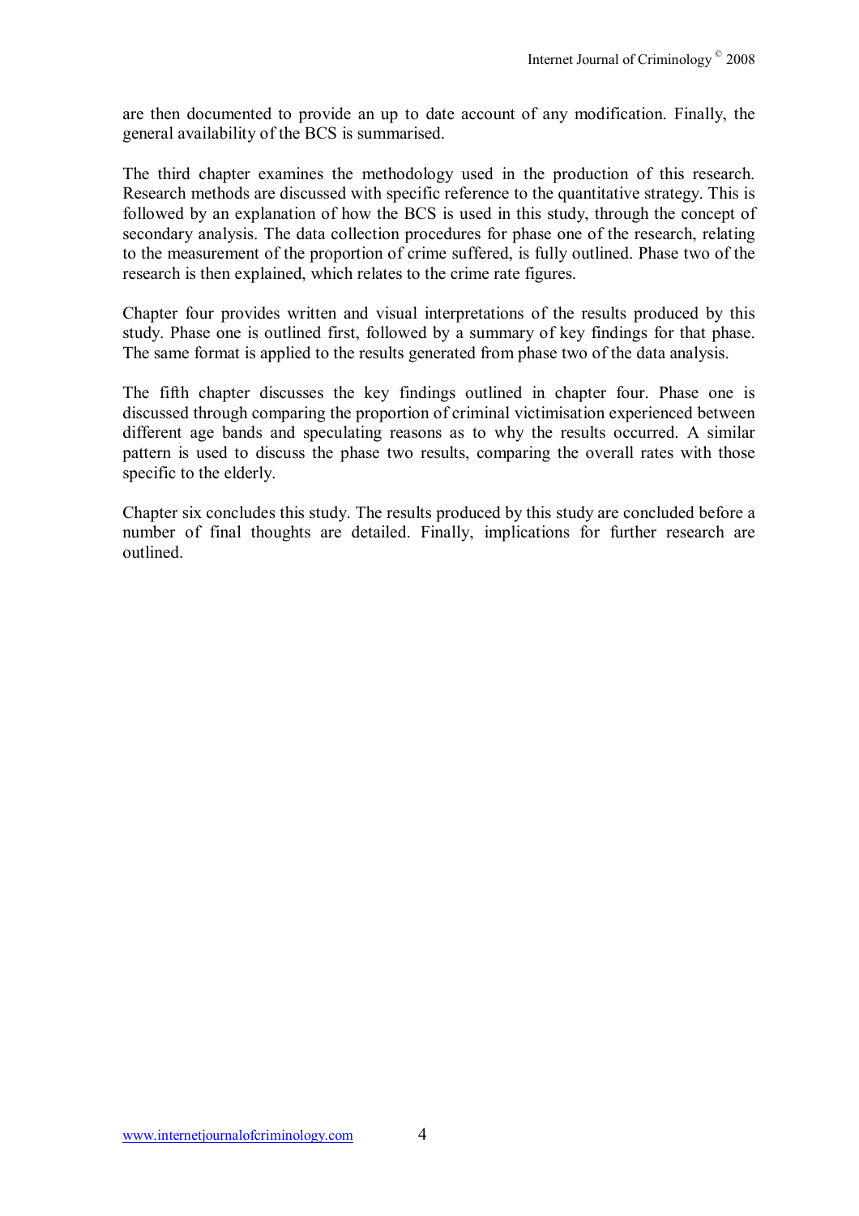are then documented to provide an up to date account of any modification. Finally, the general availability of the BCS is summarised.

The third chapter examines the methodology used in the production of this research. Research methods are discussed with specific reference to the quantitative strategy. This is followed by an explanation of how the BCS is used in this study, through the concept of secondary analysis. The data collection procedures for phase one of the research, relating to the measurement of the proportion of crime suffered, is fully outlined. Phase two of the research is then explained, which relates to the crime rate figures.

Chapter four provides written and visual interpretations of the results produced by this study. Phase one is outlined first, followed by a summary of key findings for that phase. The same format is applied to the results generated from phase two of the data analysis.

The fifth chapter discusses the key findings outlined in chapter four. Phase one is discussed through comparing the proportion of criminal victimisation experienced between different age bands and speculating reasons as to why the results occurred. A similar pattern is used to discuss the phase two results, comparing the overall rates with those specific to the elderly.

Chapter six concludes this study. The results produced by this study are concluded before a number of final thoughts are detailed. Finally, implications for further research are outlined.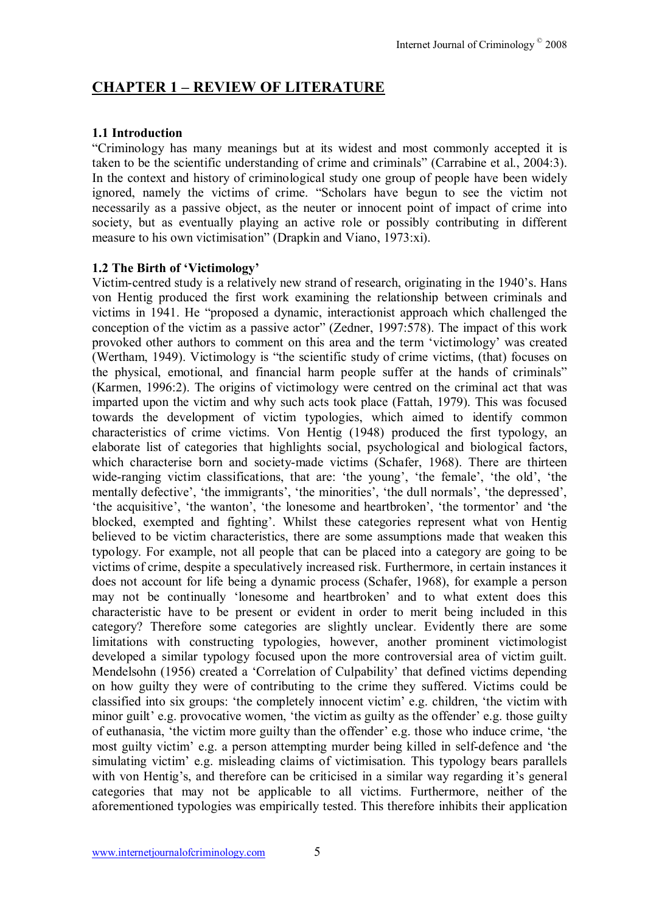## CHAPTER 1 – REVIEW OF LITERATURE

### 1.1 Introduction

"Criminology has many meanings but at its widest and most commonly accepted it is taken to be the scientific understanding of crime and criminals" (Carrabine et al., 2004:3). In the context and history of criminological study one group of people have been widely ignored, namely the victims of crime. "Scholars have begun to see the victim not necessarily as a passive object, as the neuter or innocent point of impact of crime into society, but as eventually playing an active role or possibly contributing in different measure to his own victimisation" (Drapkin and Viano, 1973:xi).

### 1.2 The Birth of 'Victimology'

Victim-centred study is a relatively new strand of research, originating in the 1940's. Hans von Hentig produced the first work examining the relationship between criminals and victims in 1941. He "proposed a dynamic, interactionist approach which challenged the conception of the victim as a passive actor" (Zedner, 1997:578). The impact of this work provoked other authors to comment on this area and the term 'victimology' was created (Wertham, 1949). Victimology is "the scientific study of crime victims, (that) focuses on the physical, emotional, and financial harm people suffer at the hands of criminals" (Karmen, 1996:2). The origins of victimology were centred on the criminal act that was imparted upon the victim and why such acts took place (Fattah, 1979). This was focused towards the development of victim typologies, which aimed to identify common characteristics of crime victims. Von Hentig (1948) produced the first typology, an elaborate list of categories that highlights social, psychological and biological factors, which characterise born and society-made victims (Schafer, 1968). There are thirteen wide-ranging victim classifications, that are: 'the young', 'the female', 'the old', 'the mentally defective', 'the immigrants', 'the minorities', 'the dull normals', 'the depressed', 'the acquisitive', 'the wanton', 'the lonesome and heartbroken', 'the tormentor' and 'the blocked, exempted and fighting'. Whilst these categories represent what von Hentig believed to be victim characteristics, there are some assumptions made that weaken this typology. For example, not all people that can be placed into a category are going to be victims of crime, despite a speculatively increased risk. Furthermore, in certain instances it does not account for life being a dynamic process (Schafer, 1968), for example a person may not be continually 'lonesome and heartbroken' and to what extent does this characteristic have to be present or evident in order to merit being included in this category? Therefore some categories are slightly unclear. Evidently there are some limitations with constructing typologies, however, another prominent victimologist developed a similar typology focused upon the more controversial area of victim guilt. Mendelsohn (1956) created a 'Correlation of Culpability' that defined victims depending on how guilty they were of contributing to the crime they suffered. Victims could be classified into six groups: 'the completely innocent victim' e.g. children, 'the victim with minor guilt' e.g. provocative women, 'the victim as guilty as the offender' e.g. those guilty of euthanasia, 'the victim more guilty than the offender' e.g. those who induce crime, 'the most guilty victim' e.g. a person attempting murder being killed in self-defence and 'the simulating victim' e.g. misleading claims of victimisation. This typology bears parallels with von Hentig's, and therefore can be criticised in a similar way regarding it's general categories that may not be applicable to all victims. Furthermore, neither of the aforementioned typologies was empirically tested. This therefore inhibits their application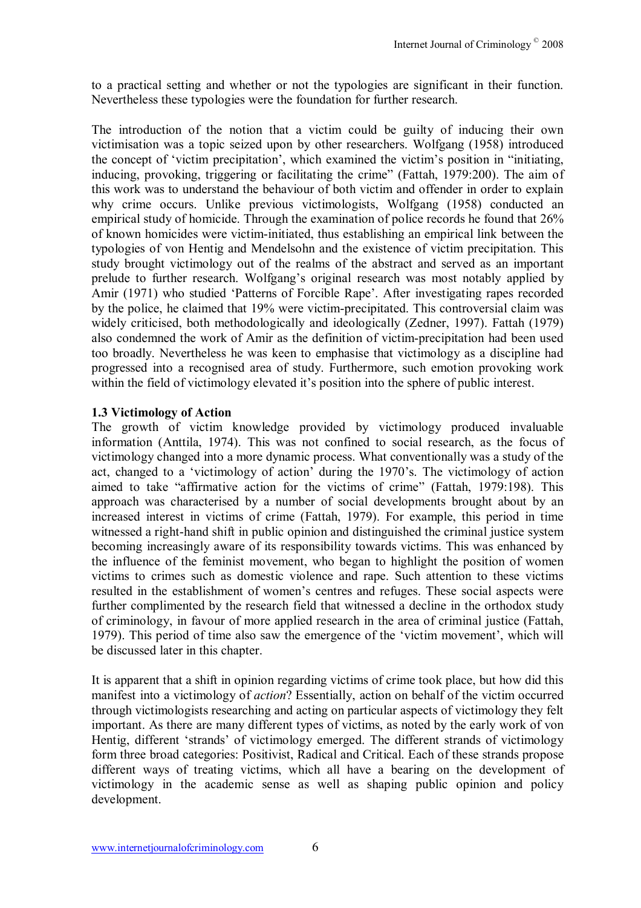to a practical setting and whether or not the typologies are significant in their function. Nevertheless these typologies were the foundation for further research.

The introduction of the notion that a victim could be guilty of inducing their own victimisation was a topic seized upon by other researchers. Wolfgang (1958) introduced the concept of 'victim precipitation', which examined the victim's position in "initiating, inducing, provoking, triggering or facilitating the crime" (Fattah, 1979:200). The aim of this work was to understand the behaviour of both victim and offender in order to explain why crime occurs. Unlike previous victimologists, Wolfgang (1958) conducted an empirical study of homicide. Through the examination of police records he found that 26% of known homicides were victim-initiated, thus establishing an empirical link between the typologies of von Hentig and Mendelsohn and the existence of victim precipitation. This study brought victimology out of the realms of the abstract and served as an important prelude to further research. Wolfgang's original research was most notably applied by Amir (1971) who studied 'Patterns of Forcible Rape'. After investigating rapes recorded by the police, he claimed that 19% were victim-precipitated. This controversial claim was widely criticised, both methodologically and ideologically (Zedner, 1997). Fattah (1979) also condemned the work of Amir as the definition of victim-precipitation had been used too broadly. Nevertheless he was keen to emphasise that victimology as a discipline had progressed into a recognised area of study. Furthermore, such emotion provoking work within the field of victimology elevated it's position into the sphere of public interest.

**1.3 Victimology of Action**

The growth of victim knowledge provided by victimology produced invaluable information (Anttila, 1974). This was not confined to social research, as the focus of victimology changed into a more dynamic process. What conventionally was a study of the act, changed to a 'victimology of action' during the 1970's. The victimology of action aimed to take "affirmative action for the victims of crime" (Fattah, 1979:198). This approach was characterised by a number of social developments brought about by an increased interest in victims of crime (Fattah, 1979). For example, this period in time witnessed a right-hand shift in public opinion and distinguished the criminal justice system becoming increasingly aware of its responsibility towards victims. This was enhanced by the influence of the feminist movement, who began to highlight the position of women victims to crimes such as domestic violence and rape. Such attention to these victims resulted in the establishment of women's centres and refuges. These social aspects were further complimented by the research field that witnessed a decline in the orthodox study of criminology, in favour of more applied research in the area of criminal justice (Fattah, 1979). This period of time also saw the emergence of the 'victim movement', which will be discussed later in this chapter.

It is apparent that a shift in opinion regarding victims of crime took place, but how did this manifest into a victimology of *action*? Essentially, action on behalf of the victim occurred through victimologists researching and acting on particular aspects of victimology they felt important. As there are many different types of victims, as noted by the early work of von Hentig, different 'strands' of victimology emerged. The different strands of victimology form three broad categories: Positivist, Radical and Critical. Each of these strands propose different ways of treating victims, which all have a bearing on the development of victimology in the academic sense as well as shaping public opinion and policy development.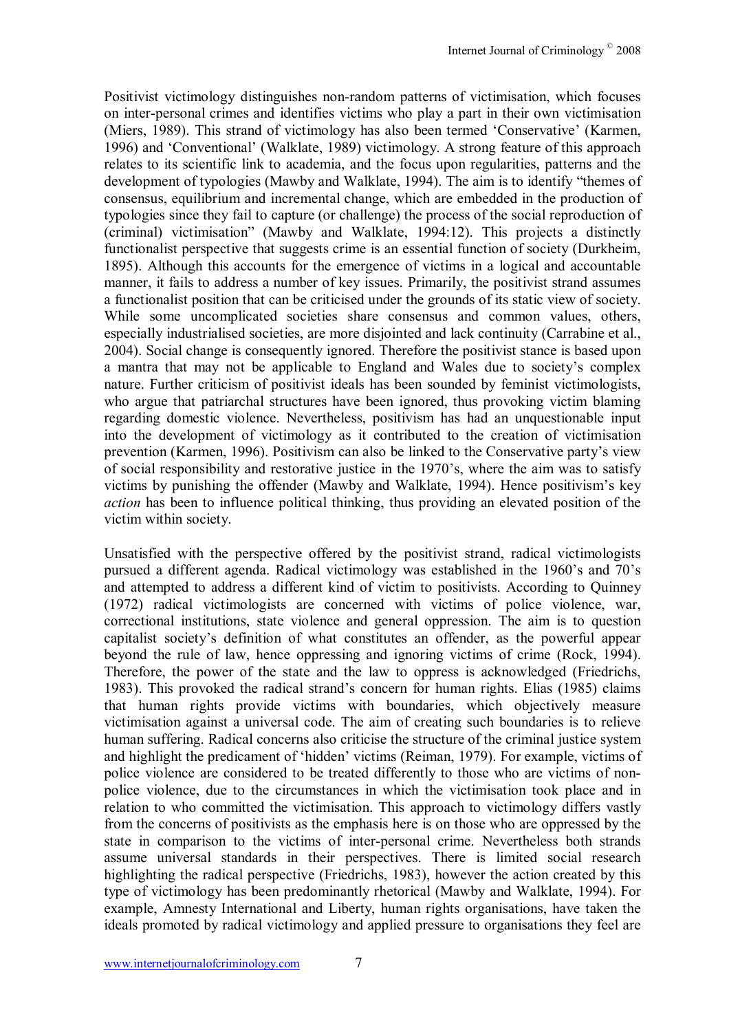Positivist victimology distinguishes non-random patterns of victimisation, which focuses on inter-personal crimes and identifies victims who play a part in their own victimisation (Miers, 1989). This strand of victimology has also been termed 'Conservative' (Karmen, 1996) and 'Conventional' (Walklate, 1989) victimology. A strong feature of this approach relates to its scientific link to academia, and the focus upon regularities, patterns and the development of typologies (Mawby and Walklate, 1994). The aim is to identify "themes of consensus, equilibrium and incremental change, which are embedded in the production of typologies since they fail to capture (or challenge) the process of the social reproduction of (criminal) victimisation" (Mawby and Walklate, 1994:12). This projects a distinctly functionalist perspective that suggests crime is an essential function of society (Durkheim, 1895). Although this accounts for the emergence of victims in a logical and accountable manner, it fails to address a number of key issues. Primarily, the positivist strand assumes a functionalist position that can be criticised under the grounds of its static view of society. While some uncomplicated societies share consensus and common values, others, especially industrialised societies, are more disjointed and lack continuity (Carrabine et al., 2004). Social change is consequently ignored. Therefore the positivist stance is based upon a mantra that may not be applicable to England and Wales due to society's complex nature. Further criticism of positivist ideals has been sounded by feminist victimologists, who argue that patriarchal structures have been ignored, thus provoking victim blaming regarding domestic violence. Nevertheless, positivism has had an unquestionable input into the development of victimology as it contributed to the creation of victimisation prevention (Karmen, 1996). Positivism can also be linked to the Conservative party's view of social responsibility and restorative justice in the 1970's, where the aim was to satisfy victims by punishing the offender (Mawby and Walklate, 1994). Hence positivism's key *action* has been to influence political thinking, thus providing an elevated position of the victim within society.

Unsatisfied with the perspective offered by the positivist strand, radical victimologists pursued a different agenda. Radical victimology was established in the 1960's and 70's and attempted to address a different kind of victim to positivists. According to Quinney (1972) radical victimologists are concerned with victims of police violence, war, correctional institutions, state violence and general oppression. The aim is to question capitalist society's definition of what constitutes an offender, as the powerful appear beyond the rule of law, hence oppressing and ignoring victims of crime (Rock, 1994). Therefore, the power of the state and the law to oppress is acknowledged (Friedrichs, 1983). This provoked the radical strand's concern for human rights. Elias (1985) claims that human rights provide victims with boundaries, which objectively measure victimisation against a universal code. The aim of creating such boundaries is to relieve human suffering. Radical concerns also criticise the structure of the criminal justice system and highlight the predicament of 'hidden' victims (Reiman, 1979). For example, victims of police violence are considered to be treated differently to those who are victims of non-police violence, due to the circumstances in which the victimisation took place and in relation to who committed the victimisation. This approach to victimology differs vastly from the concerns of positivists as the emphasis here is on those who are oppressed by the state in comparison to the victims of inter-personal crime. Nevertheless both strands assume universal standards in their perspectives. There is limited social research highlighting the radical perspective (Friedrichs, 1983), however the action created by this type of victimology has been predominantly rhetorical (Mawby and Walklate, 1994). For example, Amnesty International and Liberty, human rights organisations, have taken the ideals promoted by radical victimology and applied pressure to organisations they feel are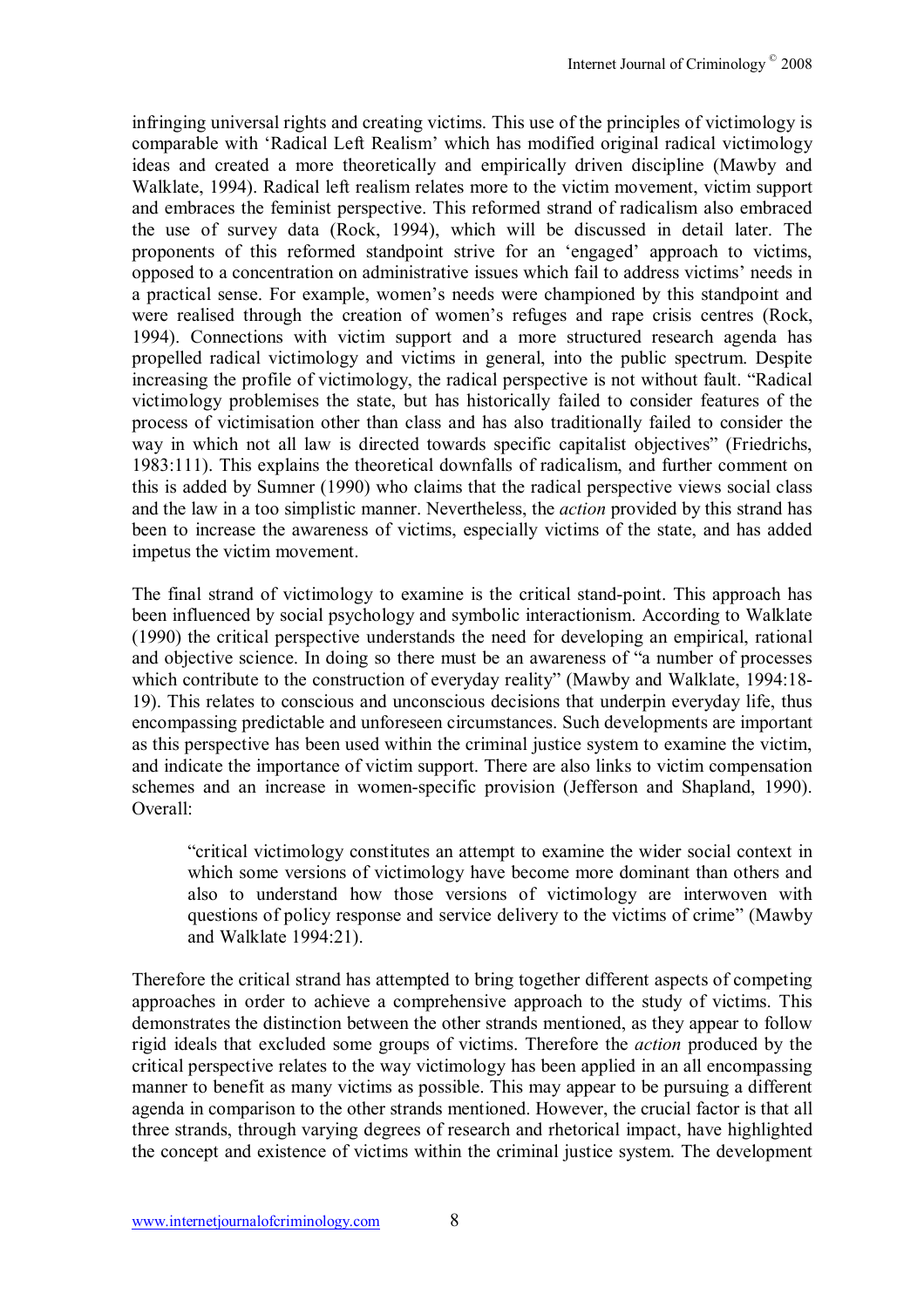infringing universal rights and creating victims. This use of the principles of victimology is comparable with 'Radical Left Realism' which has modified original radical victimology ideas and created a more theoretically and empirically driven discipline (Mawby and Walklate, 1994). Radical left realism relates more to the victim movement, victim support and embraces the feminist perspective. This reformed strand of radicalism also embraced the use of survey data (Rock, 1994), which will be discussed in detail later. The proponents of this reformed standpoint strive for an 'engaged' approach to victims, opposed to a concentration on administrative issues which fail to address victims' needs in a practical sense. For example, women's needs were championed by this standpoint and were realised through the creation of women's refuges and rape crisis centres (Rock, 1994). Connections with victim support and a more structured research agenda has propelled radical victimology and victims in general, into the public spectrum. Despite increasing the profile of victimology, the radical perspective is not without fault. "Radical victimology problemises the state, but has historically failed to consider features of the process of victimisation other than class and has also traditionally failed to consider the way in which not all law is directed towards specific capitalist objectives" (Friedrichs, 1983:111). This explains the theoretical downfalls of radicalism, and further comment on this is added by Sumner (1990) who claims that the radical perspective views social class and the law in a too simplistic manner. Nevertheless, the *action* provided by this strand has been to increase the awareness of victims, especially victims of the state, and has added impetus the victim movement.

The final strand of victimology to examine is the critical stand-point. This approach has been influenced by social psychology and symbolic interactionism. According to Walklate (1990) the critical perspective understands the need for developing an empirical, rational and objective science. In doing so there must be an awareness of "a number of processes which contribute to the construction of everyday reality" (Mawby and Walklate, 1994:18-19). This relates to conscious and unconscious decisions that underpin everyday life, thus encompassing predictable and unforeseen circumstances. Such developments are important as this perspective has been used within the criminal justice system to examine the victim, and indicate the importance of victim support. There are also links to victim compensation schemes and an increase in women-specific provision (Jefferson and Shapland, 1990). Overall:

> "critical victimology constitutes an attempt to examine the wider social context in which some versions of victimology have become more dominant than others and also to understand how those versions of victimology are interwoven with questions of policy response and service delivery to the victims of crime" (Mawby and Walklate 1994:21).

Therefore the critical strand has attempted to bring together different aspects of competing approaches in order to achieve a comprehensive approach to the study of victims. This demonstrates the distinction between the other strands mentioned, as they appear to follow rigid ideals that excluded some groups of victims. Therefore the *action* produced by the critical perspective relates to the way victimology has been applied in an all encompassing manner to benefit as many victims as possible. This may appear to be pursuing a different agenda in comparison to the other strands mentioned. However, the crucial factor is that all three strands, through varying degrees of research and rhetorical impact, have highlighted the concept and existence of victims within the criminal justice system. The development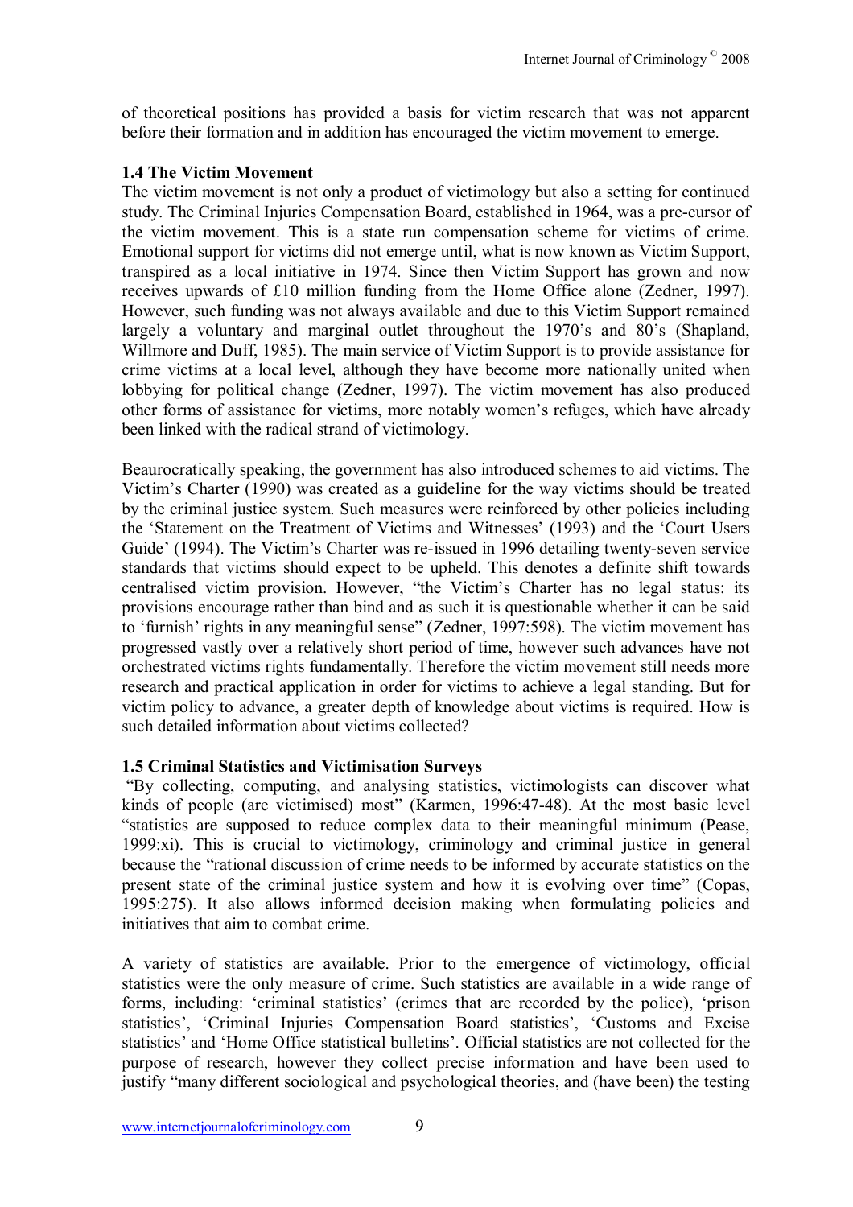of theoretical positions has provided a basis for victim research that was not apparent before their formation and in addition has encouraged the victim movement to emerge.

### 1.4 The Victim Movement

The victim movement is not only a product of victimology but also a setting for continued study. The Criminal Injuries Compensation Board, established in 1964, was a pre-cursor of the victim movement. This is a state run compensation scheme for victims of crime. Emotional support for victims did not emerge until, what is now known as Victim Support, transpired as a local initiative in 1974. Since then Victim Support has grown and now receives upwards of £10 million funding from the Home Office alone (Zedner, 1997). However, such funding was not always available and due to this Victim Support remained largely a voluntary and marginal outlet throughout the 1970's and 80's (Shapland, Willmore and Duff, 1985). The main service of Victim Support is to provide assistance for crime victims at a local level, although they have become more nationally united when lobbying for political change (Zedner, 1997). The victim movement has also produced other forms of assistance for victims, more notably women's refuges, which have already been linked with the radical strand of victimology.

Beaurocratically speaking, the government has also introduced schemes to aid victims. The Victim's Charter (1990) was created as a guideline for the way victims should be treated by the criminal justice system. Such measures were reinforced by other policies including the 'Statement on the Treatment of Victims and Witnesses' (1993) and the 'Court Users Guide' (1994). The Victim's Charter was re-issued in 1996 detailing twenty-seven service standards that victims should expect to be upheld. This denotes a definite shift towards centralised victim provision. However, "the Victim's Charter has no legal status: its provisions encourage rather than bind and as such it is questionable whether it can be said to 'furnish' rights in any meaningful sense" (Zedner, 1997:598). The victim movement has progressed vastly over a relatively short period of time, however such advances have not orchestrated victims rights fundamentally. Therefore the victim movement still needs more research and practical application in order for victims to achieve a legal standing. But for victim policy to advance, a greater depth of knowledge about victims is required. How is such detailed information about victims collected?

### 1.5 Criminal Statistics and Victimisation Surveys

"By collecting, computing, and analysing statistics, victimologists can discover what kinds of people (are victimised) most" (Karmen, 1996:47-48). At the most basic level "statistics are supposed to reduce complex data to their meaningful minimum (Pease, 1999:xi). This is crucial to victimology, criminology and criminal justice in general because the "rational discussion of crime needs to be informed by accurate statistics on the present state of the criminal justice system and how it is evolving over time" (Copas, 1995:275). It also allows informed decision making when formulating policies and initiatives that aim to combat crime.

A variety of statistics are available. Prior to the emergence of victimology, official statistics were the only measure of crime. Such statistics are available in a wide range of forms, including: 'criminal statistics' (crimes that are recorded by the police), 'prison statistics', 'Criminal Injuries Compensation Board statistics', 'Customs and Excise statistics' and 'Home Office statistical bulletins'. Official statistics are not collected for the purpose of research, however they collect precise information and have been used to justify "many different sociological and psychological theories, and (have been) the testing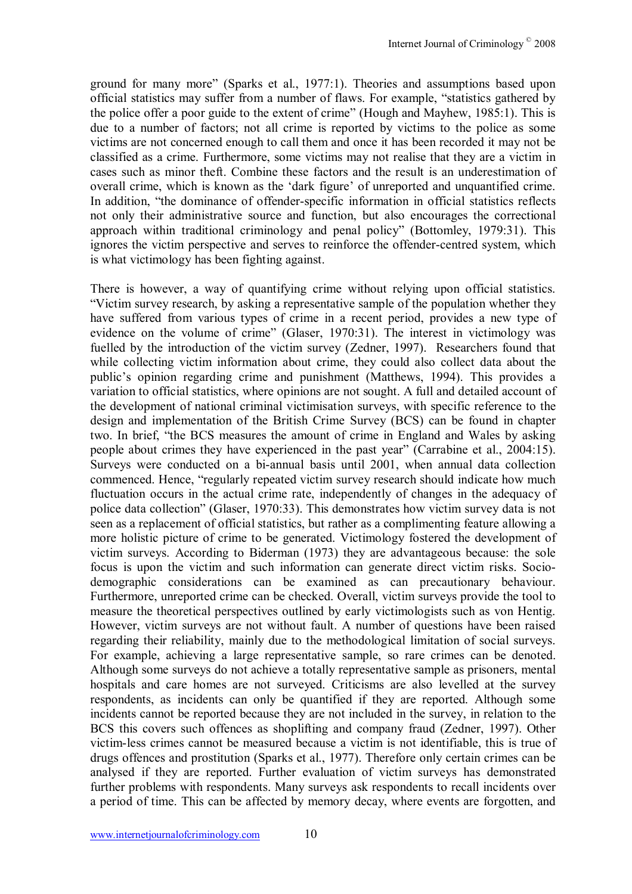ground for many more" (Sparks et al., 1977:1). Theories and assumptions based upon official statistics may suffer from a number of flaws. For example, "statistics gathered by the police offer a poor guide to the extent of crime" (Hough and Mayhew, 1985:1). This is due to a number of factors; not all crime is reported by victims to the police as some victims are not concerned enough to call them and once it has been recorded it may not be classified as a crime. Furthermore, some victims may not realise that they are a victim in cases such as minor theft. Combine these factors and the result is an underestimation of overall crime, which is known as the 'dark figure' of unreported and unquantified crime. In addition, "the dominance of offender-specific information in official statistics reflects not only their administrative source and function, but also encourages the correctional approach within traditional criminology and penal policy" (Bottomley, 1979:31). This ignores the victim perspective and serves to reinforce the offender-centred system, which is what victimology has been fighting against.

There is however, a way of quantifying crime without relying upon official statistics. "Victim survey research, by asking a representative sample of the population whether they have suffered from various types of crime in a recent period, provides a new type of evidence on the volume of crime" (Glaser, 1970:31). The interest in victimology was fuelled by the introduction of the victim survey (Zedner, 1997). Researchers found that while collecting victim information about crime, they could also collect data about the public's opinion regarding crime and punishment (Matthews, 1994). This provides a variation to official statistics, where opinions are not sought. A full and detailed account of the development of national criminal victimisation surveys, with specific reference to the design and implementation of the British Crime Survey (BCS) can be found in chapter two. In brief, "the BCS measures the amount of crime in England and Wales by asking people about crimes they have experienced in the past year" (Carrabine et al., 2004:15). Surveys were conducted on a bi-annual basis until 2001, when annual data collection commenced. Hence, "regularly repeated victim survey research should indicate how much fluctuation occurs in the actual crime rate, independently of changes in the adequacy of police data collection" (Glaser, 1970:33). This demonstrates how victim survey data is not seen as a replacement of official statistics, but rather as a complimenting feature allowing a more holistic picture of crime to be generated. Victimology fostered the development of victim surveys. According to Biderman (1973) they are advantageous because: the sole focus is upon the victim and such information can generate direct victim risks. Socio-demographic considerations can be examined as can precautionary behaviour. Furthermore, unreported crime can be checked. Overall, victim surveys provide the tool to measure the theoretical perspectives outlined by early victimologists such as von Hentig. However, victim surveys are not without fault. A number of questions have been raised regarding their reliability, mainly due to the methodological limitation of social surveys. For example, achieving a large representative sample, so rare crimes can be denoted. Although some surveys do not achieve a totally representative sample as prisoners, mental hospitals and care homes are not surveyed. Criticisms are also levelled at the survey respondents, as incidents can only be quantified if they are reported. Although some incidents cannot be reported because they are not included in the survey, in relation to the BCS this covers such offences as shoplifting and company fraud (Zedner, 1997). Other victim-less crimes cannot be measured because a victim is not identifiable, this is true of drugs offences and prostitution (Sparks et al., 1977). Therefore only certain crimes can be analysed if they are reported. Further evaluation of victim surveys has demonstrated further problems with respondents. Many surveys ask respondents to recall incidents over a period of time. This can be affected by memory decay, where events are forgotten, and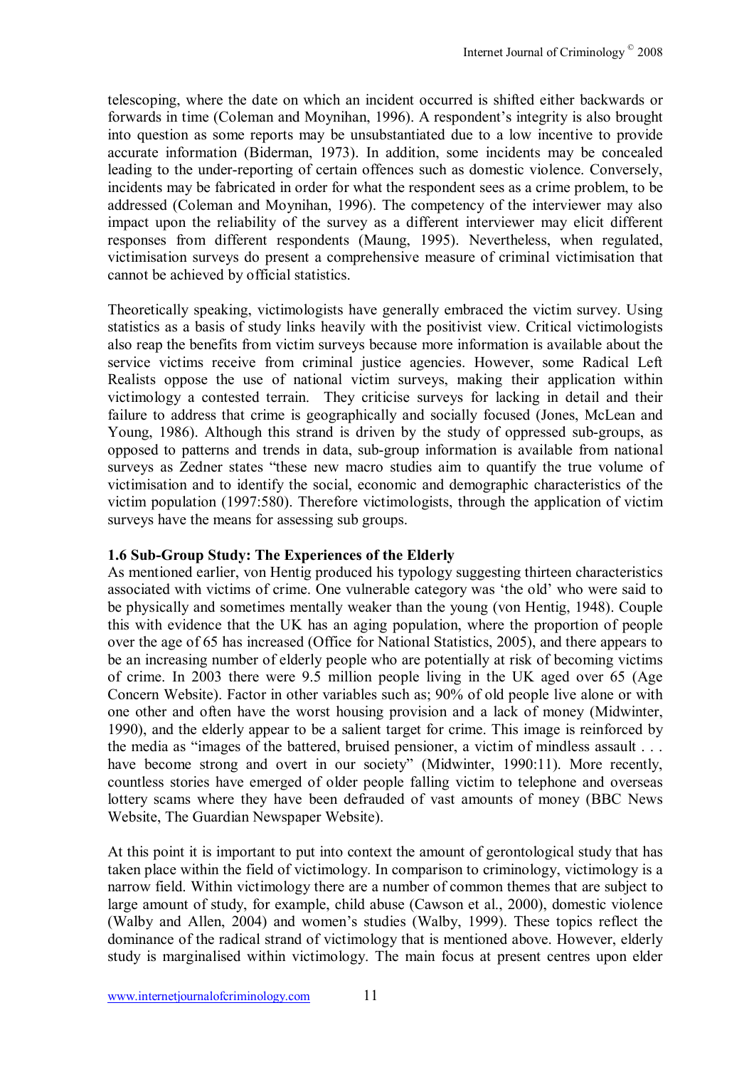telescoping, where the date on which an incident occurred is shifted either backwards or forwards in time (Coleman and Moynihan, 1996). A respondent's integrity is also brought into question as some reports may be unsubstantiated due to a low incentive to provide accurate information (Biderman, 1973). In addition, some incidents may be concealed leading to the under-reporting of certain offences such as domestic violence. Conversely, incidents may be fabricated in order for what the respondent sees as a crime problem, to be addressed (Coleman and Moynihan, 1996). The competency of the interviewer may also impact upon the reliability of the survey as a different interviewer may elicit different responses from different respondents (Maung, 1995). Nevertheless, when regulated, victimisation surveys do present a comprehensive measure of criminal victimisation that cannot be achieved by official statistics.

Theoretically speaking, victimologists have generally embraced the victim survey. Using statistics as a basis of study links heavily with the positivist view. Critical victimologists also reap the benefits from victim surveys because more information is available about the service victims receive from criminal justice agencies. However, some Radical Left Realists oppose the use of national victim surveys, making their application within victimology a contested terrain. They criticise surveys for lacking in detail and their failure to address that crime is geographically and socially focused (Jones, McLean and Young, 1986). Although this strand is driven by the study of oppressed sub-groups, as opposed to patterns and trends in data, sub-group information is available from national surveys as Zedner states "these new macro studies aim to quantify the true volume of victimisation and to identify the social, economic and demographic characteristics of the victim population (1997:580). Therefore victimologists, through the application of victim surveys have the means for assessing sub groups.

### 1.6 Sub-Group Study: The Experiences of the Elderly

As mentioned earlier, von Hentig produced his typology suggesting thirteen characteristics associated with victims of crime. One vulnerable category was 'the old' who were said to be physically and sometimes mentally weaker than the young (von Hentig, 1948). Couple this with evidence that the UK has an aging population, where the proportion of people over the age of 65 has increased (Office for National Statistics, 2005), and there appears to be an increasing number of elderly people who are potentially at risk of becoming victims of crime. In 2003 there were 9.5 million people living in the UK aged over 65 (Age Concern Website). Factor in other variables such as; 90% of old people live alone or with one other and often have the worst housing provision and a lack of money (Midwinter, 1990), and the elderly appear to be a salient target for crime. This image is reinforced by the media as "images of the battered, bruised pensioner, a victim of mindless assault . . . have become strong and overt in our society" (Midwinter, 1990:11). More recently, countless stories have emerged of older people falling victim to telephone and overseas lottery scams where they have been defrauded of vast amounts of money (BBC News Website, The Guardian Newspaper Website).

At this point it is important to put into context the amount of gerontological study that has taken place within the field of victimology. In comparison to criminology, victimology is a narrow field. Within victimology there are a number of common themes that are subject to large amount of study, for example, child abuse (Cawson et al., 2000), domestic violence (Walby and Allen, 2004) and women's studies (Walby, 1999). These topics reflect the dominance of the radical strand of victimology that is mentioned above. However, elderly study is marginalised within victimology. The main focus at present centres upon elder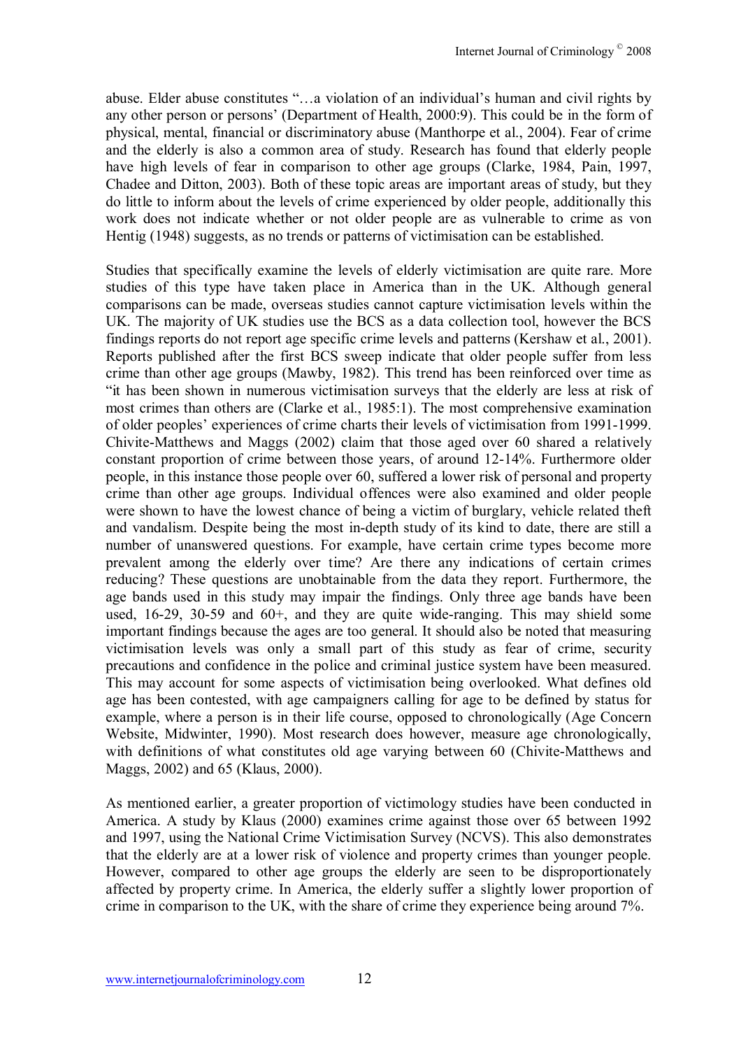abuse. Elder abuse constitutes "…a violation of an individual's human and civil rights by any other person or persons' (Department of Health, 2000:9). This could be in the form of physical, mental, financial or discriminatory abuse (Manthorpe et al., 2004). Fear of crime and the elderly is also a common area of study. Research has found that elderly people have high levels of fear in comparison to other age groups (Clarke, 1984, Pain, 1997, Chadee and Ditton, 2003). Both of these topic areas are important areas of study, but they do little to inform about the levels of crime experienced by older people, additionally this work does not indicate whether or not older people are as vulnerable to crime as von Hentig (1948) suggests, as no trends or patterns of victimisation can be established.

Studies that specifically examine the levels of elderly victimisation are quite rare. More studies of this type have taken place in America than in the UK. Although general comparisons can be made, overseas studies cannot capture victimisation levels within the UK. The majority of UK studies use the BCS as a data collection tool, however the BCS findings reports do not report age specific crime levels and patterns (Kershaw et al., 2001). Reports published after the first BCS sweep indicate that older people suffer from less crime than other age groups (Mawby, 1982). This trend has been reinforced over time as "it has been shown in numerous victimisation surveys that the elderly are less at risk of most crimes than others are (Clarke et al., 1985:1). The most comprehensive examination of older peoples' experiences of crime charts their levels of victimisation from 1991-1999. Chivite-Matthews and Maggs (2002) claim that those aged over 60 shared a relatively constant proportion of crime between those years, of around 12-14%. Furthermore older people, in this instance those people over 60, suffered a lower risk of personal and property crime than other age groups. Individual offences were also examined and older people were shown to have the lowest chance of being a victim of burglary, vehicle related theft and vandalism. Despite being the most in-depth study of its kind to date, there are still a number of unanswered questions. For example, have certain crime types become more prevalent among the elderly over time? Are there any indications of certain crimes reducing? These questions are unobtainable from the data they report. Furthermore, the age bands used in this study may impair the findings. Only three age bands have been used, 16-29, 30-59 and 60+, and they are quite wide-ranging. This may shield some important findings because the ages are too general. It should also be noted that measuring victimisation levels was only a small part of this study as fear of crime, security precautions and confidence in the police and criminal justice system have been measured. This may account for some aspects of victimisation being overlooked. What defines old age has been contested, with age campaigners calling for age to be defined by status for example, where a person is in their life course, opposed to chronologically (Age Concern Website, Midwinter, 1990). Most research does however, measure age chronologically, with definitions of what constitutes old age varying between 60 (Chivite-Matthews and Maggs, 2002) and 65 (Klaus, 2000).

As mentioned earlier, a greater proportion of victimology studies have been conducted in America. A study by Klaus (2000) examines crime against those over 65 between 1992 and 1997, using the National Crime Victimisation Survey (NCVS). This also demonstrates that the elderly are at a lower risk of violence and property crimes than younger people. However, compared to other age groups the elderly are seen to be disproportionately affected by property crime. In America, the elderly suffer a slightly lower proportion of crime in comparison to the UK, with the share of crime they experience being around 7%.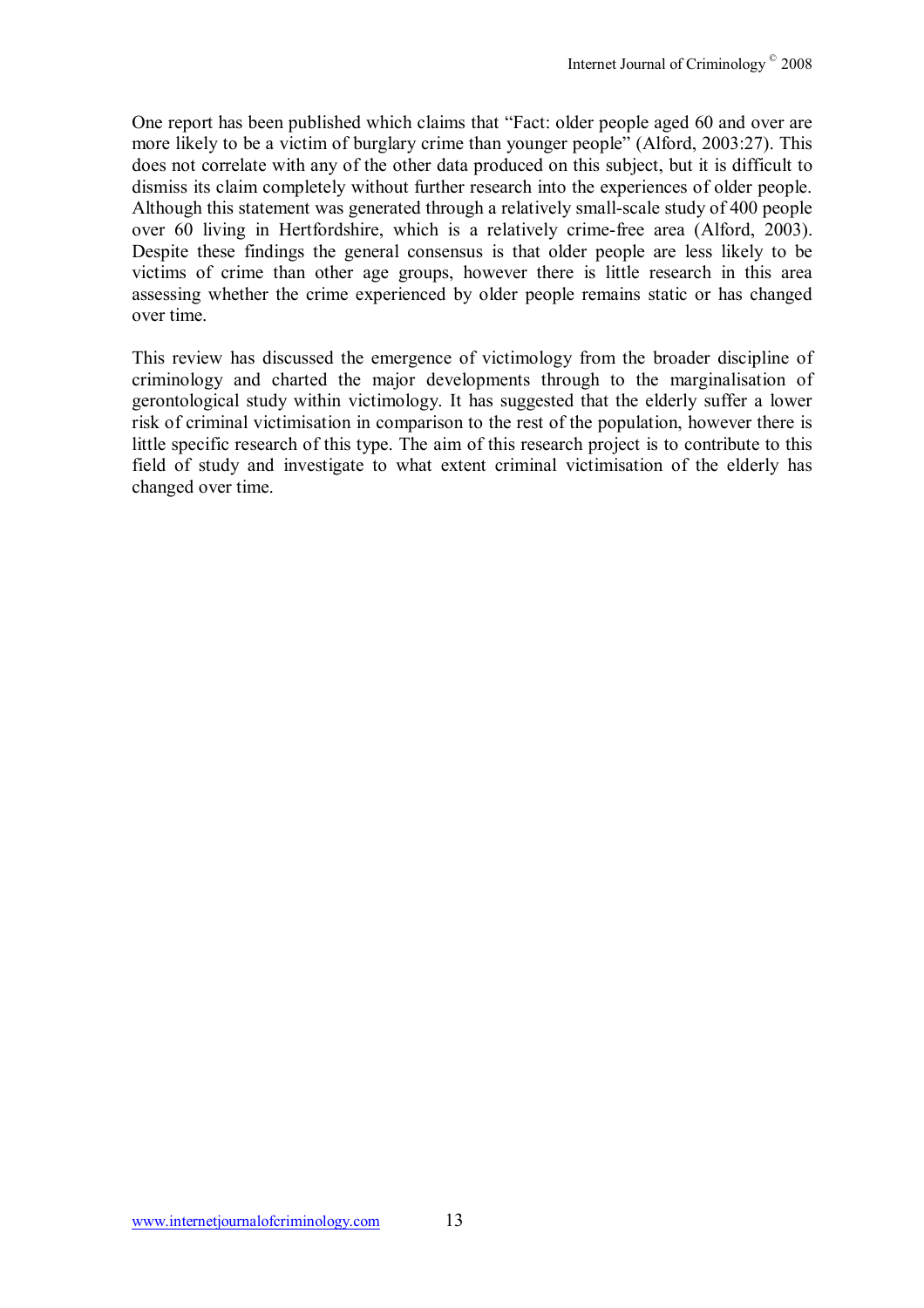One report has been published which claims that "Fact: older people aged 60 and over are more likely to be a victim of burglary crime than younger people" (Alford, 2003:27). This does not correlate with any of the other data produced on this subject, but it is difficult to dismiss its claim completely without further research into the experiences of older people. Although this statement was generated through a relatively small-scale study of 400 people over 60 living in Hertfordshire, which is a relatively crime-free area (Alford, 2003). Despite these findings the general consensus is that older people are less likely to be victims of crime than other age groups, however there is little research in this area assessing whether the crime experienced by older people remains static or has changed over time.

This review has discussed the emergence of victimology from the broader discipline of criminology and charted the major developments through to the marginalisation of gerontological study within victimology. It has suggested that the elderly suffer a lower risk of criminal victimisation in comparison to the rest of the population, however there is little specific research of this type. The aim of this research project is to contribute to this field of study and investigate to what extent criminal victimisation of the elderly has changed over time.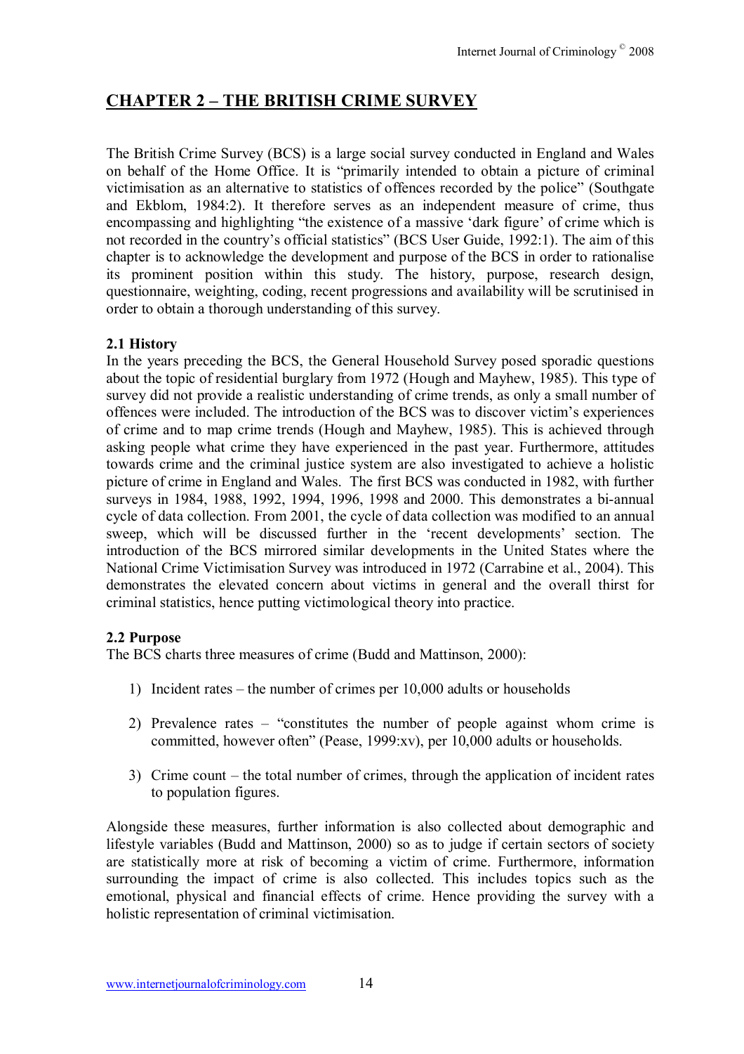# CHAPTER 2 – THE BRITISH CRIME SURVEY

The British Crime Survey (BCS) is a large social survey conducted in England and Wales on behalf of the Home Office. It is "primarily intended to obtain a picture of criminal victimisation as an alternative to statistics of offences recorded by the police" (Southgate and Ekblom, 1984:2). It therefore serves as an independent measure of crime, thus encompassing and highlighting "the existence of a massive 'dark figure' of crime which is not recorded in the country's official statistics" (BCS User Guide, 1992:1). The aim of this chapter is to acknowledge the development and purpose of the BCS in order to rationalise its prominent position within this study. The history, purpose, research design, questionnaire, weighting, coding, recent progressions and availability will be scrutinised in order to obtain a thorough understanding of this survey.

### 2.1 History

In the years preceding the BCS, the General Household Survey posed sporadic questions about the topic of residential burglary from 1972 (Hough and Mayhew, 1985). This type of survey did not provide a realistic understanding of crime trends, as only a small number of offences were included. The introduction of the BCS was to discover victim's experiences of crime and to map crime trends (Hough and Mayhew, 1985). This is achieved through asking people what crime they have experienced in the past year. Furthermore, attitudes towards crime and the criminal justice system are also investigated to achieve a holistic picture of crime in England and Wales. The first BCS was conducted in 1982, with further surveys in 1984, 1988, 1992, 1994, 1996, 1998 and 2000. This demonstrates a bi-annual cycle of data collection. From 2001, the cycle of data collection was modified to an annual sweep, which will be discussed further in the 'recent developments' section. The introduction of the BCS mirrored similar developments in the United States where the National Crime Victimisation Survey was introduced in 1972 (Carrabine et al., 2004). This demonstrates the elevated concern about victims in general and the overall thirst for criminal statistics, hence putting victimological theory into practice.

### 2.2 Purpose

The BCS charts three measures of crime (Budd and Mattinson, 2000):

1) Incident rates – the number of crimes per 10,000 adults or households

2) Prevalence rates – "constitutes the number of people against whom crime is committed, however often" (Pease, 1999:xv), per 10,000 adults or households.

3) Crime count – the total number of crimes, through the application of incident rates to population figures.

Alongside these measures, further information is also collected about demographic and lifestyle variables (Budd and Mattinson, 2000) so as to judge if certain sectors of society are statistically more at risk of becoming a victim of crime. Furthermore, information surrounding the impact of crime is also collected. This includes topics such as the emotional, physical and financial effects of crime. Hence providing the survey with a holistic representation of criminal victimisation.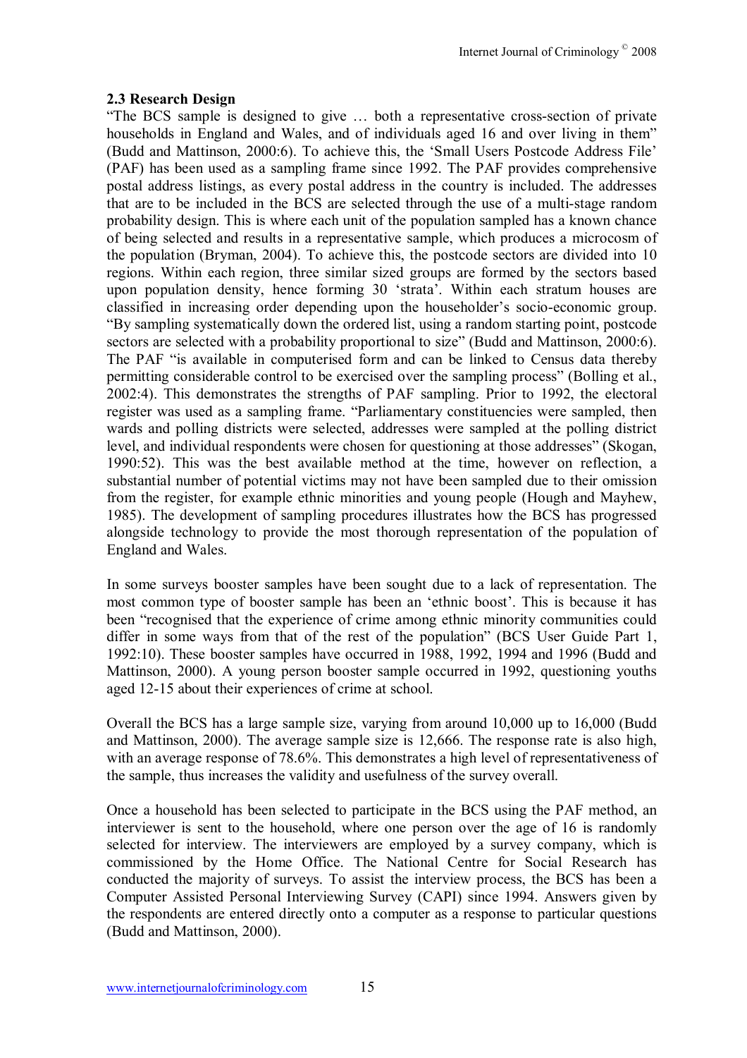### 2.3 Research Design

"The BCS sample is designed to give … both a representative cross-section of private households in England and Wales, and of individuals aged 16 and over living in them" (Budd and Mattinson, 2000:6). To achieve this, the 'Small Users Postcode Address File' (PAF) has been used as a sampling frame since 1992. The PAF provides comprehensive postal address listings, as every postal address in the country is included. The addresses that are to be included in the BCS are selected through the use of a multi-stage random probability design. This is where each unit of the population sampled has a known chance of being selected and results in a representative sample, which produces a microcosm of the population (Bryman, 2004). To achieve this, the postcode sectors are divided into 10 regions. Within each region, three similar sized groups are formed by the sectors based upon population density, hence forming 30 'strata'. Within each stratum houses are classified in increasing order depending upon the householder's socio-economic group. "By sampling systematically down the ordered list, using a random starting point, postcode sectors are selected with a probability proportional to size" (Budd and Mattinson, 2000:6). The PAF "is available in computerised form and can be linked to Census data thereby permitting considerable control to be exercised over the sampling process" (Bolling et al., 2002:4). This demonstrates the strengths of PAF sampling. Prior to 1992, the electoral register was used as a sampling frame. "Parliamentary constituencies were sampled, then wards and polling districts were selected, addresses were sampled at the polling district level, and individual respondents were chosen for questioning at those addresses" (Skogan, 1990:52). This was the best available method at the time, however on reflection, a substantial number of potential victims may not have been sampled due to their omission from the register, for example ethnic minorities and young people (Hough and Mayhew, 1985). The development of sampling procedures illustrates how the BCS has progressed alongside technology to provide the most thorough representation of the population of England and Wales.

In some surveys booster samples have been sought due to a lack of representation. The most common type of booster sample has been an 'ethnic boost'. This is because it has been "recognised that the experience of crime among ethnic minority communities could differ in some ways from that of the rest of the population" (BCS User Guide Part 1, 1992:10). These booster samples have occurred in 1988, 1992, 1994 and 1996 (Budd and Mattinson, 2000). A young person booster sample occurred in 1992, questioning youths aged 12-15 about their experiences of crime at school.

Overall the BCS has a large sample size, varying from around 10,000 up to 16,000 (Budd and Mattinson, 2000). The average sample size is 12,666. The response rate is also high, with an average response of 78.6%. This demonstrates a high level of representativeness of the sample, thus increases the validity and usefulness of the survey overall.

Once a household has been selected to participate in the BCS using the PAF method, an interviewer is sent to the household, where one person over the age of 16 is randomly selected for interview. The interviewers are employed by a survey company, which is commissioned by the Home Office. The National Centre for Social Research has conducted the majority of surveys. To assist the interview process, the BCS has been a Computer Assisted Personal Interviewing Survey (CAPI) since 1994. Answers given by the respondents are entered directly onto a computer as a response to particular questions (Budd and Mattinson, 2000).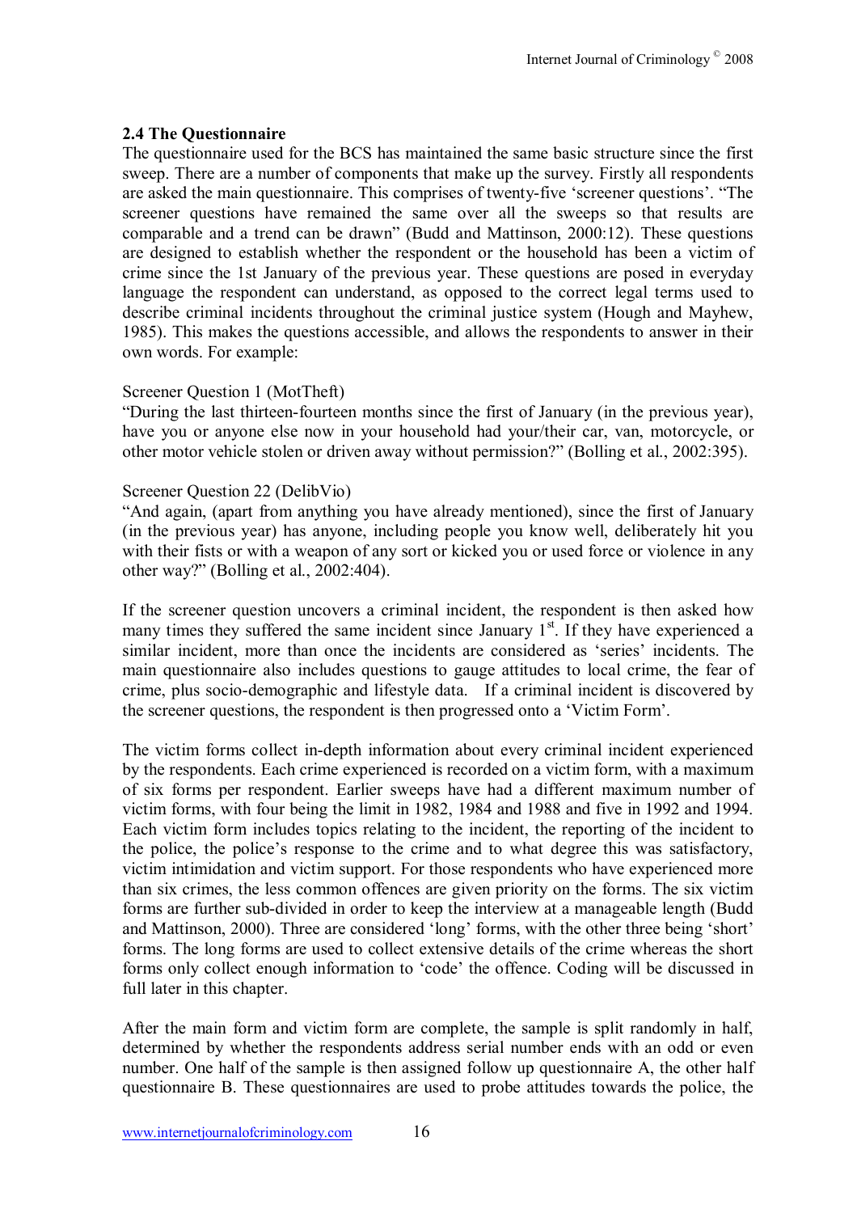### 2.4 The Questionnaire

The questionnaire used for the BCS has maintained the same basic structure since the first sweep. There are a number of components that make up the survey. Firstly all respondents are asked the main questionnaire. This comprises of twenty-five 'screener questions'. "The screener questions have remained the same over all the sweeps so that results are comparable and a trend can be drawn" (Budd and Mattinson, 2000:12). These questions are designed to establish whether the respondent or the household has been a victim of crime since the 1st January of the previous year. These questions are posed in everyday language the respondent can understand, as opposed to the correct legal terms used to describe criminal incidents throughout the criminal justice system (Hough and Mayhew, 1985). This makes the questions accessible, and allows the respondents to answer in their own words. For example:

Screener Question 1 (MotTheft)
"During the last thirteen-fourteen months since the first of January (in the previous year), have you or anyone else now in your household had your/their car, van, motorcycle, or other motor vehicle stolen or driven away without permission?" (Bolling et al., 2002:395).

Screener Question 22 (DelibVio)
"And again, (apart from anything you have already mentioned), since the first of January (in the previous year) has anyone, including people you know well, deliberately hit you with their fists or with a weapon of any sort or kicked you or used force or violence in any other way?" (Bolling et al., 2002:404).

If the screener question uncovers a criminal incident, the respondent is then asked how many times they suffered the same incident since January 1st. If they have experienced a similar incident, more than once the incidents are considered as 'series' incidents. The main questionnaire also includes questions to gauge attitudes to local crime, the fear of crime, plus socio-demographic and lifestyle data. If a criminal incident is discovered by the screener questions, the respondent is then progressed onto a 'Victim Form'.

The victim forms collect in-depth information about every criminal incident experienced by the respondents. Each crime experienced is recorded on a victim form, with a maximum of six forms per respondent. Earlier sweeps have had a different maximum number of victim forms, with four being the limit in 1982, 1984 and 1988 and five in 1992 and 1994. Each victim form includes topics relating to the incident, the reporting of the incident to the police, the police's response to the crime and to what degree this was satisfactory, victim intimidation and victim support. For those respondents who have experienced more than six crimes, the less common offences are given priority on the forms. The six victim forms are further sub-divided in order to keep the interview at a manageable length (Budd and Mattinson, 2000). Three are considered 'long' forms, with the other three being 'short' forms. The long forms are used to collect extensive details of the crime whereas the short forms only collect enough information to 'code' the offence. Coding will be discussed in full later in this chapter.

After the main form and victim form are complete, the sample is split randomly in half, determined by whether the respondents address serial number ends with an odd or even number. One half of the sample is then assigned follow up questionnaire A, the other half questionnaire B. These questionnaires are used to probe attitudes towards the police, the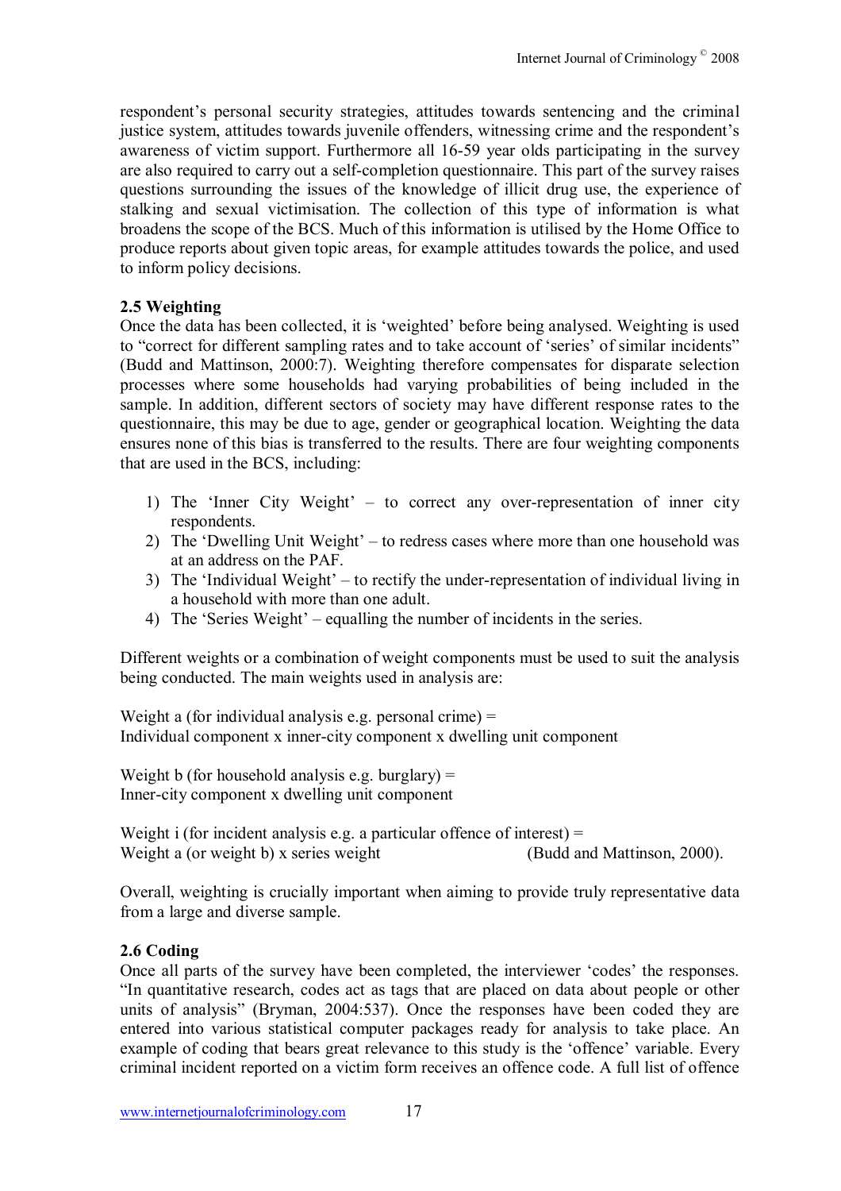respondent's personal security strategies, attitudes towards sentencing and the criminal justice system, attitudes towards juvenile offenders, witnessing crime and the respondent's awareness of victim support. Furthermore all 16-59 year olds participating in the survey are also required to carry out a self-completion questionnaire. This part of the survey raises questions surrounding the issues of the knowledge of illicit drug use, the experience of stalking and sexual victimisation. The collection of this type of information is what broadens the scope of the BCS. Much of this information is utilised by the Home Office to produce reports about given topic areas, for example attitudes towards the police, and used to inform policy decisions.

### 2.5 Weighting

Once the data has been collected, it is 'weighted' before being analysed. Weighting is used to "correct for different sampling rates and to take account of 'series' of similar incidents" (Budd and Mattinson, 2000:7). Weighting therefore compensates for disparate selection processes where some households had varying probabilities of being included in the sample. In addition, different sectors of society may have different response rates to the questionnaire, this may be due to age, gender or geographical location. Weighting the data ensures none of this bias is transferred to the results. There are four weighting components that are used in the BCS, including:

1) The 'Inner City Weight' – to correct any over-representation of inner city respondents.
2) The 'Dwelling Unit Weight' – to redress cases where more than one household was at an address on the PAF.
3) The 'Individual Weight' – to rectify the under-representation of individual living in a household with more than one adult.
4) The 'Series Weight' – equalling the number of incidents in the series.

Different weights or a combination of weight components must be used to suit the analysis being conducted. The main weights used in analysis are:

Weight a (for individual analysis e.g. personal crime) =
Individual component x inner-city component x dwelling unit component

Weight b (for household analysis e.g. burglary) =
Inner-city component x dwelling unit component

Weight i (for incident analysis e.g. a particular offence of interest) =
Weight a (or weight b) x series weight (Budd and Mattinson, 2000).

Overall, weighting is crucially important when aiming to provide truly representative data from a large and diverse sample.

### 2.6 Coding

Once all parts of the survey have been completed, the interviewer 'codes' the responses. "In quantitative research, codes act as tags that are placed on data about people or other units of analysis" (Bryman, 2004:537). Once the responses have been coded they are entered into various statistical computer packages ready for analysis to take place. An example of coding that bears great relevance to this study is the 'offence' variable. Every criminal incident reported on a victim form receives an offence code. A full list of offence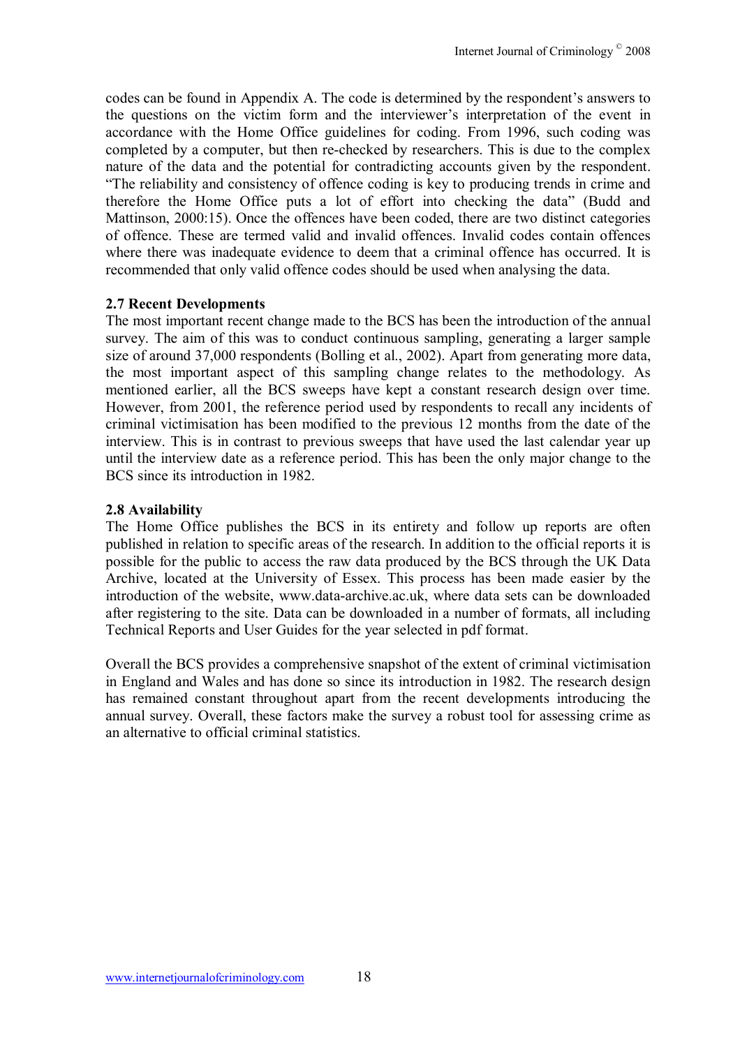codes can be found in Appendix A. The code is determined by the respondent's answers to the questions on the victim form and the interviewer's interpretation of the event in accordance with the Home Office guidelines for coding. From 1996, such coding was completed by a computer, but then re-checked by researchers. This is due to the complex nature of the data and the potential for contradicting accounts given by the respondent. "The reliability and consistency of offence coding is key to producing trends in crime and therefore the Home Office puts a lot of effort into checking the data" (Budd and Mattinson, 2000:15). Once the offences have been coded, there are two distinct categories of offence. These are termed valid and invalid offences. Invalid codes contain offences where there was inadequate evidence to deem that a criminal offence has occurred. It is recommended that only valid offence codes should be used when analysing the data.

### 2.7 Recent Developments

The most important recent change made to the BCS has been the introduction of the annual survey. The aim of this was to conduct continuous sampling, generating a larger sample size of around 37,000 respondents (Bolling et al., 2002). Apart from generating more data, the most important aspect of this sampling change relates to the methodology. As mentioned earlier, all the BCS sweeps have kept a constant research design over time. However, from 2001, the reference period used by respondents to recall any incidents of criminal victimisation has been modified to the previous 12 months from the date of the interview. This is in contrast to previous sweeps that have used the last calendar year up until the interview date as a reference period. This has been the only major change to the BCS since its introduction in 1982.

### 2.8 Availability

The Home Office publishes the BCS in its entirety and follow up reports are often published in relation to specific areas of the research. In addition to the official reports it is possible for the public to access the raw data produced by the BCS through the UK Data Archive, located at the University of Essex. This process has been made easier by the introduction of the website, www.data-archive.ac.uk, where data sets can be downloaded after registering to the site. Data can be downloaded in a number of formats, all including Technical Reports and User Guides for the year selected in pdf format.

Overall the BCS provides a comprehensive snapshot of the extent of criminal victimisation in England and Wales and has done so since its introduction in 1982. The research design has remained constant throughout apart from the recent developments introducing the annual survey. Overall, these factors make the survey a robust tool for assessing crime as an alternative to official criminal statistics.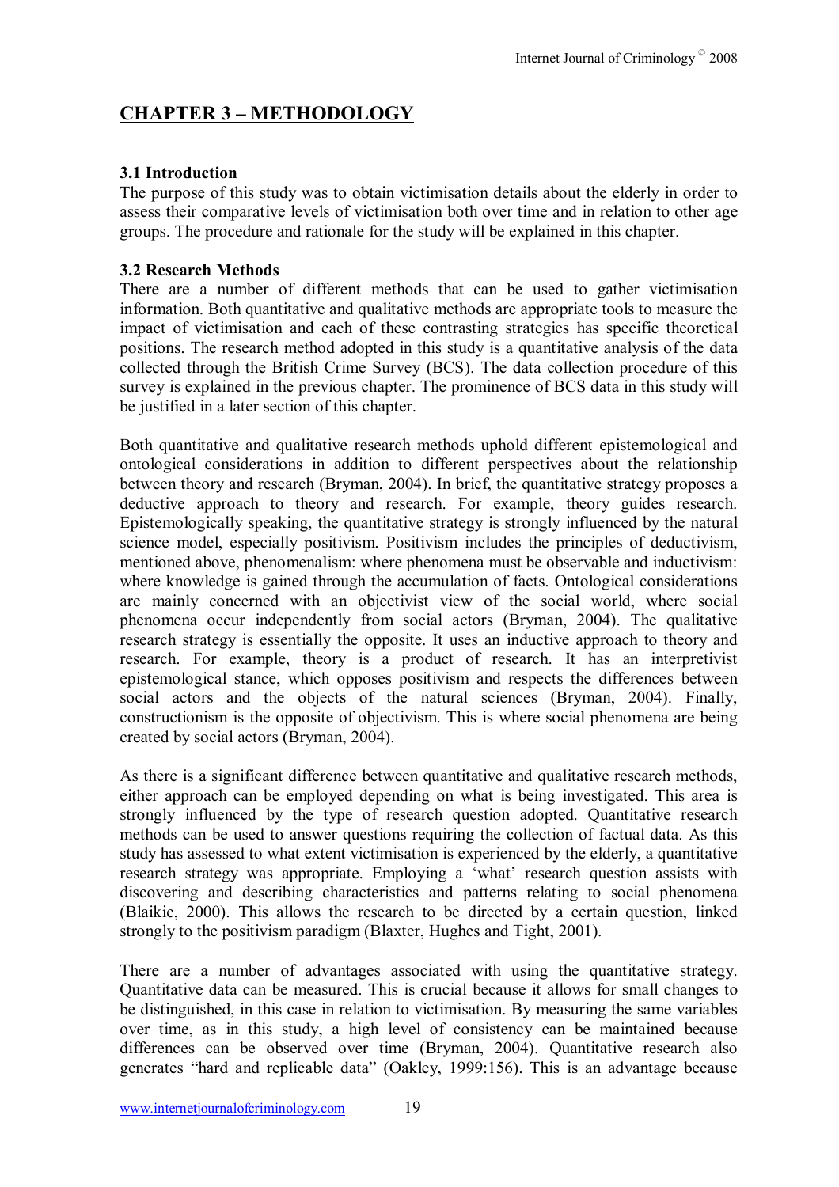## CHAPTER 3 – METHODOLOGY

### 3.1 Introduction

The purpose of this study was to obtain victimisation details about the elderly in order to assess their comparative levels of victimisation both over time and in relation to other age groups. The procedure and rationale for the study will be explained in this chapter.

### 3.2 Research Methods

There are a number of different methods that can be used to gather victimisation information. Both quantitative and qualitative methods are appropriate tools to measure the impact of victimisation and each of these contrasting strategies has specific theoretical positions. The research method adopted in this study is a quantitative analysis of the data collected through the British Crime Survey (BCS). The data collection procedure of this survey is explained in the previous chapter. The prominence of BCS data in this study will be justified in a later section of this chapter.

Both quantitative and qualitative research methods uphold different epistemological and ontological considerations in addition to different perspectives about the relationship between theory and research (Bryman, 2004). In brief, the quantitative strategy proposes a deductive approach to theory and research. For example, theory guides research. Epistemologically speaking, the quantitative strategy is strongly influenced by the natural science model, especially positivism. Positivism includes the principles of deductivism, mentioned above, phenomenalism: where phenomena must be observable and inductivism: where knowledge is gained through the accumulation of facts. Ontological considerations are mainly concerned with an objectivist view of the social world, where social phenomena occur independently from social actors (Bryman, 2004). The qualitative research strategy is essentially the opposite. It uses an inductive approach to theory and research. For example, theory is a product of research. It has an interpretivist epistemological stance, which opposes positivism and respects the differences between social actors and the objects of the natural sciences (Bryman, 2004). Finally, constructionism is the opposite of objectivism. This is where social phenomena are being created by social actors (Bryman, 2004).

As there is a significant difference between quantitative and qualitative research methods, either approach can be employed depending on what is being investigated. This area is strongly influenced by the type of research question adopted. Quantitative research methods can be used to answer questions requiring the collection of factual data. As this study has assessed to what extent victimisation is experienced by the elderly, a quantitative research strategy was appropriate. Employing a 'what' research question assists with discovering and describing characteristics and patterns relating to social phenomena (Blaikie, 2000). This allows the research to be directed by a certain question, linked strongly to the positivism paradigm (Blaxter, Hughes and Tight, 2001).

There are a number of advantages associated with using the quantitative strategy. Quantitative data can be measured. This is crucial because it allows for small changes to be distinguished, in this case in relation to victimisation. By measuring the same variables over time, as in this study, a high level of consistency can be maintained because differences can be observed over time (Bryman, 2004). Quantitative research also generates "hard and replicable data" (Oakley, 1999:156). This is an advantage because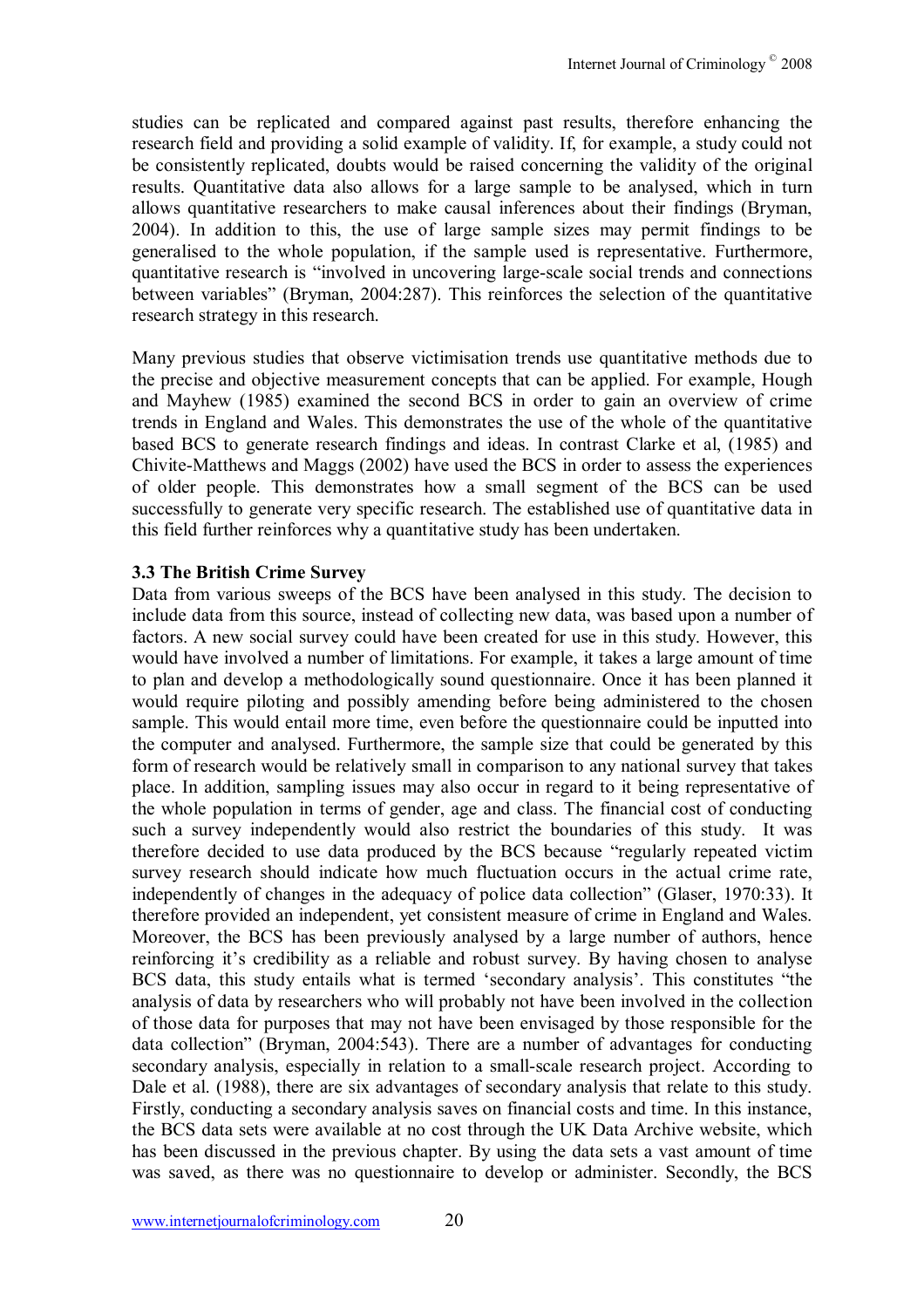studies can be replicated and compared against past results, therefore enhancing the research field and providing a solid example of validity. If, for example, a study could not be consistently replicated, doubts would be raised concerning the validity of the original results. Quantitative data also allows for a large sample to be analysed, which in turn allows quantitative researchers to make causal inferences about their findings (Bryman, 2004). In addition to this, the use of large sample sizes may permit findings to be generalised to the whole population, if the sample used is representative. Furthermore, quantitative research is "involved in uncovering large-scale social trends and connections between variables" (Bryman, 2004:287). This reinforces the selection of the quantitative research strategy in this research.

Many previous studies that observe victimisation trends use quantitative methods due to the precise and objective measurement concepts that can be applied. For example, Hough and Mayhew (1985) examined the second BCS in order to gain an overview of crime trends in England and Wales. This demonstrates the use of the whole of the quantitative based BCS to generate research findings and ideas. In contrast Clarke et al, (1985) and Chivite-Matthews and Maggs (2002) have used the BCS in order to assess the experiences of older people. This demonstrates how a small segment of the BCS can be used successfully to generate very specific research. The established use of quantitative data in this field further reinforces why a quantitative study has been undertaken.

### 3.3 The British Crime Survey

Data from various sweeps of the BCS have been analysed in this study. The decision to include data from this source, instead of collecting new data, was based upon a number of factors. A new social survey could have been created for use in this study. However, this would have involved a number of limitations. For example, it takes a large amount of time to plan and develop a methodologically sound questionnaire. Once it has been planned it would require piloting and possibly amending before being administered to the chosen sample. This would entail more time, even before the questionnaire could be inputted into the computer and analysed. Furthermore, the sample size that could be generated by this form of research would be relatively small in comparison to any national survey that takes place. In addition, sampling issues may also occur in regard to it being representative of the whole population in terms of gender, age and class. The financial cost of conducting such a survey independently would also restrict the boundaries of this study. It was therefore decided to use data produced by the BCS because "regularly repeated victim survey research should indicate how much fluctuation occurs in the actual crime rate, independently of changes in the adequacy of police data collection" (Glaser, 1970:33). It therefore provided an independent, yet consistent measure of crime in England and Wales. Moreover, the BCS has been previously analysed by a large number of authors, hence reinforcing it's credibility as a reliable and robust survey. By having chosen to analyse BCS data, this study entails what is termed 'secondary analysis'. This constitutes "the analysis of data by researchers who will probably not have been involved in the collection of those data for purposes that may not have been envisaged by those responsible for the data collection" (Bryman, 2004:543). There are a number of advantages for conducting secondary analysis, especially in relation to a small-scale research project. According to Dale et al. (1988), there are six advantages of secondary analysis that relate to this study. Firstly, conducting a secondary analysis saves on financial costs and time. In this instance, the BCS data sets were available at no cost through the UK Data Archive website, which has been discussed in the previous chapter. By using the data sets a vast amount of time was saved, as there was no questionnaire to develop or administer. Secondly, the BCS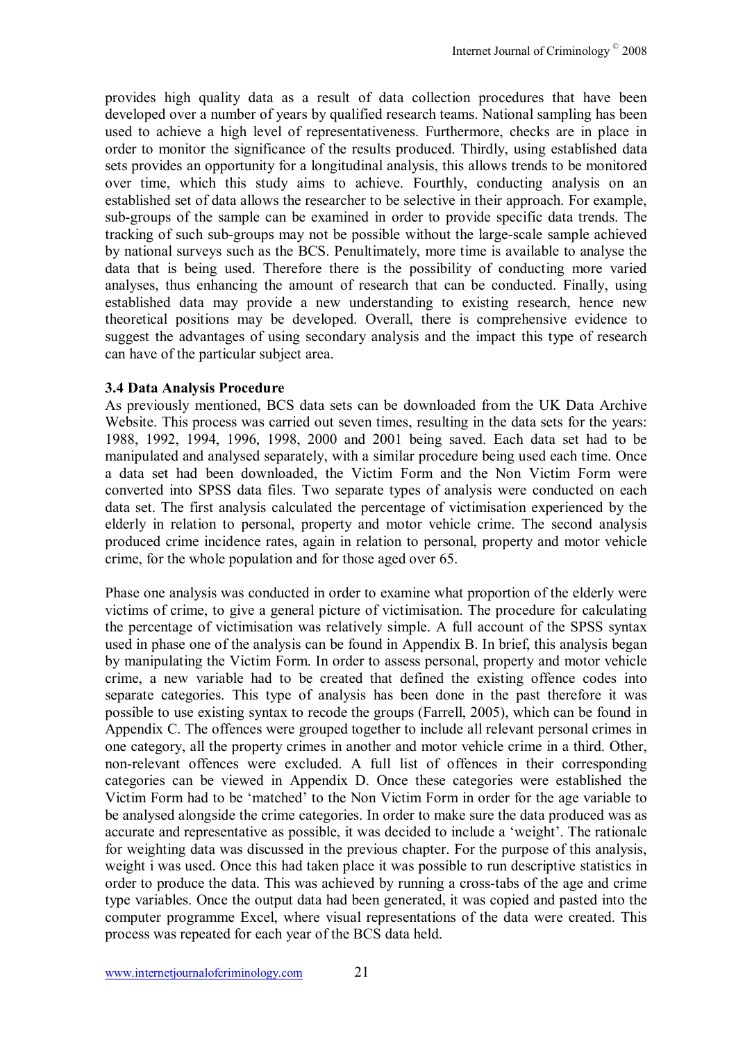provides high quality data as a result of data collection procedures that have been developed over a number of years by qualified research teams. National sampling has been used to achieve a high level of representativeness. Furthermore, checks are in place in order to monitor the significance of the results produced. Thirdly, using established data sets provides an opportunity for a longitudinal analysis, this allows trends to be monitored over time, which this study aims to achieve. Fourthly, conducting analysis on an established set of data allows the researcher to be selective in their approach. For example, sub-groups of the sample can be examined in order to provide specific data trends. The tracking of such sub-groups may not be possible without the large-scale sample achieved by national surveys such as the BCS. Penultimately, more time is available to analyse the data that is being used. Therefore there is the possibility of conducting more varied analyses, thus enhancing the amount of research that can be conducted. Finally, using established data may provide a new understanding to existing research, hence new theoretical positions may be developed. Overall, there is comprehensive evidence to suggest the advantages of using secondary analysis and the impact this type of research can have of the particular subject area.

### 3.4 Data Analysis Procedure

As previously mentioned, BCS data sets can be downloaded from the UK Data Archive Website. This process was carried out seven times, resulting in the data sets for the years: 1988, 1992, 1994, 1996, 1998, 2000 and 2001 being saved. Each data set had to be manipulated and analysed separately, with a similar procedure being used each time. Once a data set had been downloaded, the Victim Form and the Non Victim Form were converted into SPSS data files. Two separate types of analysis were conducted on each data set. The first analysis calculated the percentage of victimisation experienced by the elderly in relation to personal, property and motor vehicle crime. The second analysis produced crime incidence rates, again in relation to personal, property and motor vehicle crime, for the whole population and for those aged over 65.

Phase one analysis was conducted in order to examine what proportion of the elderly were victims of crime, to give a general picture of victimisation. The procedure for calculating the percentage of victimisation was relatively simple. A full account of the SPSS syntax used in phase one of the analysis can be found in Appendix B. In brief, this analysis began by manipulating the Victim Form. In order to assess personal, property and motor vehicle crime, a new variable had to be created that defined the existing offence codes into separate categories. This type of analysis has been done in the past therefore it was possible to use existing syntax to recode the groups (Farrell, 2005), which can be found in Appendix C. The offences were grouped together to include all relevant personal crimes in one category, all the property crimes in another and motor vehicle crime in a third. Other, non-relevant offences were excluded. A full list of offences in their corresponding categories can be viewed in Appendix D. Once these categories were established the Victim Form had to be 'matched' to the Non Victim Form in order for the age variable to be analysed alongside the crime categories. In order to make sure the data produced was as accurate and representative as possible, it was decided to include a 'weight'. The rationale for weighting data was discussed in the previous chapter. For the purpose of this analysis, weight i was used. Once this had taken place it was possible to run descriptive statistics in order to produce the data. This was achieved by running a cross-tabs of the age and crime type variables. Once the output data had been generated, it was copied and pasted into the computer programme Excel, where visual representations of the data were created. This process was repeated for each year of the BCS data held.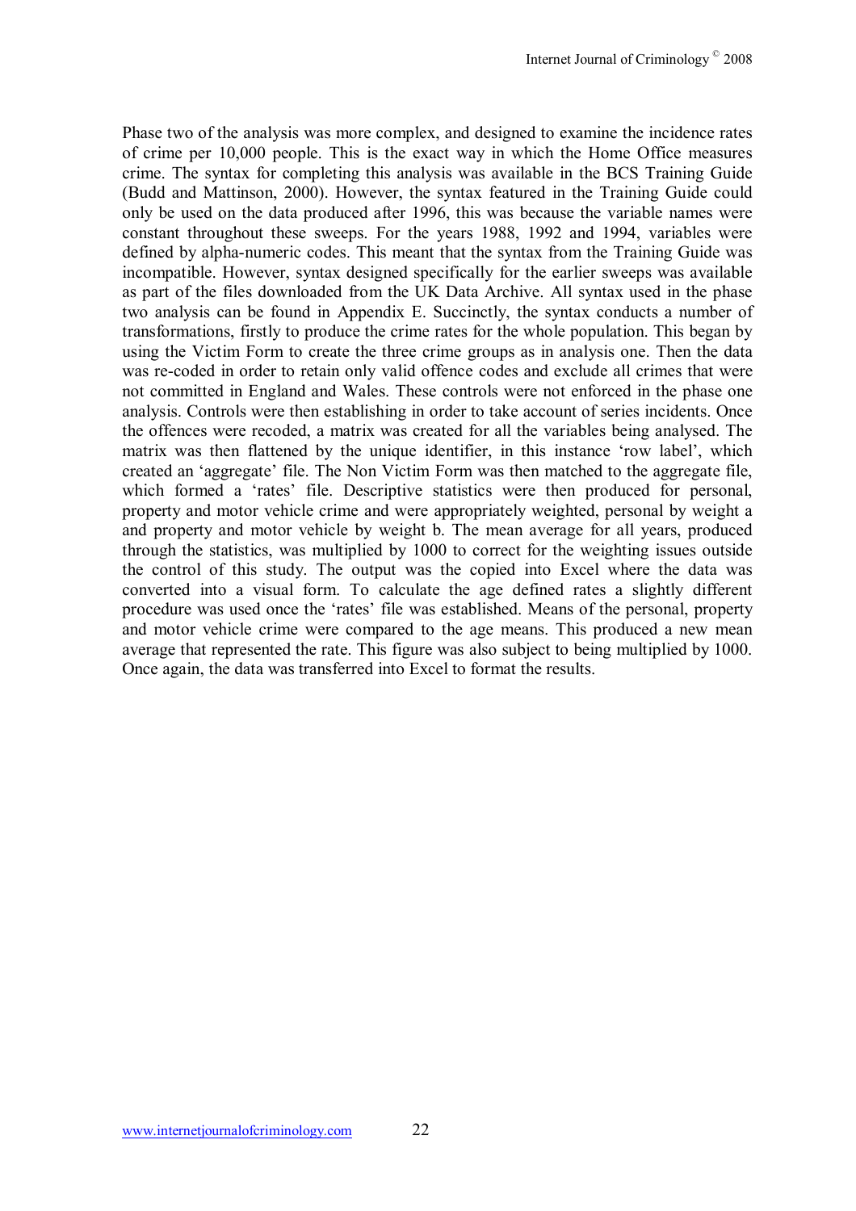Phase two of the analysis was more complex, and designed to examine the incidence rates of crime per 10,000 people. This is the exact way in which the Home Office measures crime. The syntax for completing this analysis was available in the BCS Training Guide (Budd and Mattinson, 2000). However, the syntax featured in the Training Guide could only be used on the data produced after 1996, this was because the variable names were constant throughout these sweeps. For the years 1988, 1992 and 1994, variables were defined by alpha-numeric codes. This meant that the syntax from the Training Guide was incompatible. However, syntax designed specifically for the earlier sweeps was available as part of the files downloaded from the UK Data Archive. All syntax used in the phase two analysis can be found in Appendix E. Succinctly, the syntax conducts a number of transformations, firstly to produce the crime rates for the whole population. This began by using the Victim Form to create the three crime groups as in analysis one. Then the data was re-coded in order to retain only valid offence codes and exclude all crimes that were not committed in England and Wales. These controls were not enforced in the phase one analysis. Controls were then establishing in order to take account of series incidents. Once the offences were recoded, a matrix was created for all the variables being analysed. The matrix was then flattened by the unique identifier, in this instance 'row label', which created an 'aggregate' file. The Non Victim Form was then matched to the aggregate file, which formed a 'rates' file. Descriptive statistics were then produced for personal, property and motor vehicle crime and were appropriately weighted, personal by weight a and property and motor vehicle by weight b. The mean average for all years, produced through the statistics, was multiplied by 1000 to correct for the weighting issues outside the control of this study. The output was the copied into Excel where the data was converted into a visual form. To calculate the age defined rates a slightly different procedure was used once the 'rates' file was established. Means of the personal, property and motor vehicle crime were compared to the age means. This produced a new mean average that represented the rate. This figure was also subject to being multiplied by 1000. Once again, the data was transferred into Excel to format the results.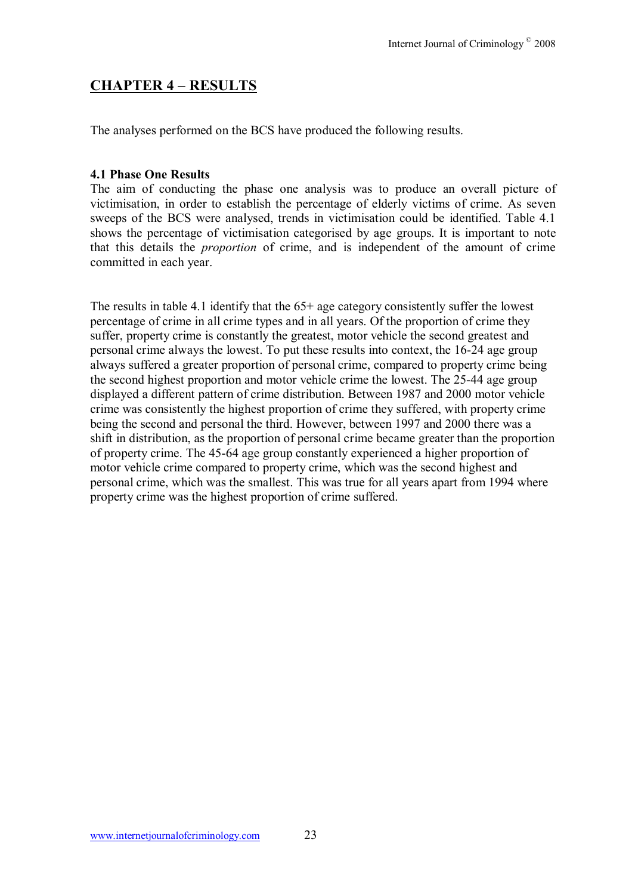# CHAPTER 4 – RESULTS

The analyses performed on the BCS have produced the following results.

### 4.1 Phase One Results

The aim of conducting the phase one analysis was to produce an overall picture of victimisation, in order to establish the percentage of elderly victims of crime. As seven sweeps of the BCS were analysed, trends in victimisation could be identified. Table 4.1 shows the percentage of victimisation categorised by age groups. It is important to note that this details the *proportion* of crime, and is independent of the amount of crime committed in each year.

The results in table 4.1 identify that the 65+ age category consistently suffer the lowest percentage of crime in all crime types and in all years. Of the proportion of crime they suffer, property crime is constantly the greatest, motor vehicle the second greatest and personal crime always the lowest. To put these results into context, the 16-24 age group always suffered a greater proportion of personal crime, compared to property crime being the second highest proportion and motor vehicle crime the lowest. The 25-44 age group displayed a different pattern of crime distribution. Between 1987 and 2000 motor vehicle crime was consistently the highest proportion of crime they suffered, with property crime being the second and personal the third. However, between 1997 and 2000 there was a shift in distribution, as the proportion of personal crime became greater than the proportion of property crime. The 45-64 age group constantly experienced a higher proportion of motor vehicle crime compared to property crime, which was the second highest and personal crime, which was the smallest. This was true for all years apart from 1994 where property crime was the highest proportion of crime suffered.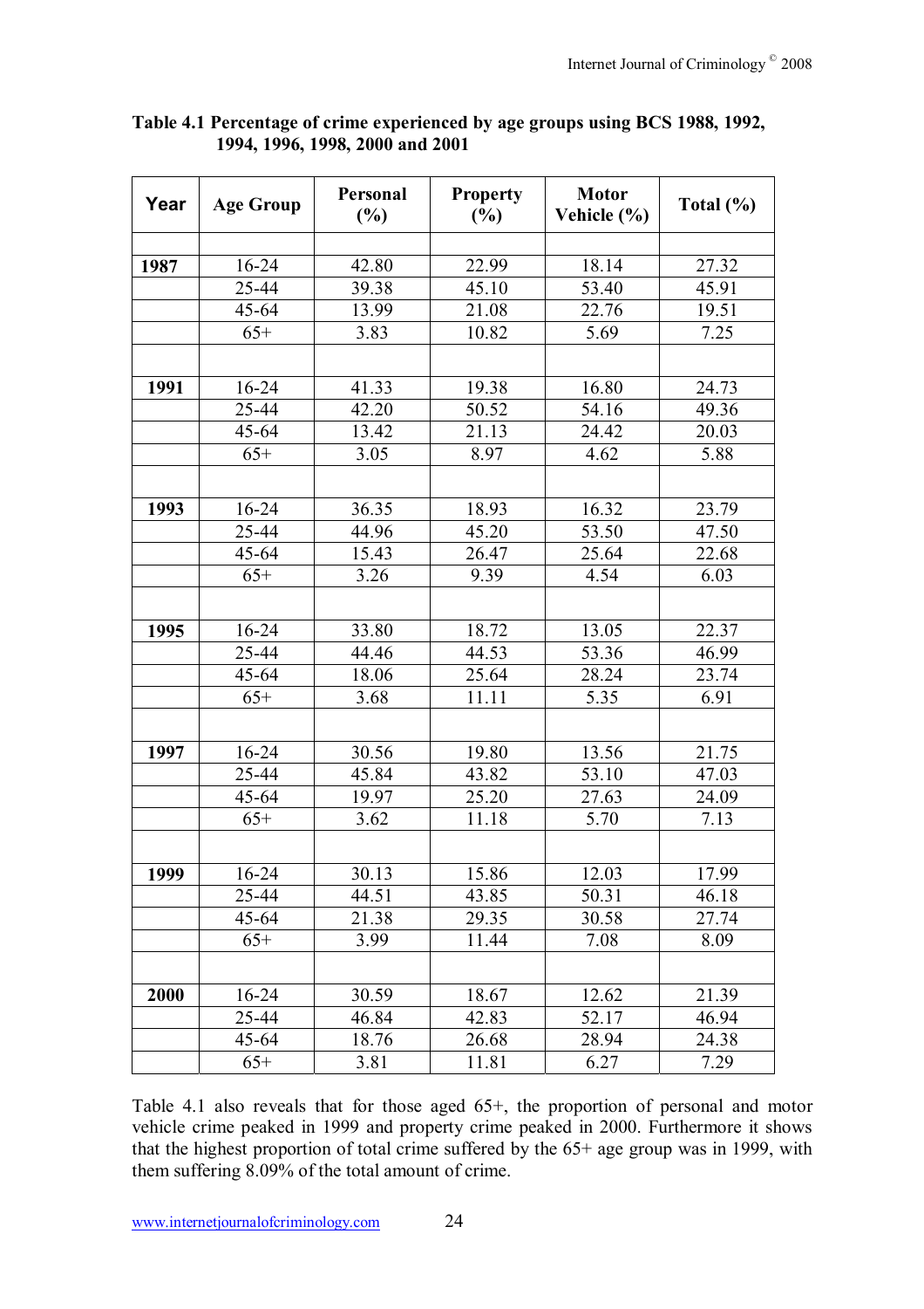**Table 4.1 Percentage of crime experienced by age groups using BCS 1988, 1992, 1994, 1996, 1998, 2000 and 2001**

| Year | Age Group | Personal (%) | Property (%) | Motor Vehicle (%) | Total (%) |
|---|---|---|---|---|---|
| 1987 | 16-24 | 42.80 | 22.99 | 18.14 | 27.32 |
| | 25-44 | 39.38 | 45.10 | 53.40 | 45.91 |
| | 45-64 | 13.99 | 21.08 | 22.76 | 19.51 |
| | 65+ | 3.83 | 10.82 | 5.69 | 7.25 |
| 1991 | 16-24 | 41.33 | 19.38 | 16.80 | 24.73 |
| | 25-44 | 42.20 | 50.52 | 54.16 | 49.36 |
| | 45-64 | 13.42 | 21.13 | 24.42 | 20.03 |
| | 65+ | 3.05 | 8.97 | 4.62 | 5.88 |
| 1993 | 16-24 | 36.35 | 18.93 | 16.32 | 23.79 |
| | 25-44 | 44.96 | 45.20 | 53.50 | 47.50 |
| | 45-64 | 15.43 | 26.47 | 25.64 | 22.68 |
| | 65+ | 3.26 | 9.39 | 4.54 | 6.03 |
| 1995 | 16-24 | 33.80 | 18.72 | 13.05 | 22.37 |
| | 25-44 | 44.46 | 44.53 | 53.36 | 46.99 |
| | 45-64 | 18.06 | 25.64 | 28.24 | 23.74 |
| | 65+ | 3.68 | 11.11 | 5.35 | 6.91 |
| 1997 | 16-24 | 30.56 | 19.80 | 13.56 | 21.75 |
| | 25-44 | 45.84 | 43.82 | 53.10 | 47.03 |
| | 45-64 | 19.97 | 25.20 | 27.63 | 24.09 |
| | 65+ | 3.62 | 11.18 | 5.70 | 7.13 |
| 1999 | 16-24 | 30.13 | 15.86 | 12.03 | 17.99 |
| | 25-44 | 44.51 | 43.85 | 50.31 | 46.18 |
| | 45-64 | 21.38 | 29.35 | 30.58 | 27.74 |
| | 65+ | 3.99 | 11.44 | 7.08 | 8.09 |
| 2000 | 16-24 | 30.59 | 18.67 | 12.62 | 21.39 |
| | 25-44 | 46.84 | 42.83 | 52.17 | 46.94 |
| | 45-64 | 18.76 | 26.68 | 28.94 | 24.38 |
| | 65+ | 3.81 | 11.81 | 6.27 | 7.29 |

Table 4.1 also reveals that for those aged 65+, the proportion of personal and motor vehicle crime peaked in 1999 and property crime peaked in 2000. Furthermore it shows that the highest proportion of total crime suffered by the 65+ age group was in 1999, with them suffering 8.09% of the total amount of crime.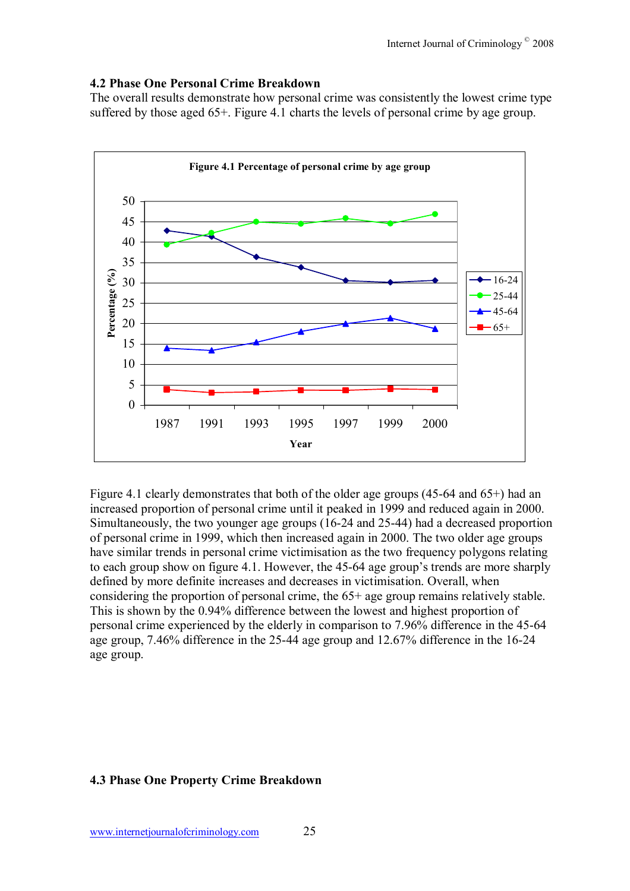## 4.2 Phase One Personal Crime Breakdown

The overall results demonstrate how personal crime was consistently the lowest crime type suffered by those aged 65+. Figure 4.1 charts the levels of personal crime by age group.

Figure 4.1 Percentage of personal crime by age group

Figure 4.1 clearly demonstrates that both of the older age groups (45-64 and 65+) had an increased proportion of personal crime until it peaked in 1999 and reduced again in 2000. Simultaneously, the two younger age groups (16-24 and 25-44) had a decreased proportion of personal crime in 1999, which then increased again in 2000. The two older age groups have similar trends in personal crime victimisation as the two frequency polygons relating to each group show on figure 4.1. However, the 45-64 age group's trends are more sharply defined by more definite increases and decreases in victimisation. Overall, when considering the proportion of personal crime, the 65+ age group remains relatively stable. This is shown by the 0.94% difference between the lowest and highest proportion of personal crime experienced by the elderly in comparison to 7.96% difference in the 45-64 age group, 7.46% difference in the 25-44 age group and 12.67% difference in the 16-24 age group.

## 4.3 Phase One Property Crime Breakdown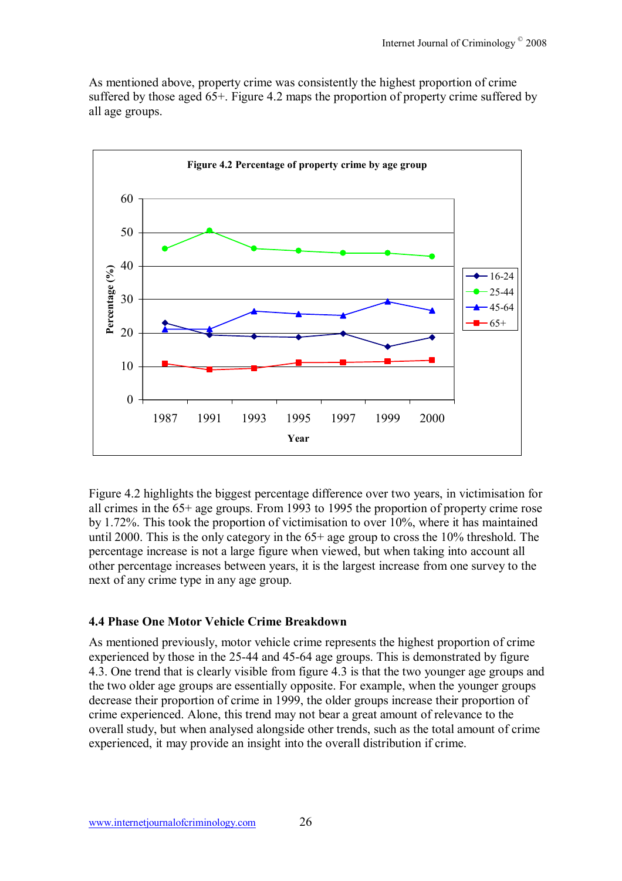As mentioned above, property crime was consistently the highest proportion of crime suffered by those aged 65+. Figure 4.2 maps the proportion of property crime suffered by all age groups.

**Figure 4.2 Percentage of property crime by age group**

Figure 4.2 highlights the biggest percentage difference over two years, in victimisation for all crimes in the 65+ age groups. From 1993 to 1995 the proportion of property crime rose by 1.72%. This took the proportion of victimisation to over 10%, where it has maintained until 2000. This is the only category in the 65+ age group to cross the 10% threshold. The percentage increase is not a large figure when viewed, but when taking into account all other percentage increases between years, it is the largest increase from one survey to the next of any crime type in any age group.

### 4.4 Phase One Motor Vehicle Crime Breakdown

As mentioned previously, motor vehicle crime represents the highest proportion of crime experienced by those in the 25-44 and 45-64 age groups. This is demonstrated by figure 4.3. One trend that is clearly visible from figure 4.3 is that the two younger age groups and the two older age groups are essentially opposite. For example, when the younger groups decrease their proportion of crime in 1999, the older groups increase their proportion of crime experienced. Alone, this trend may not bear a great amount of relevance to the overall study, but when analysed alongside other trends, such as the total amount of crime experienced, it may provide an insight into the overall distribution if crime.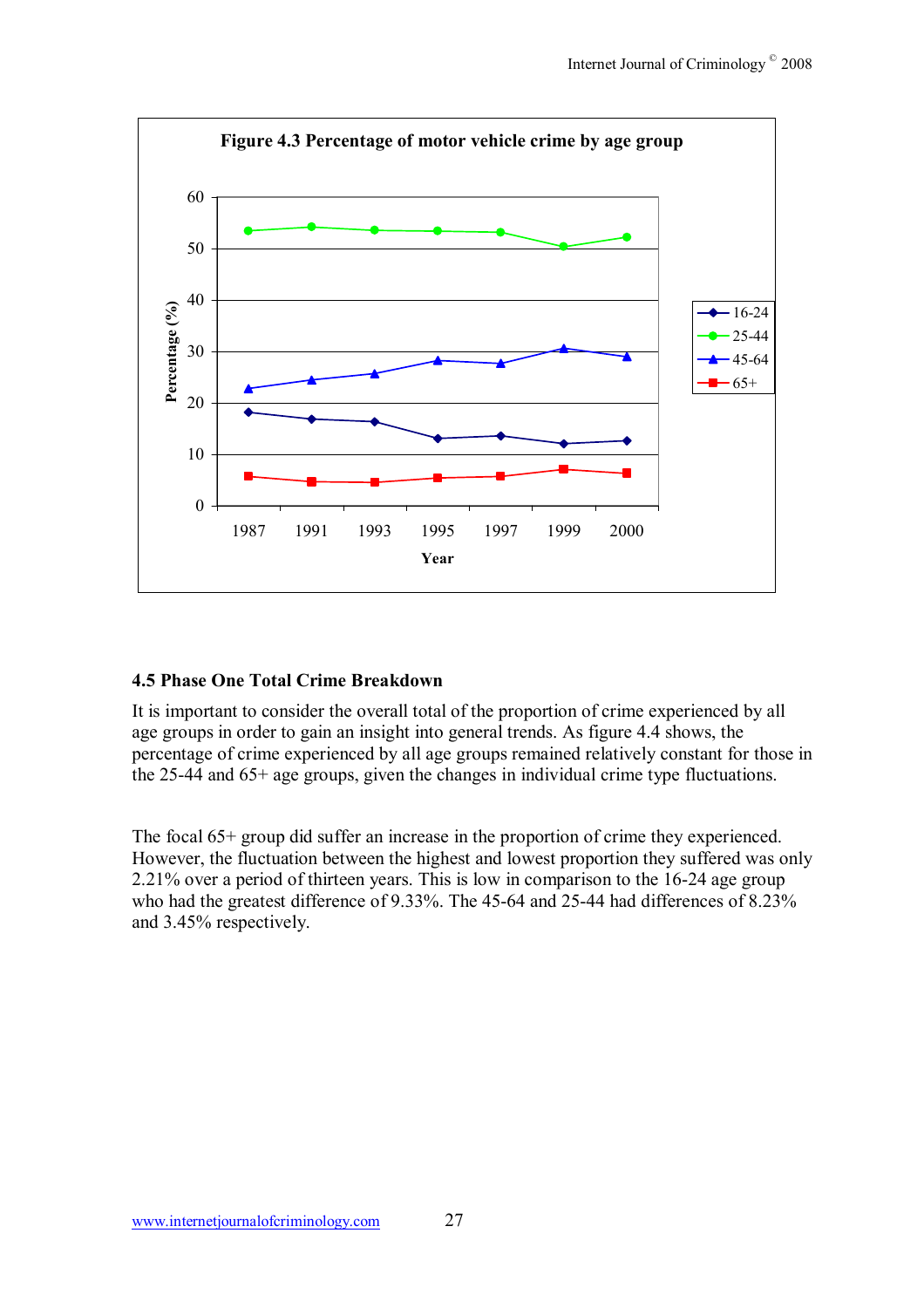**Figure 4.3 Percentage of motor vehicle crime by age group**

## 4.5 Phase One Total Crime Breakdown

It is important to consider the overall total of the proportion of crime experienced by all age groups in order to gain an insight into general trends. As figure 4.4 shows, the percentage of crime experienced by all age groups remained relatively constant for those in the 25-44 and 65+ age groups, given the changes in individual crime type fluctuations.

The focal 65+ group did suffer an increase in the proportion of crime they experienced. However, the fluctuation between the highest and lowest proportion they suffered was only 2.21% over a period of thirteen years. This is low in comparison to the 16-24 age group who had the greatest difference of 9.33%. The 45-64 and 25-44 had differences of 8.23% and 3.45% respectively.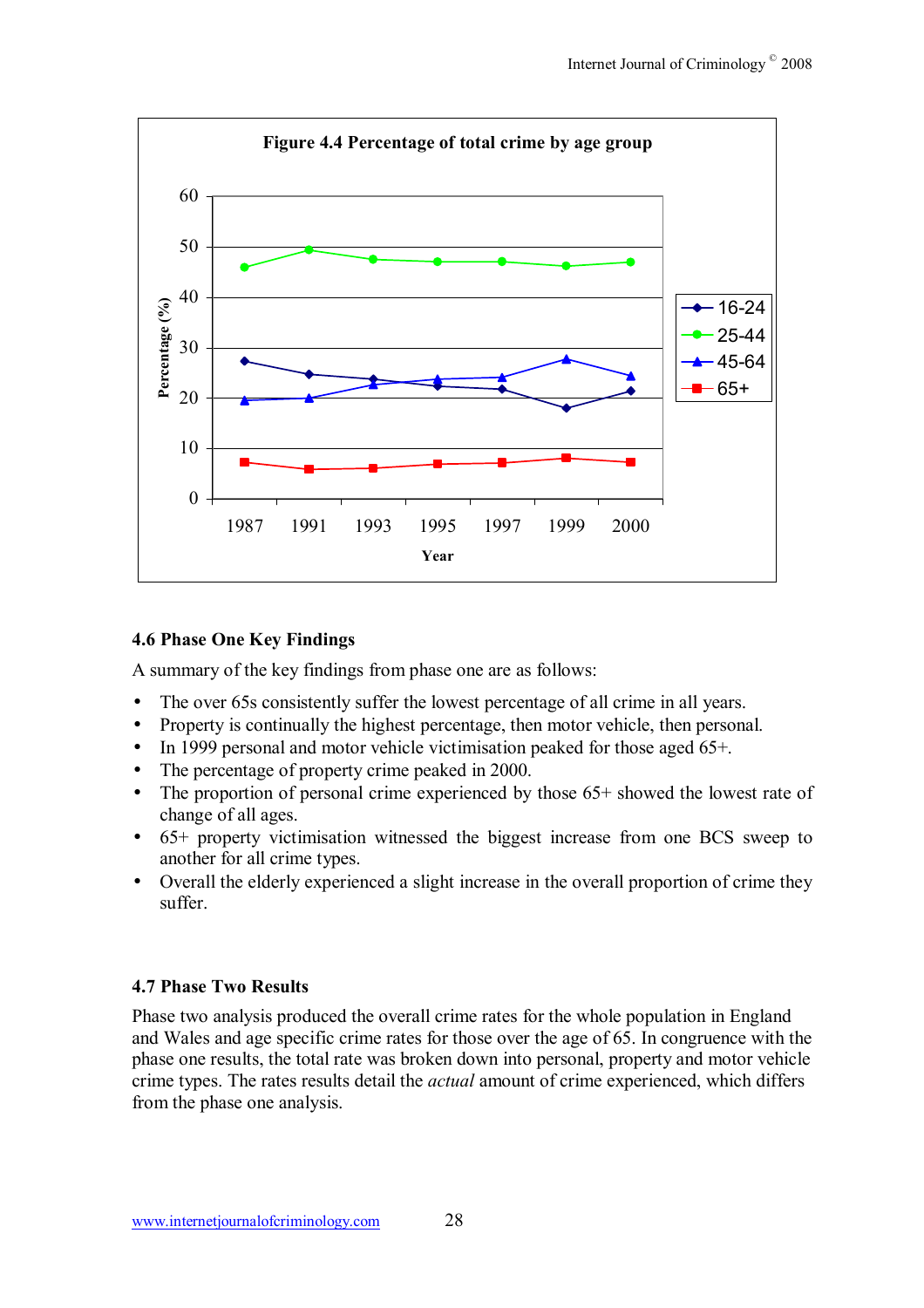**Figure 4.4 Percentage of total crime by age group**

### 4.6 Phase One Key Findings

A summary of the key findings from phase one are as follows:

- The over 65s consistently suffer the lowest percentage of all crime in all years.
- Property is continually the highest percentage, then motor vehicle, then personal.
- In 1999 personal and motor vehicle victimisation peaked for those aged 65+.
- The percentage of property crime peaked in 2000.
- The proportion of personal crime experienced by those 65+ showed the lowest rate of change of all ages.
- 65+ property victimisation witnessed the biggest increase from one BCS sweep to another for all crime types.
- Overall the elderly experienced a slight increase in the overall proportion of crime they suffer.

### 4.7 Phase Two Results

Phase two analysis produced the overall crime rates for the whole population in England and Wales and age specific crime rates for those over the age of 65. In congruence with the phase one results, the total rate was broken down into personal, property and motor vehicle crime types. The rates results detail the *actual* amount of crime experienced, which differs from the phase one analysis.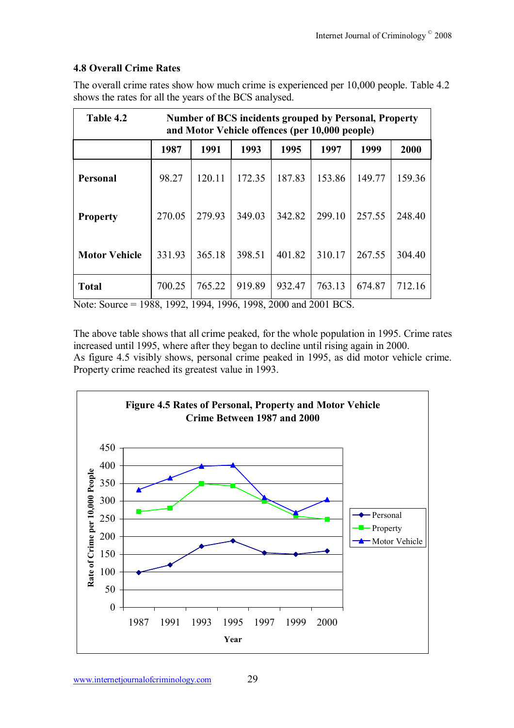### 4.8 Overall Crime Rates

The overall crime rates show how much crime is experienced per 10,000 people. Table 4.2 shows the rates for all the years of the BCS analysed.

**Table 4.2 — Number of BCS incidents grouped by Personal, Property and Motor Vehicle offences (per 10,000 people)**

| | 1987 | 1991 | 1993 | 1995 | 1997 | 1999 | 2000 |
|---|---|---|---|---|---|---|---|
| **Personal** | 98.27 | 120.11 | 172.35 | 187.83 | 153.86 | 149.77 | 159.36 |
| **Property** | 270.05 | 279.93 | 349.03 | 342.82 | 299.10 | 257.55 | 248.40 |
| **Motor Vehicle** | 331.93 | 365.18 | 398.51 | 401.82 | 310.17 | 267.55 | 304.40 |
| **Total** | 700.25 | 765.22 | 919.89 | 932.47 | 763.13 | 674.87 | 712.16 |

Note: Source = 1988, 1992, 1994, 1996, 1998, 2000 and 2001 BCS.

The above table shows that all crime peaked, for the whole population in 1995. Crime rates increased until 1995, where after they began to decline until rising again in 2000.
As figure 4.5 visibly shows, personal crime peaked in 1995, as did motor vehicle crime. Property crime reached its greatest value in 1993.

**Figure 4.5 Rates of Personal, Property and Motor Vehicle Crime Between 1987 and 2000**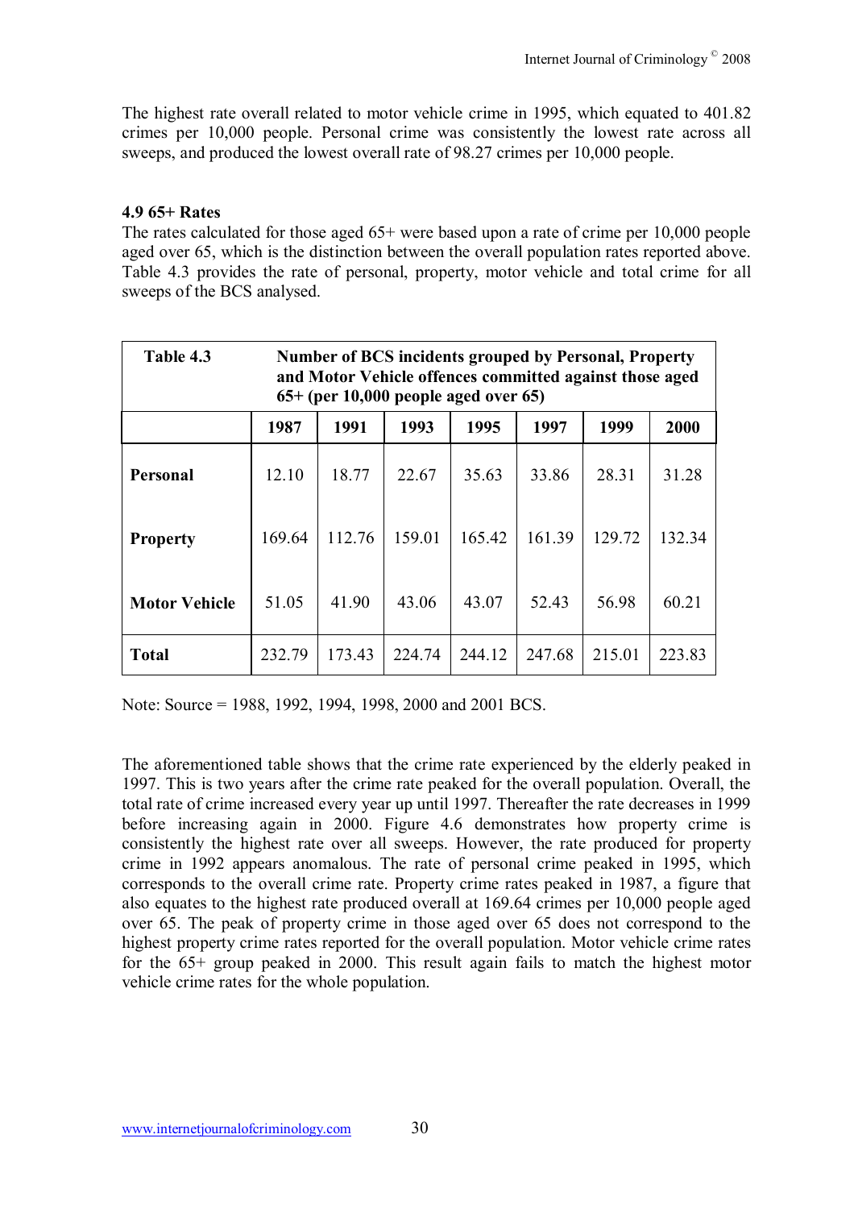The highest rate overall related to motor vehicle crime in 1995, which equated to 401.82 crimes per 10,000 people. Personal crime was consistently the lowest rate across all sweeps, and produced the lowest overall rate of 98.27 crimes per 10,000 people.

#### 4.9 65+ Rates

The rates calculated for those aged 65+ were based upon a rate of crime per 10,000 people aged over 65, which is the distinction between the overall population rates reported above. Table 4.3 provides the rate of personal, property, motor vehicle and total crime for all sweeps of the BCS analysed.

**Table 4.3** **Number of BCS incidents grouped by Personal, Property and Motor Vehicle offences committed against those aged 65+ (per 10,000 people aged over 65)**

| | 1987 | 1991 | 1993 | 1995 | 1997 | 1999 | 2000 |
|---|---|---|---|---|---|---|---|
| **Personal** | 12.10 | 18.77 | 22.67 | 35.63 | 33.86 | 28.31 | 31.28 |
| **Property** | 169.64 | 112.76 | 159.01 | 165.42 | 161.39 | 129.72 | 132.34 |
| **Motor Vehicle** | 51.05 | 41.90 | 43.06 | 43.07 | 52.43 | 56.98 | 60.21 |
| **Total** | 232.79 | 173.43 | 224.74 | 244.12 | 247.68 | 215.01 | 223.83 |

Note: Source = 1988, 1992, 1994, 1998, 2000 and 2001 BCS.

The aforementioned table shows that the crime rate experienced by the elderly peaked in 1997. This is two years after the crime rate peaked for the overall population. Overall, the total rate of crime increased every year up until 1997. Thereafter the rate decreases in 1999 before increasing again in 2000. Figure 4.6 demonstrates how property crime is consistently the highest rate over all sweeps. However, the rate produced for property crime in 1992 appears anomalous. The rate of personal crime peaked in 1995, which corresponds to the overall crime rate. Property crime rates peaked in 1987, a figure that also equates to the highest rate produced overall at 169.64 crimes per 10,000 people aged over 65. The peak of property crime in those aged over 65 does not correspond to the highest property crime rates reported for the overall population. Motor vehicle crime rates for the 65+ group peaked in 2000. This result again fails to match the highest motor vehicle crime rates for the whole population.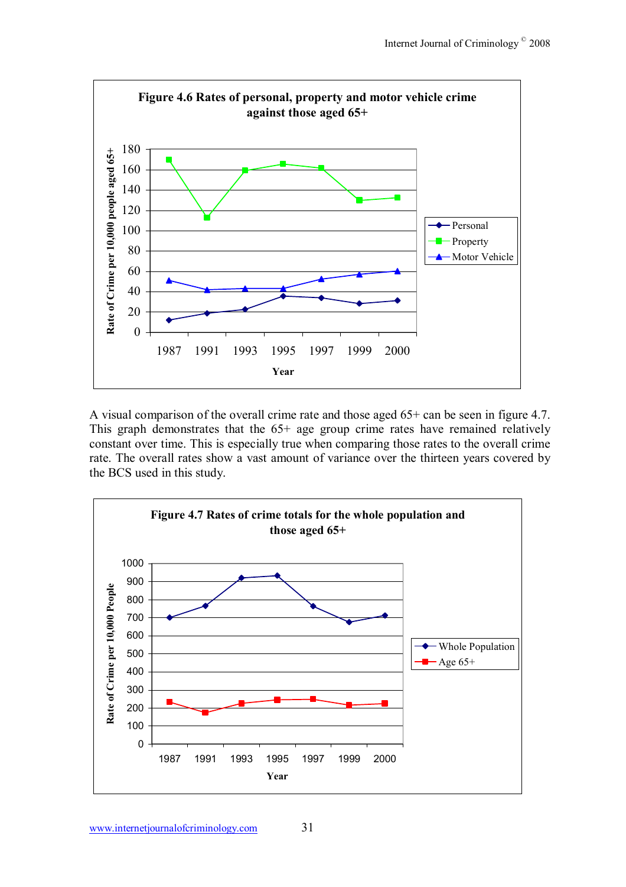**Figure 4.6 Rates of personal, property and motor vehicle crime against those aged 65+**

A visual comparison of the overall crime rate and those aged 65+ can be seen in figure 4.7. This graph demonstrates that the 65+ age group crime rates have remained relatively constant over time. This is especially true when comparing those rates to the overall crime rate. The overall rates show a vast amount of variance over the thirteen years covered by the BCS used in this study.

**Figure 4.7 Rates of crime totals for the whole population and those aged 65+**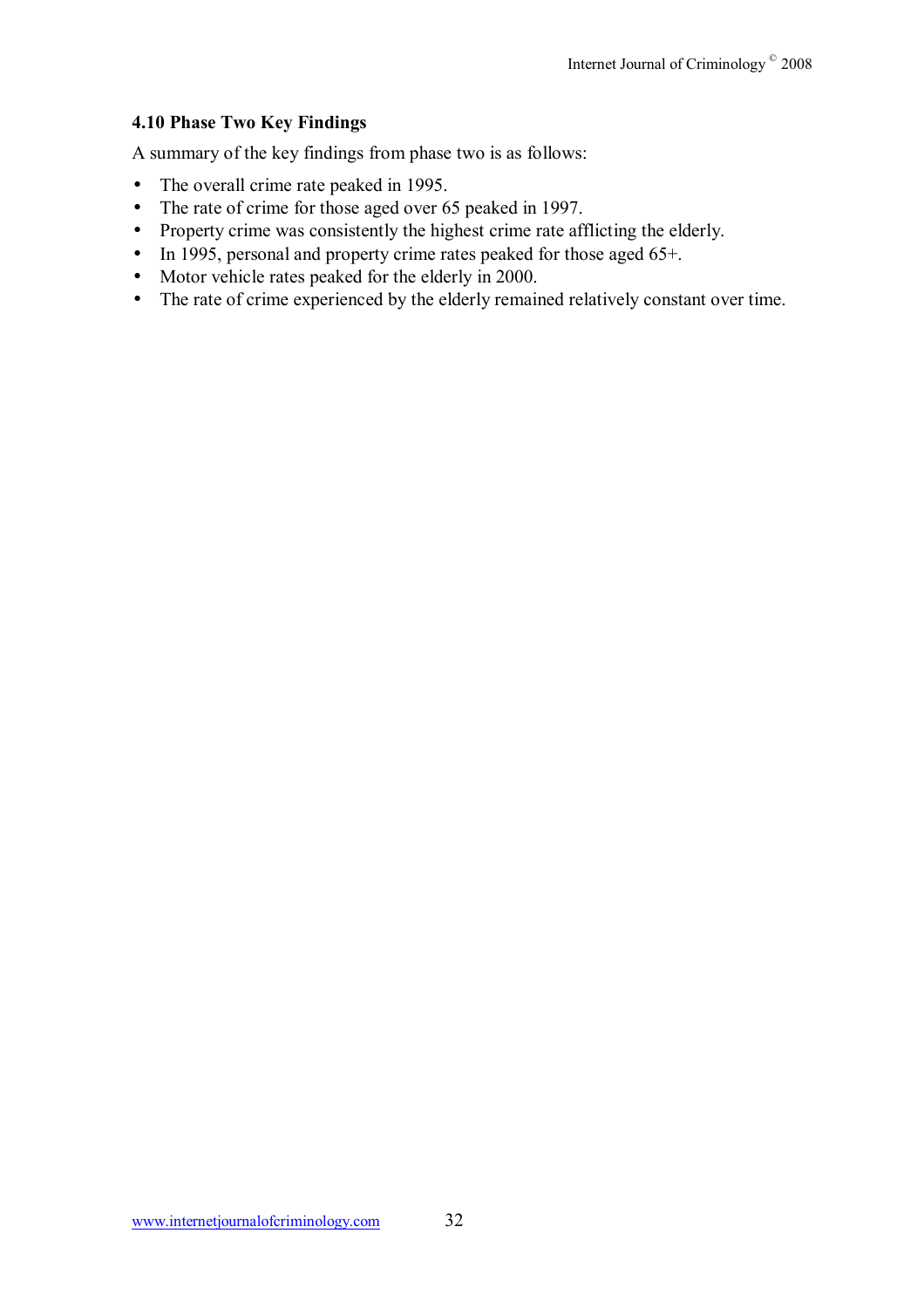### 4.10 Phase Two Key Findings

A summary of the key findings from phase two is as follows:

- The overall crime rate peaked in 1995.
- The rate of crime for those aged over 65 peaked in 1997.
- Property crime was consistently the highest crime rate afflicting the elderly.
- In 1995, personal and property crime rates peaked for those aged 65+.
- Motor vehicle rates peaked for the elderly in 2000.
- The rate of crime experienced by the elderly remained relatively constant over time.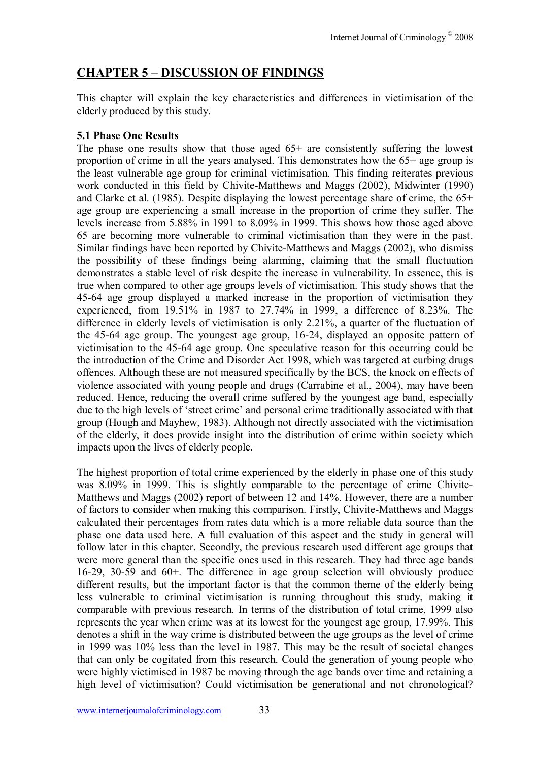## CHAPTER 5 – DISCUSSION OF FINDINGS

This chapter will explain the key characteristics and differences in victimisation of the elderly produced by this study.

### 5.1 Phase One Results

The phase one results show that those aged 65+ are consistently suffering the lowest proportion of crime in all the years analysed. This demonstrates how the 65+ age group is the least vulnerable age group for criminal victimisation. This finding reiterates previous work conducted in this field by Chivite-Matthews and Maggs (2002), Midwinter (1990) and Clarke et al. (1985). Despite displaying the lowest percentage share of crime, the 65+ age group are experiencing a small increase in the proportion of crime they suffer. The levels increase from 5.88% in 1991 to 8.09% in 1999. This shows how those aged above 65 are becoming more vulnerable to criminal victimisation than they were in the past. Similar findings have been reported by Chivite-Matthews and Maggs (2002), who dismiss the possibility of these findings being alarming, claiming that the small fluctuation demonstrates a stable level of risk despite the increase in vulnerability. In essence, this is true when compared to other age groups levels of victimisation. This study shows that the 45-64 age group displayed a marked increase in the proportion of victimisation they experienced, from 19.51% in 1987 to 27.74% in 1999, a difference of 8.23%. The difference in elderly levels of victimisation is only 2.21%, a quarter of the fluctuation of the 45-64 age group. The youngest age group, 16-24, displayed an opposite pattern of victimisation to the 45-64 age group. One speculative reason for this occurring could be the introduction of the Crime and Disorder Act 1998, which was targeted at curbing drugs offences. Although these are not measured specifically by the BCS, the knock on effects of violence associated with young people and drugs (Carrabine et al., 2004), may have been reduced. Hence, reducing the overall crime suffered by the youngest age band, especially due to the high levels of 'street crime' and personal crime traditionally associated with that group (Hough and Mayhew, 1983). Although not directly associated with the victimisation of the elderly, it does provide insight into the distribution of crime within society which impacts upon the lives of elderly people.

The highest proportion of total crime experienced by the elderly in phase one of this study was 8.09% in 1999. This is slightly comparable to the percentage of crime Chivite-Matthews and Maggs (2002) report of between 12 and 14%. However, there are a number of factors to consider when making this comparison. Firstly, Chivite-Matthews and Maggs calculated their percentages from rates data which is a more reliable data source than the phase one data used here. A full evaluation of this aspect and the study in general will follow later in this chapter. Secondly, the previous research used different age groups that were more general than the specific ones used in this research. They had three age bands 16-29, 30-59 and 60+. The difference in age group selection will obviously produce different results, but the important factor is that the common theme of the elderly being less vulnerable to criminal victimisation is running throughout this study, making it comparable with previous research. In terms of the distribution of total crime, 1999 also represents the year when crime was at its lowest for the youngest age group, 17.99%. This denotes a shift in the way crime is distributed between the age groups as the level of crime in 1999 was 10% less than the level in 1987. This may be the result of societal changes that can only be cogitated from this research. Could the generation of young people who were highly victimised in 1987 be moving through the age bands over time and retaining a high level of victimisation? Could victimisation be generational and not chronological?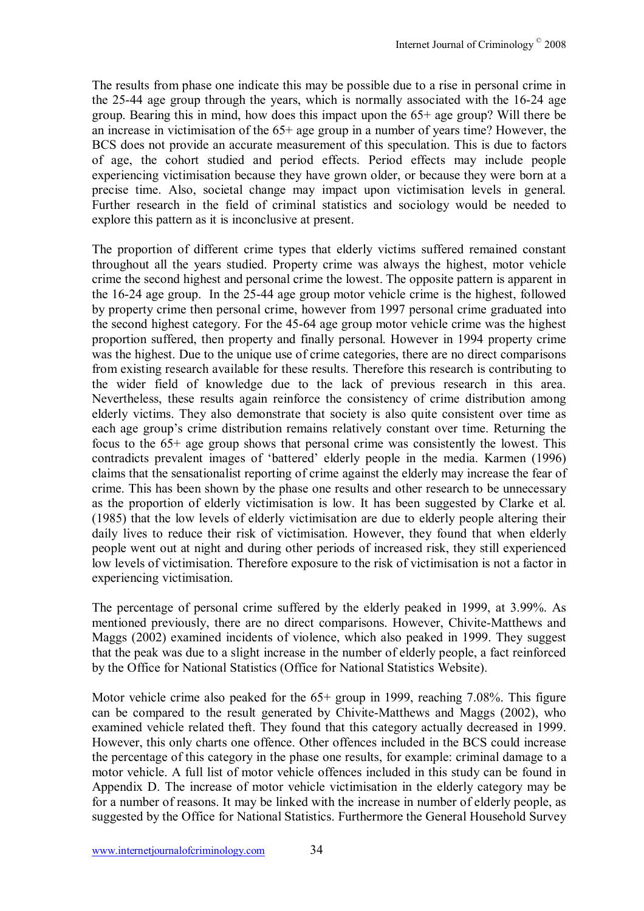The results from phase one indicate this may be possible due to a rise in personal crime in the 25-44 age group through the years, which is normally associated with the 16-24 age group. Bearing this in mind, how does this impact upon the 65+ age group? Will there be an increase in victimisation of the 65+ age group in a number of years time? However, the BCS does not provide an accurate measurement of this speculation. This is due to factors of age, the cohort studied and period effects. Period effects may include people experiencing victimisation because they have grown older, or because they were born at a precise time. Also, societal change may impact upon victimisation levels in general. Further research in the field of criminal statistics and sociology would be needed to explore this pattern as it is inconclusive at present.

The proportion of different crime types that elderly victims suffered remained constant throughout all the years studied. Property crime was always the highest, motor vehicle crime the second highest and personal crime the lowest. The opposite pattern is apparent in the 16-24 age group. In the 25-44 age group motor vehicle crime is the highest, followed by property crime then personal crime, however from 1997 personal crime graduated into the second highest category. For the 45-64 age group motor vehicle crime was the highest proportion suffered, then property and finally personal. However in 1994 property crime was the highest. Due to the unique use of crime categories, there are no direct comparisons from existing research available for these results. Therefore this research is contributing to the wider field of knowledge due to the lack of previous research in this area. Nevertheless, these results again reinforce the consistency of crime distribution among elderly victims. They also demonstrate that society is also quite consistent over time as each age group's crime distribution remains relatively constant over time. Returning the focus to the 65+ age group shows that personal crime was consistently the lowest. This contradicts prevalent images of 'battered' elderly people in the media. Karmen (1996) claims that the sensationalist reporting of crime against the elderly may increase the fear of crime. This has been shown by the phase one results and other research to be unnecessary as the proportion of elderly victimisation is low. It has been suggested by Clarke et al. (1985) that the low levels of elderly victimisation are due to elderly people altering their daily lives to reduce their risk of victimisation. However, they found that when elderly people went out at night and during other periods of increased risk, they still experienced low levels of victimisation. Therefore exposure to the risk of victimisation is not a factor in experiencing victimisation.

The percentage of personal crime suffered by the elderly peaked in 1999, at 3.99%. As mentioned previously, there are no direct comparisons. However, Chivite-Matthews and Maggs (2002) examined incidents of violence, which also peaked in 1999. They suggest that the peak was due to a slight increase in the number of elderly people, a fact reinforced by the Office for National Statistics (Office for National Statistics Website).

Motor vehicle crime also peaked for the 65+ group in 1999, reaching 7.08%. This figure can be compared to the result generated by Chivite-Matthews and Maggs (2002), who examined vehicle related theft. They found that this category actually decreased in 1999. However, this only charts one offence. Other offences included in the BCS could increase the percentage of this category in the phase one results, for example: criminal damage to a motor vehicle. A full list of motor vehicle offences included in this study can be found in Appendix D. The increase of motor vehicle victimisation in the elderly category may be for a number of reasons. It may be linked with the increase in number of elderly people, as suggested by the Office for National Statistics. Furthermore the General Household Survey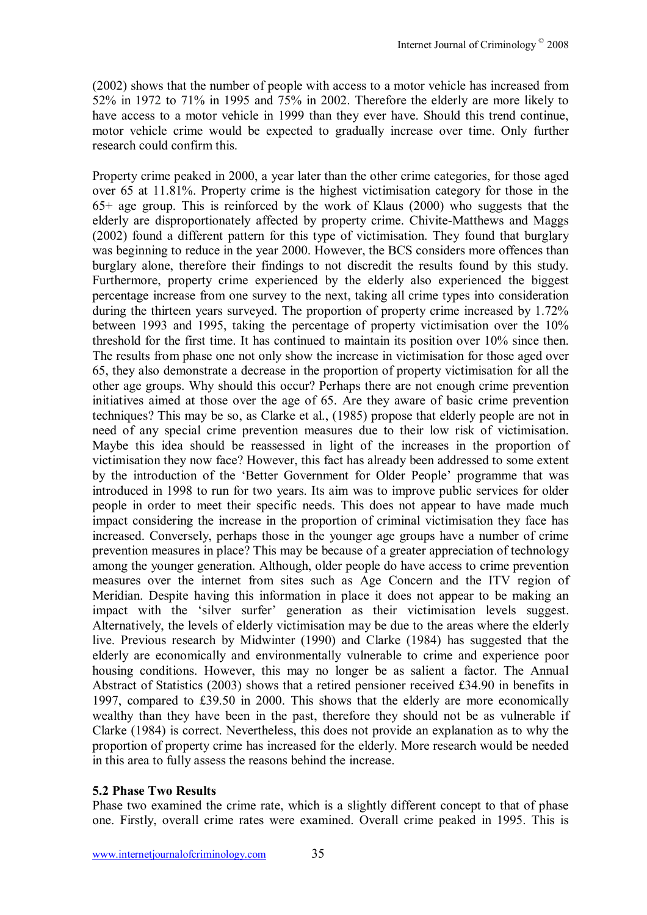(2002) shows that the number of people with access to a motor vehicle has increased from 52% in 1972 to 71% in 1995 and 75% in 2002. Therefore the elderly are more likely to have access to a motor vehicle in 1999 than they ever have. Should this trend continue, motor vehicle crime would be expected to gradually increase over time. Only further research could confirm this.

Property crime peaked in 2000, a year later than the other crime categories, for those aged over 65 at 11.81%. Property crime is the highest victimisation category for those in the 65+ age group. This is reinforced by the work of Klaus (2000) who suggests that the elderly are disproportionately affected by property crime. Chivite-Matthews and Maggs (2002) found a different pattern for this type of victimisation. They found that burglary was beginning to reduce in the year 2000. However, the BCS considers more offences than burglary alone, therefore their findings to not discredit the results found by this study. Furthermore, property crime experienced by the elderly also experienced the biggest percentage increase from one survey to the next, taking all crime types into consideration during the thirteen years surveyed. The proportion of property crime increased by 1.72% between 1993 and 1995, taking the percentage of property victimisation over the 10% threshold for the first time. It has continued to maintain its position over 10% since then. The results from phase one not only show the increase in victimisation for those aged over 65, they also demonstrate a decrease in the proportion of property victimisation for all the other age groups. Why should this occur? Perhaps there are not enough crime prevention initiatives aimed at those over the age of 65. Are they aware of basic crime prevention techniques? This may be so, as Clarke et al., (1985) propose that elderly people are not in need of any special crime prevention measures due to their low risk of victimisation. Maybe this idea should be reassessed in light of the increases in the proportion of victimisation they now face? However, this fact has already been addressed to some extent by the introduction of the 'Better Government for Older People' programme that was introduced in 1998 to run for two years. Its aim was to improve public services for older people in order to meet their specific needs. This does not appear to have made much impact considering the increase in the proportion of criminal victimisation they face has increased. Conversely, perhaps those in the younger age groups have a number of crime prevention measures in place? This may be because of a greater appreciation of technology among the younger generation. Although, older people do have access to crime prevention measures over the internet from sites such as Age Concern and the ITV region of Meridian. Despite having this information in place it does not appear to be making an impact with the 'silver surfer' generation as their victimisation levels suggest. Alternatively, the levels of elderly victimisation may be due to the areas where the elderly live. Previous research by Midwinter (1990) and Clarke (1984) has suggested that the elderly are economically and environmentally vulnerable to crime and experience poor housing conditions. However, this may no longer be as salient a factor. The Annual Abstract of Statistics (2003) shows that a retired pensioner received £34.90 in benefits in 1997, compared to £39.50 in 2000. This shows that the elderly are more economically wealthy than they have been in the past, therefore they should not be as vulnerable if Clarke (1984) is correct. Nevertheless, this does not provide an explanation as to why the proportion of property crime has increased for the elderly. More research would be needed in this area to fully assess the reasons behind the increase.

### 5.2 Phase Two Results

Phase two examined the crime rate, which is a slightly different concept to that of phase one. Firstly, overall crime rates were examined. Overall crime peaked in 1995. This is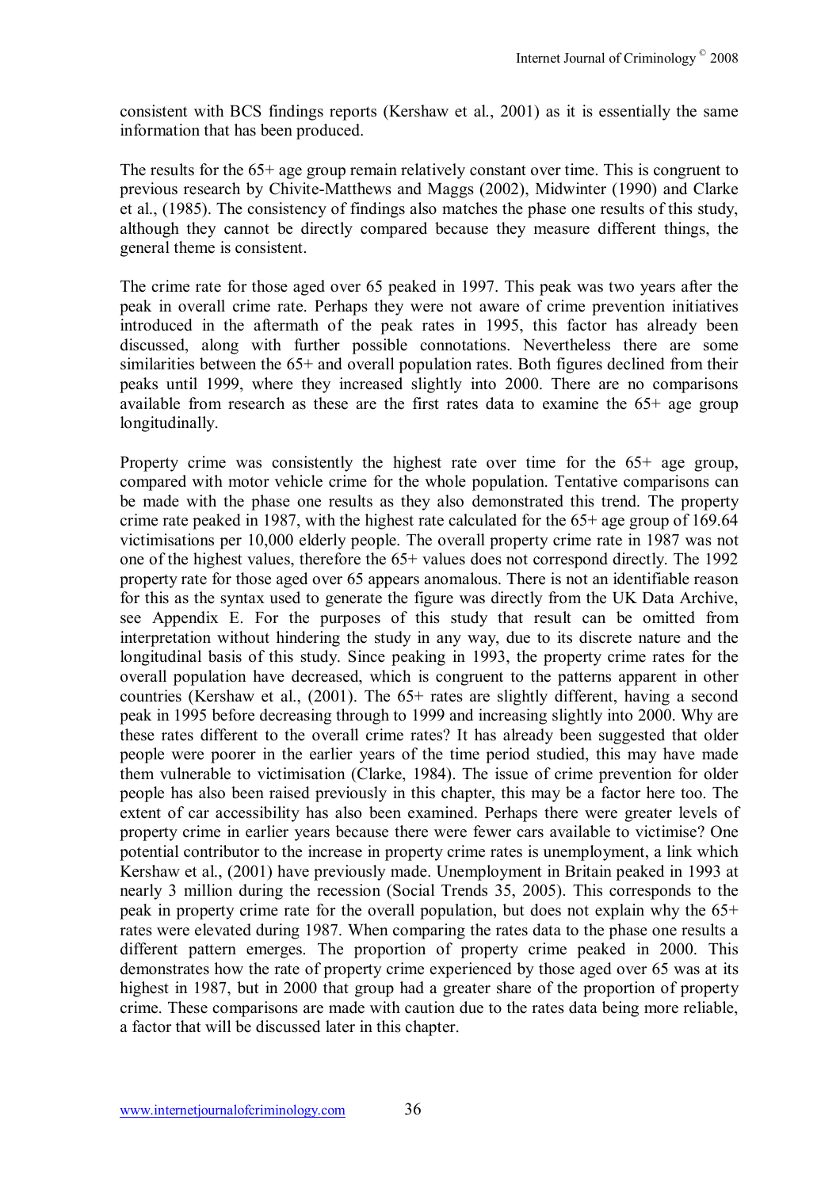consistent with BCS findings reports (Kershaw et al., 2001) as it is essentially the same information that has been produced.

The results for the 65+ age group remain relatively constant over time. This is congruent to previous research by Chivite-Matthews and Maggs (2002), Midwinter (1990) and Clarke et al., (1985). The consistency of findings also matches the phase one results of this study, although they cannot be directly compared because they measure different things, the general theme is consistent.

The crime rate for those aged over 65 peaked in 1997. This peak was two years after the peak in overall crime rate. Perhaps they were not aware of crime prevention initiatives introduced in the aftermath of the peak rates in 1995, this factor has already been discussed, along with further possible connotations. Nevertheless there are some similarities between the 65+ and overall population rates. Both figures declined from their peaks until 1999, where they increased slightly into 2000. There are no comparisons available from research as these are the first rates data to examine the 65+ age group longitudinally.

Property crime was consistently the highest rate over time for the 65+ age group, compared with motor vehicle crime for the whole population. Tentative comparisons can be made with the phase one results as they also demonstrated this trend. The property crime rate peaked in 1987, with the highest rate calculated for the 65+ age group of 169.64 victimisations per 10,000 elderly people. The overall property crime rate in 1987 was not one of the highest values, therefore the 65+ values does not correspond directly. The 1992 property rate for those aged over 65 appears anomalous. There is not an identifiable reason for this as the syntax used to generate the figure was directly from the UK Data Archive, see Appendix E. For the purposes of this study that result can be omitted from interpretation without hindering the study in any way, due to its discrete nature and the longitudinal basis of this study. Since peaking in 1993, the property crime rates for the overall population have decreased, which is congruent to the patterns apparent in other countries (Kershaw et al., (2001). The 65+ rates are slightly different, having a second peak in 1995 before decreasing through to 1999 and increasing slightly into 2000. Why are these rates different to the overall crime rates? It has already been suggested that older people were poorer in the earlier years of the time period studied, this may have made them vulnerable to victimisation (Clarke, 1984). The issue of crime prevention for older people has also been raised previously in this chapter, this may be a factor here too. The extent of car accessibility has also been examined. Perhaps there were greater levels of property crime in earlier years because there were fewer cars available to victimise? One potential contributor to the increase in property crime rates is unemployment, a link which Kershaw et al., (2001) have previously made. Unemployment in Britain peaked in 1993 at nearly 3 million during the recession (Social Trends 35, 2005). This corresponds to the peak in property crime rate for the overall population, but does not explain why the 65+ rates were elevated during 1987. When comparing the rates data to the phase one results a different pattern emerges. The proportion of property crime peaked in 2000. This demonstrates how the rate of property crime experienced by those aged over 65 was at its highest in 1987, but in 2000 that group had a greater share of the proportion of property crime. These comparisons are made with caution due to the rates data being more reliable, a factor that will be discussed later in this chapter.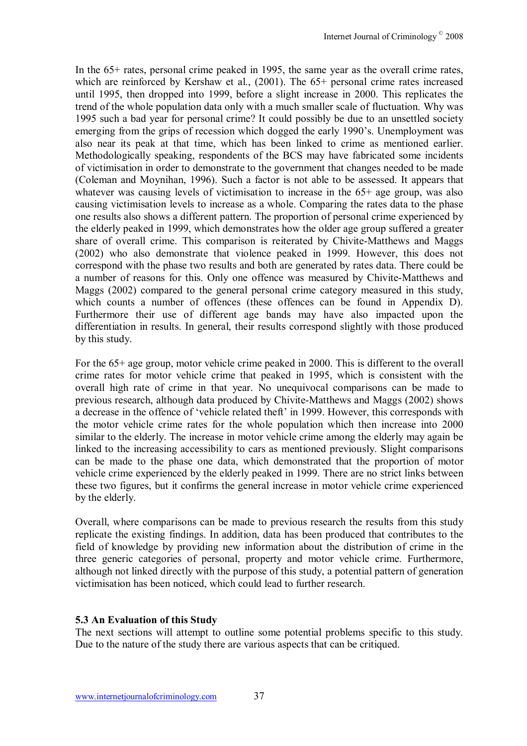In the 65+ rates, personal crime peaked in 1995, the same year as the overall crime rates, which are reinforced by Kershaw et al., (2001). The 65+ personal crime rates increased until 1995, then dropped into 1999, before a slight increase in 2000. This replicates the trend of the whole population data only with a much smaller scale of fluctuation. Why was 1995 such a bad year for personal crime? It could possibly be due to an unsettled society emerging from the grips of recession which dogged the early 1990's. Unemployment was also near its peak at that time, which has been linked to crime as mentioned earlier. Methodologically speaking, respondents of the BCS may have fabricated some incidents of victimisation in order to demonstrate to the government that changes needed to be made (Coleman and Moynihan, 1996). Such a factor is not able to be assessed. It appears that whatever was causing levels of victimisation to increase in the 65+ age group, was also causing victimisation levels to increase as a whole. Comparing the rates data to the phase one results also shows a different pattern. The proportion of personal crime experienced by the elderly peaked in 1999, which demonstrates how the older age group suffered a greater share of overall crime. This comparison is reiterated by Chivite-Matthews and Maggs (2002) who also demonstrate that violence peaked in 1999. However, this does not correspond with the phase two results and both are generated by rates data. There could be a number of reasons for this. Only one offence was measured by Chivite-Matthews and Maggs (2002) compared to the general personal crime category measured in this study, which counts a number of offences (these offences can be found in Appendix D). Furthermore their use of different age bands may have also impacted upon the differentiation in results. In general, their results correspond slightly with those produced by this study.

For the 65+ age group, motor vehicle crime peaked in 2000. This is different to the overall crime rates for motor vehicle crime that peaked in 1995, which is consistent with the overall high rate of crime in that year. No unequivocal comparisons can be made to previous research, although data produced by Chivite-Matthews and Maggs (2002) shows a decrease in the offence of 'vehicle related theft' in 1999. However, this corresponds with the motor vehicle crime rates for the whole population which then increase into 2000 similar to the elderly. The increase in motor vehicle crime among the elderly may again be linked to the increasing accessibility to cars as mentioned previously. Slight comparisons can be made to the phase one data, which demonstrated that the proportion of motor vehicle crime experienced by the elderly peaked in 1999. There are no strict links between these two figures, but it confirms the general increase in motor vehicle crime experienced by the elderly.

Overall, where comparisons can be made to previous research the results from this study replicate the existing findings. In addition, data has been produced that contributes to the field of knowledge by providing new information about the distribution of crime in the three generic categories of personal, property and motor vehicle crime. Furthermore, although not linked directly with the purpose of this study, a potential pattern of generation victimisation has been noticed, which could lead to further research.

### 5.3 An Evaluation of this Study

The next sections will attempt to outline some potential problems specific to this study. Due to the nature of the study there are various aspects that can be critiqued.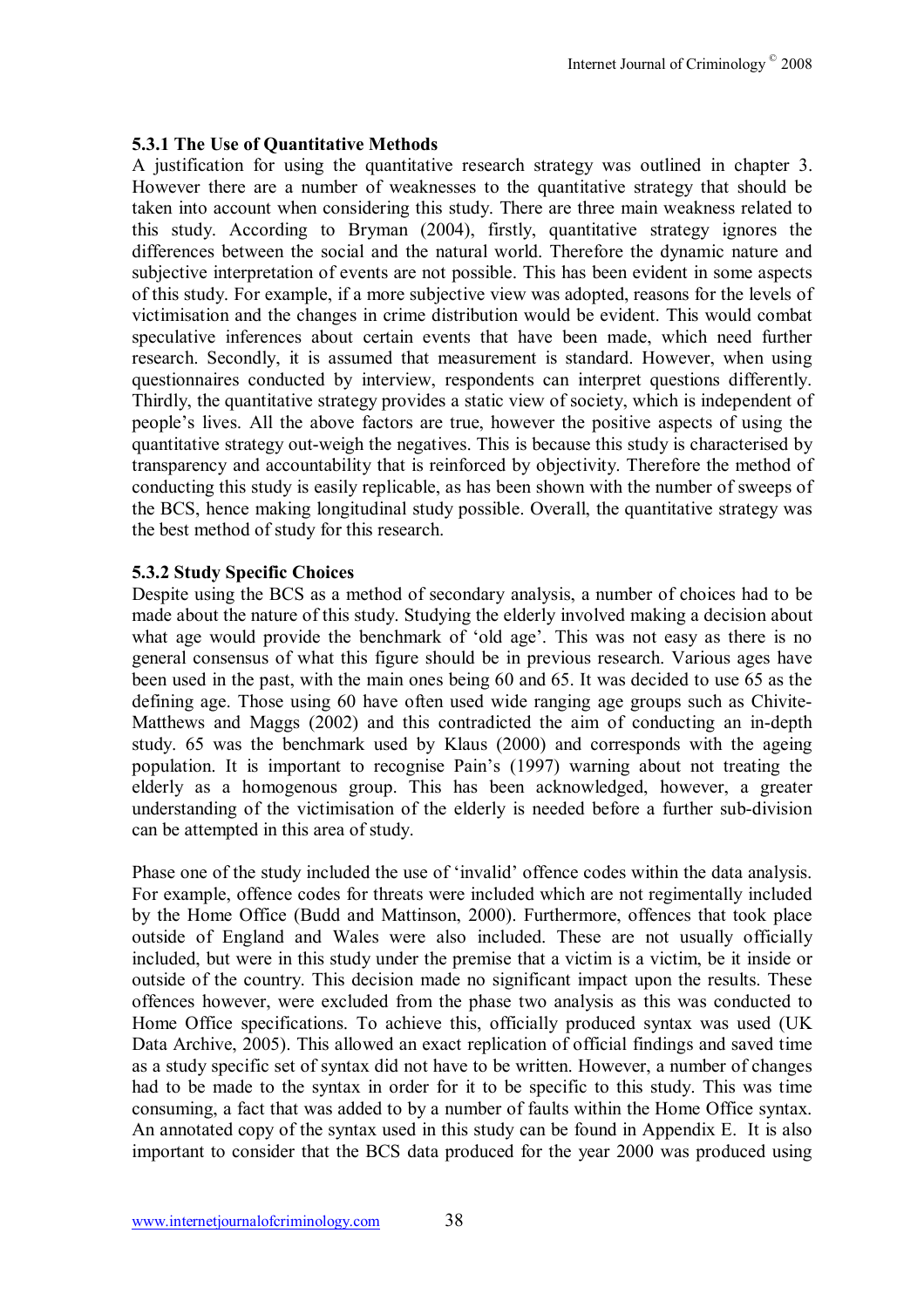### 5.3.1 The Use of Quantitative Methods

A justification for using the quantitative research strategy was outlined in chapter 3. However there are a number of weaknesses to the quantitative strategy that should be taken into account when considering this study. There are three main weakness related to this study. According to Bryman (2004), firstly, quantitative strategy ignores the differences between the social and the natural world. Therefore the dynamic nature and subjective interpretation of events are not possible. This has been evident in some aspects of this study. For example, if a more subjective view was adopted, reasons for the levels of victimisation and the changes in crime distribution would be evident. This would combat speculative inferences about certain events that have been made, which need further research. Secondly, it is assumed that measurement is standard. However, when using questionnaires conducted by interview, respondents can interpret questions differently. Thirdly, the quantitative strategy provides a static view of society, which is independent of people's lives. All the above factors are true, however the positive aspects of using the quantitative strategy out-weigh the negatives. This is because this study is characterised by transparency and accountability that is reinforced by objectivity. Therefore the method of conducting this study is easily replicable, as has been shown with the number of sweeps of the BCS, hence making longitudinal study possible. Overall, the quantitative strategy was the best method of study for this research.

### 5.3.2 Study Specific Choices

Despite using the BCS as a method of secondary analysis, a number of choices had to be made about the nature of this study. Studying the elderly involved making a decision about what age would provide the benchmark of 'old age'. This was not easy as there is no general consensus of what this figure should be in previous research. Various ages have been used in the past, with the main ones being 60 and 65. It was decided to use 65 as the defining age. Those using 60 have often used wide ranging age groups such as Chivite-Matthews and Maggs (2002) and this contradicted the aim of conducting an in-depth study. 65 was the benchmark used by Klaus (2000) and corresponds with the ageing population. It is important to recognise Pain's (1997) warning about not treating the elderly as a homogenous group. This has been acknowledged, however, a greater understanding of the victimisation of the elderly is needed before a further sub-division can be attempted in this area of study.

Phase one of the study included the use of 'invalid' offence codes within the data analysis. For example, offence codes for threats were included which are not regimentally included by the Home Office (Budd and Mattinson, 2000). Furthermore, offences that took place outside of England and Wales were also included. These are not usually officially included, but were in this study under the premise that a victim is a victim, be it inside or outside of the country. This decision made no significant impact upon the results. These offences however, were excluded from the phase two analysis as this was conducted to Home Office specifications. To achieve this, officially produced syntax was used (UK Data Archive, 2005). This allowed an exact replication of official findings and saved time as a study specific set of syntax did not have to be written. However, a number of changes had to be made to the syntax in order for it to be specific to this study. This was time consuming, a fact that was added to by a number of faults within the Home Office syntax. An annotated copy of the syntax used in this study can be found in Appendix E. It is also important to consider that the BCS data produced for the year 2000 was produced using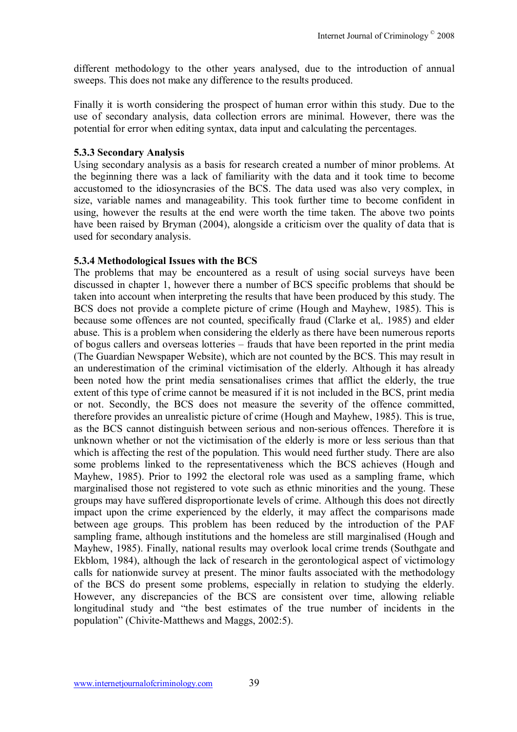different methodology to the other years analysed, due to the introduction of annual sweeps. This does not make any difference to the results produced.

Finally it is worth considering the prospect of human error within this study. Due to the use of secondary analysis, data collection errors are minimal. However, there was the potential for error when editing syntax, data input and calculating the percentages.

### 5.3.3 Secondary Analysis

Using secondary analysis as a basis for research created a number of minor problems. At the beginning there was a lack of familiarity with the data and it took time to become accustomed to the idiosyncrasies of the BCS. The data used was also very complex, in size, variable names and manageability. This took further time to become confident in using, however the results at the end were worth the time taken. The above two points have been raised by Bryman (2004), alongside a criticism over the quality of data that is used for secondary analysis.

### 5.3.4 Methodological Issues with the BCS

The problems that may be encountered as a result of using social surveys have been discussed in chapter 1, however there a number of BCS specific problems that should be taken into account when interpreting the results that have been produced by this study. The BCS does not provide a complete picture of crime (Hough and Mayhew, 1985). This is because some offences are not counted, specifically fraud (Clarke et al,. 1985) and elder abuse. This is a problem when considering the elderly as there have been numerous reports of bogus callers and overseas lotteries – frauds that have been reported in the print media (The Guardian Newspaper Website), which are not counted by the BCS. This may result in an underestimation of the criminal victimisation of the elderly. Although it has already been noted how the print media sensationalises crimes that afflict the elderly, the true extent of this type of crime cannot be measured if it is not included in the BCS, print media or not. Secondly, the BCS does not measure the severity of the offence committed, therefore provides an unrealistic picture of crime (Hough and Mayhew, 1985). This is true, as the BCS cannot distinguish between serious and non-serious offences. Therefore it is unknown whether or not the victimisation of the elderly is more or less serious than that which is affecting the rest of the population. This would need further study. There are also some problems linked to the representativeness which the BCS achieves (Hough and Mayhew, 1985). Prior to 1992 the electoral role was used as a sampling frame, which marginalised those not registered to vote such as ethnic minorities and the young. These groups may have suffered disproportionate levels of crime. Although this does not directly impact upon the crime experienced by the elderly, it may affect the comparisons made between age groups. This problem has been reduced by the introduction of the PAF sampling frame, although institutions and the homeless are still marginalised (Hough and Mayhew, 1985). Finally, national results may overlook local crime trends (Southgate and Ekblom, 1984), although the lack of research in the gerontological aspect of victimology calls for nationwide survey at present. The minor faults associated with the methodology of the BCS do present some problems, especially in relation to studying the elderly. However, any discrepancies of the BCS are consistent over time, allowing reliable longitudinal study and "the best estimates of the true number of incidents in the population" (Chivite-Matthews and Maggs, 2002:5).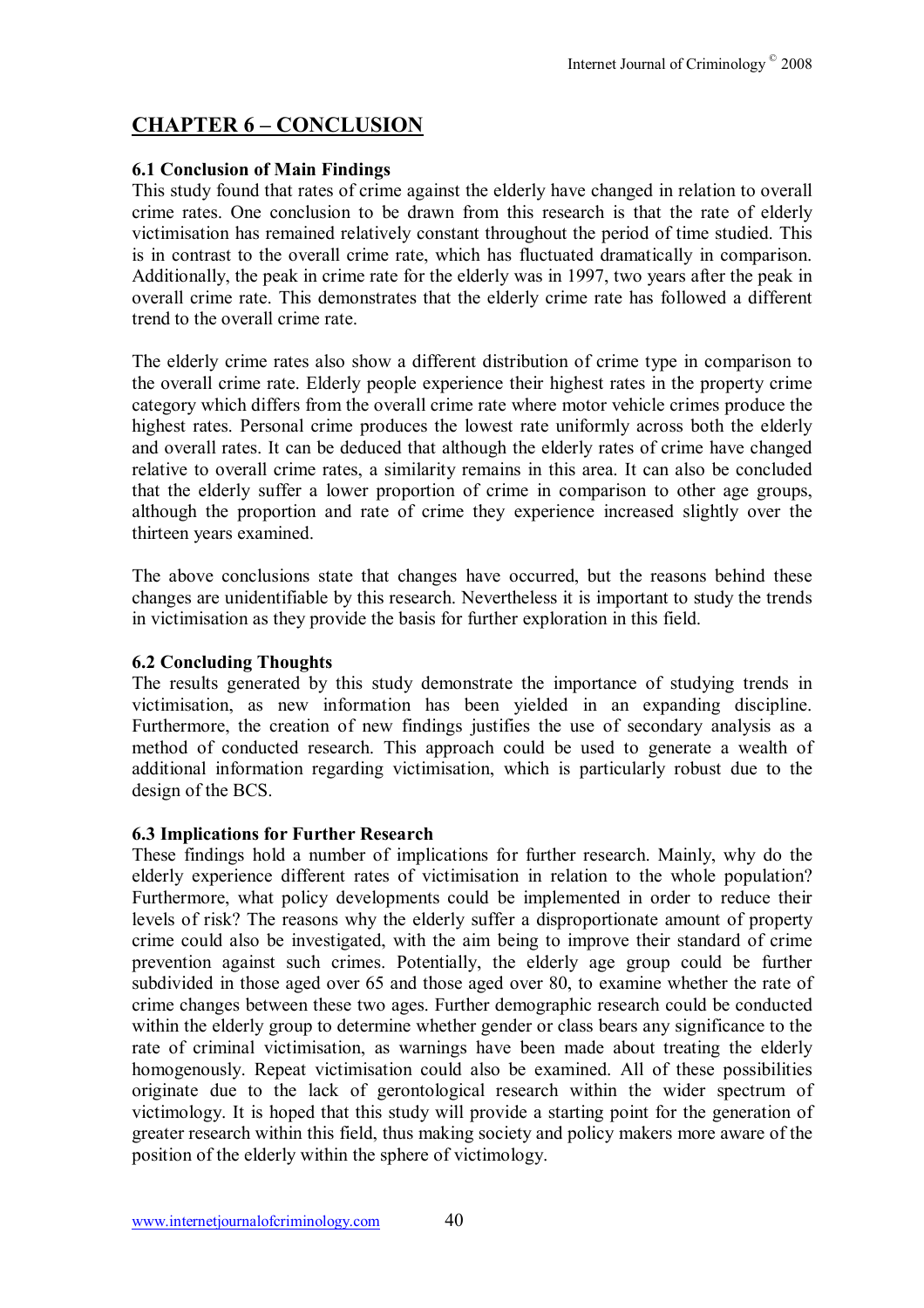## CHAPTER 6 – CONCLUSION

### 6.1 Conclusion of Main Findings

This study found that rates of crime against the elderly have changed in relation to overall crime rates. One conclusion to be drawn from this research is that the rate of elderly victimisation has remained relatively constant throughout the period of time studied. This is in contrast to the overall crime rate, which has fluctuated dramatically in comparison. Additionally, the peak in crime rate for the elderly was in 1997, two years after the peak in overall crime rate. This demonstrates that the elderly crime rate has followed a different trend to the overall crime rate.

The elderly crime rates also show a different distribution of crime type in comparison to the overall crime rate. Elderly people experience their highest rates in the property crime category which differs from the overall crime rate where motor vehicle crimes produce the highest rates. Personal crime produces the lowest rate uniformly across both the elderly and overall rates. It can be deduced that although the elderly rates of crime have changed relative to overall crime rates, a similarity remains in this area. It can also be concluded that the elderly suffer a lower proportion of crime in comparison to other age groups, although the proportion and rate of crime they experience increased slightly over the thirteen years examined.

The above conclusions state that changes have occurred, but the reasons behind these changes are unidentifiable by this research. Nevertheless it is important to study the trends in victimisation as they provide the basis for further exploration in this field.

### 6.2 Concluding Thoughts

The results generated by this study demonstrate the importance of studying trends in victimisation, as new information has been yielded in an expanding discipline. Furthermore, the creation of new findings justifies the use of secondary analysis as a method of conducted research. This approach could be used to generate a wealth of additional information regarding victimisation, which is particularly robust due to the design of the BCS.

### 6.3 Implications for Further Research

These findings hold a number of implications for further research. Mainly, why do the elderly experience different rates of victimisation in relation to the whole population? Furthermore, what policy developments could be implemented in order to reduce their levels of risk? The reasons why the elderly suffer a disproportionate amount of property crime could also be investigated, with the aim being to improve their standard of crime prevention against such crimes. Potentially, the elderly age group could be further subdivided in those aged over 65 and those aged over 80, to examine whether the rate of crime changes between these two ages. Further demographic research could be conducted within the elderly group to determine whether gender or class bears any significance to the rate of criminal victimisation, as warnings have been made about treating the elderly homogenously. Repeat victimisation could also be examined. All of these possibilities originate due to the lack of gerontological research within the wider spectrum of victimology. It is hoped that this study will provide a starting point for the generation of greater research within this field, thus making society and policy makers more aware of the position of the elderly within the sphere of victimology.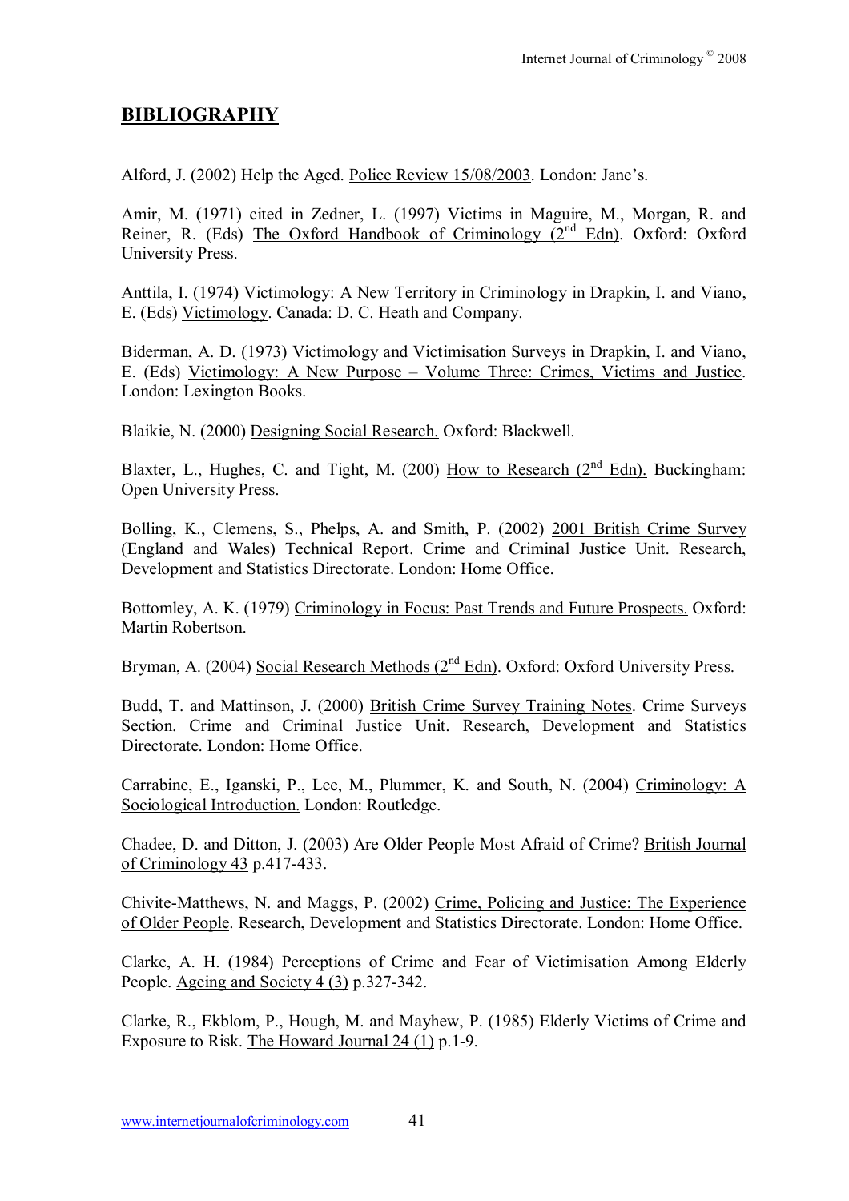## BIBLIOGRAPHY

Alford, J. (2002) Help the Aged. Police Review 15/08/2003. London: Jane's.

Amir, M. (1971) cited in Zedner, L. (1997) Victims in Maguire, M., Morgan, R. and Reiner, R. (Eds) The Oxford Handbook of Criminology (2nd Edn). Oxford: Oxford University Press.

Anttila, I. (1974) Victimology: A New Territory in Criminology in Drapkin, I. and Viano, E. (Eds) Victimology. Canada: D. C. Heath and Company.

Biderman, A. D. (1973) Victimology and Victimisation Surveys in Drapkin, I. and Viano, E. (Eds) Victimology: A New Purpose – Volume Three: Crimes, Victims and Justice. London: Lexington Books.

Blaikie, N. (2000) Designing Social Research. Oxford: Blackwell.

Blaxter, L., Hughes, C. and Tight, M. (200) How to Research (2nd Edn). Buckingham: Open University Press.

Bolling, K., Clemens, S., Phelps, A. and Smith, P. (2002) 2001 British Crime Survey (England and Wales) Technical Report. Crime and Criminal Justice Unit. Research, Development and Statistics Directorate. London: Home Office.

Bottomley, A. K. (1979) Criminology in Focus: Past Trends and Future Prospects. Oxford: Martin Robertson.

Bryman, A. (2004) Social Research Methods (2nd Edn). Oxford: Oxford University Press.

Budd, T. and Mattinson, J. (2000) British Crime Survey Training Notes. Crime Surveys Section. Crime and Criminal Justice Unit. Research, Development and Statistics Directorate. London: Home Office.

Carrabine, E., Iganski, P., Lee, M., Plummer, K. and South, N. (2004) Criminology: A Sociological Introduction. London: Routledge.

Chadee, D. and Ditton, J. (2003) Are Older People Most Afraid of Crime? British Journal of Criminology 43 p.417-433.

Chivite-Matthews, N. and Maggs, P. (2002) Crime, Policing and Justice: The Experience of Older People. Research, Development and Statistics Directorate. London: Home Office.

Clarke, A. H. (1984) Perceptions of Crime and Fear of Victimisation Among Elderly People. Ageing and Society 4 (3) p.327-342.

Clarke, R., Ekblom, P., Hough, M. and Mayhew, P. (1985) Elderly Victims of Crime and Exposure to Risk. The Howard Journal 24 (1) p.1-9.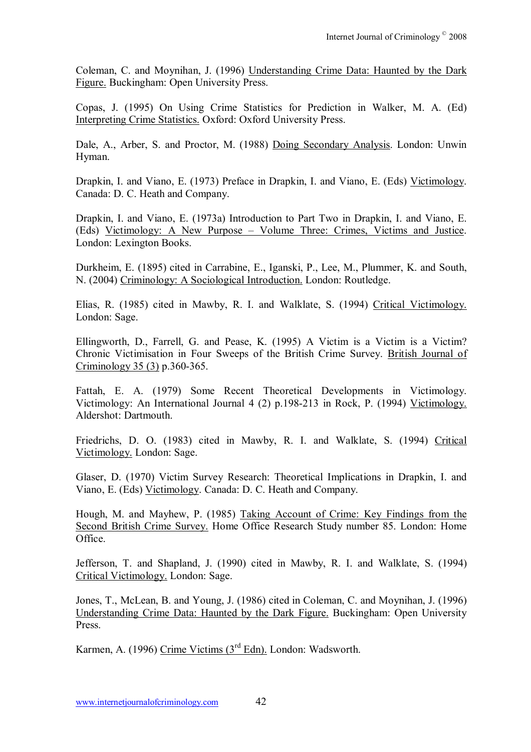Coleman, C. and Moynihan, J. (1996) Understanding Crime Data: Haunted by the Dark Figure. Buckingham: Open University Press.

Copas, J. (1995) On Using Crime Statistics for Prediction in Walker, M. A. (Ed) Interpreting Crime Statistics. Oxford: Oxford University Press.

Dale, A., Arber, S. and Proctor, M. (1988) Doing Secondary Analysis. London: Unwin Hyman.

Drapkin, I. and Viano, E. (1973) Preface in Drapkin, I. and Viano, E. (Eds) Victimology. Canada: D. C. Heath and Company.

Drapkin, I. and Viano, E. (1973a) Introduction to Part Two in Drapkin, I. and Viano, E. (Eds) Victimology: A New Purpose – Volume Three: Crimes, Victims and Justice. London: Lexington Books.

Durkheim, E. (1895) cited in Carrabine, E., Iganski, P., Lee, M., Plummer, K. and South, N. (2004) Criminology: A Sociological Introduction. London: Routledge.

Elias, R. (1985) cited in Mawby, R. I. and Walklate, S. (1994) Critical Victimology. London: Sage.

Ellingworth, D., Farrell, G. and Pease, K. (1995) A Victim is a Victim is a Victim? Chronic Victimisation in Four Sweeps of the British Crime Survey. British Journal of Criminology 35 (3) p.360-365.

Fattah, E. A. (1979) Some Recent Theoretical Developments in Victimology. Victimology: An International Journal 4 (2) p.198-213 in Rock, P. (1994) Victimology. Aldershot: Dartmouth.

Friedrichs, D. O. (1983) cited in Mawby, R. I. and Walklate, S. (1994) Critical Victimology. London: Sage.

Glaser, D. (1970) Victim Survey Research: Theoretical Implications in Drapkin, I. and Viano, E. (Eds) Victimology. Canada: D. C. Heath and Company.

Hough, M. and Mayhew, P. (1985) Taking Account of Crime: Key Findings from the Second British Crime Survey. Home Office Research Study number 85. London: Home Office.

Jefferson, T. and Shapland, J. (1990) cited in Mawby, R. I. and Walklate, S. (1994) Critical Victimology. London: Sage.

Jones, T., McLean, B. and Young, J. (1986) cited in Coleman, C. and Moynihan, J. (1996) Understanding Crime Data: Haunted by the Dark Figure. Buckingham: Open University Press.

Karmen, A. (1996) Crime Victims (3rd Edn). London: Wadsworth.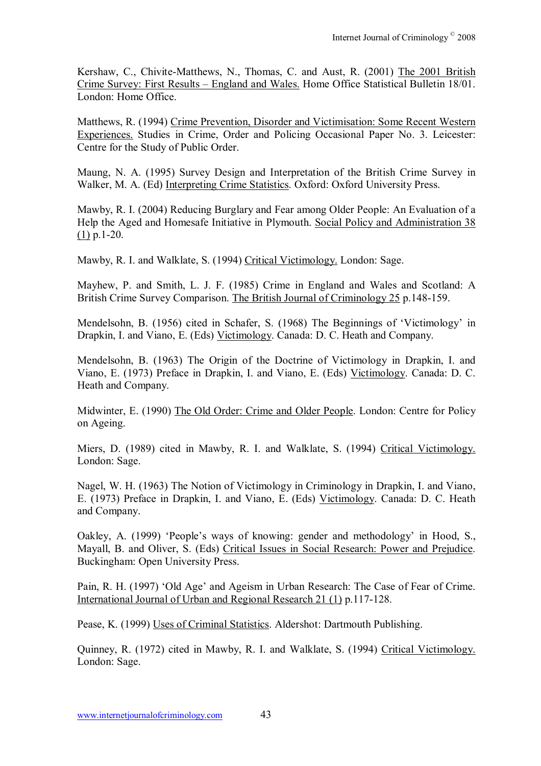Kershaw, C., Chivite-Matthews, N., Thomas, C. and Aust, R. (2001) The 2001 British Crime Survey: First Results – England and Wales. Home Office Statistical Bulletin 18/01. London: Home Office.

Matthews, R. (1994) Crime Prevention, Disorder and Victimisation: Some Recent Western Experiences. Studies in Crime, Order and Policing Occasional Paper No. 3. Leicester: Centre for the Study of Public Order.

Maung, N. A. (1995) Survey Design and Interpretation of the British Crime Survey in Walker, M. A. (Ed) Interpreting Crime Statistics. Oxford: Oxford University Press.

Mawby, R. I. (2004) Reducing Burglary and Fear among Older People: An Evaluation of a Help the Aged and Homesafe Initiative in Plymouth. Social Policy and Administration 38 (1) p.1-20.

Mawby, R. I. and Walklate, S. (1994) Critical Victimology. London: Sage.

Mayhew, P. and Smith, L. J. F. (1985) Crime in England and Wales and Scotland: A British Crime Survey Comparison. The British Journal of Criminology 25 p.148-159.

Mendelsohn, B. (1956) cited in Schafer, S. (1968) The Beginnings of 'Victimology' in Drapkin, I. and Viano, E. (Eds) Victimology. Canada: D. C. Heath and Company.

Mendelsohn, B. (1963) The Origin of the Doctrine of Victimology in Drapkin, I. and Viano, E. (1973) Preface in Drapkin, I. and Viano, E. (Eds) Victimology. Canada: D. C. Heath and Company.

Midwinter, E. (1990) The Old Order: Crime and Older People. London: Centre for Policy on Ageing.

Miers, D. (1989) cited in Mawby, R. I. and Walklate, S. (1994) Critical Victimology. London: Sage.

Nagel, W. H. (1963) The Notion of Victimology in Criminology in Drapkin, I. and Viano, E. (1973) Preface in Drapkin, I. and Viano, E. (Eds) Victimology. Canada: D. C. Heath and Company.

Oakley, A. (1999) 'People's ways of knowing: gender and methodology' in Hood, S., Mayall, B. and Oliver, S. (Eds) Critical Issues in Social Research: Power and Prejudice. Buckingham: Open University Press.

Pain, R. H. (1997) 'Old Age' and Ageism in Urban Research: The Case of Fear of Crime. International Journal of Urban and Regional Research 21 (1) p.117-128.

Pease, K. (1999) Uses of Criminal Statistics. Aldershot: Dartmouth Publishing.

Quinney, R. (1972) cited in Mawby, R. I. and Walklate, S. (1994) Critical Victimology. London: Sage.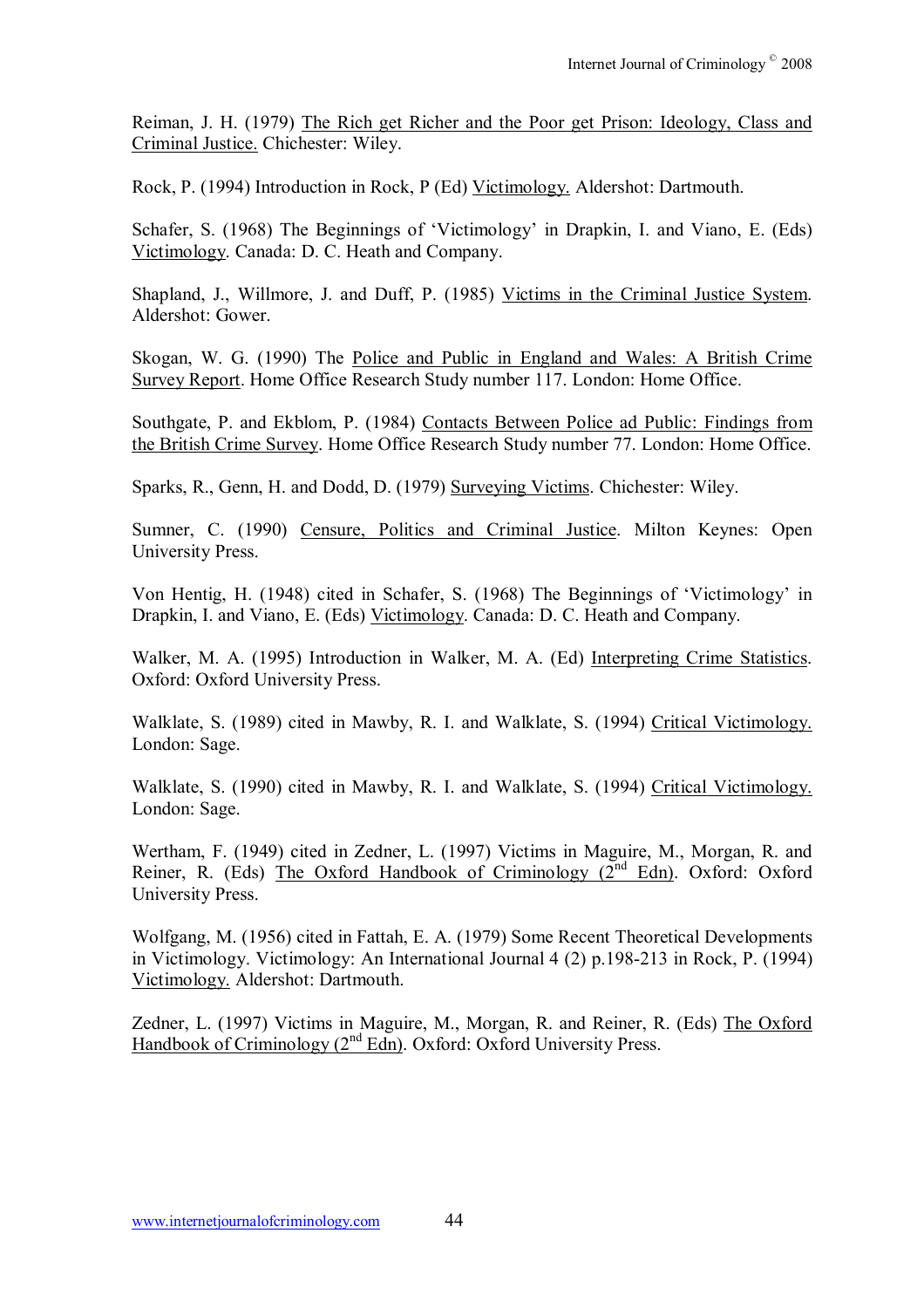Reiman, J. H. (1979) The Rich get Richer and the Poor get Prison: Ideology, Class and Criminal Justice. Chichester: Wiley.

Rock, P. (1994) Introduction in Rock, P (Ed) Victimology. Aldershot: Dartmouth.

Schafer, S. (1968) The Beginnings of 'Victimology' in Drapkin, I. and Viano, E. (Eds) Victimology. Canada: D. C. Heath and Company.

Shapland, J., Willmore, J. and Duff, P. (1985) Victims in the Criminal Justice System. Aldershot: Gower.

Skogan, W. G. (1990) The Police and Public in England and Wales: A British Crime Survey Report. Home Office Research Study number 117. London: Home Office.

Southgate, P. and Ekblom, P. (1984) Contacts Between Police ad Public: Findings from the British Crime Survey. Home Office Research Study number 77. London: Home Office.

Sparks, R., Genn, H. and Dodd, D. (1979) Surveying Victims. Chichester: Wiley.

Sumner, C. (1990) Censure, Politics and Criminal Justice. Milton Keynes: Open University Press.

Von Hentig, H. (1948) cited in Schafer, S. (1968) The Beginnings of 'Victimology' in Drapkin, I. and Viano, E. (Eds) Victimology. Canada: D. C. Heath and Company.

Walker, M. A. (1995) Introduction in Walker, M. A. (Ed) Interpreting Crime Statistics. Oxford: Oxford University Press.

Walklate, S. (1989) cited in Mawby, R. I. and Walklate, S. (1994) Critical Victimology. London: Sage.

Walklate, S. (1990) cited in Mawby, R. I. and Walklate, S. (1994) Critical Victimology. London: Sage.

Wertham, F. (1949) cited in Zedner, L. (1997) Victims in Maguire, M., Morgan, R. and Reiner, R. (Eds) The Oxford Handbook of Criminology (2nd Edn). Oxford: Oxford University Press.

Wolfgang, M. (1956) cited in Fattah, E. A. (1979) Some Recent Theoretical Developments in Victimology. Victimology: An International Journal 4 (2) p.198-213 in Rock, P. (1994) Victimology. Aldershot: Dartmouth.

Zedner, L. (1997) Victims in Maguire, M., Morgan, R. and Reiner, R. (Eds) The Oxford Handbook of Criminology (2nd Edn). Oxford: Oxford University Press.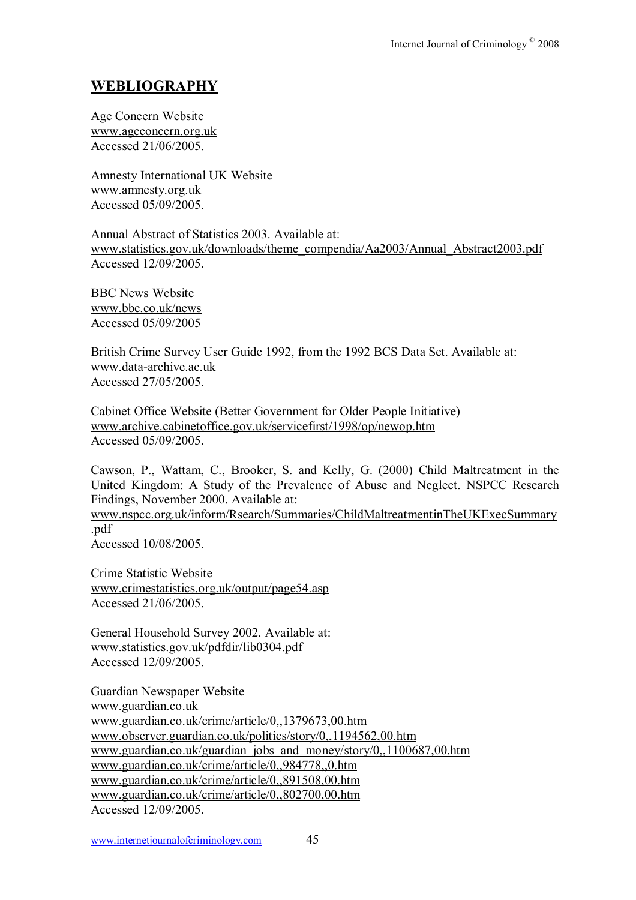## WEBLIOGRAPHY

Age Concern Website
www.ageconcern.org.uk
Accessed 21/06/2005.

Amnesty International UK Website
www.amnesty.org.uk
Accessed 05/09/2005.

Annual Abstract of Statistics 2003. Available at:
www.statistics.gov.uk/downloads/theme_compendia/Aa2003/Annual_Abstract2003.pdf
Accessed 12/09/2005.

BBC News Website
www.bbc.co.uk/news
Accessed 05/09/2005

British Crime Survey User Guide 1992, from the 1992 BCS Data Set. Available at:
www.data-archive.ac.uk
Accessed 27/05/2005.

Cabinet Office Website (Better Government for Older People Initiative)
www.archive.cabinetoffice.gov.uk/servicefirst/1998/op/newop.htm
Accessed 05/09/2005.

Cawson, P., Wattam, C., Brooker, S. and Kelly, G. (2000) Child Maltreatment in the United Kingdom: A Study of the Prevalence of Abuse and Neglect. NSPCC Research Findings, November 2000. Available at:
www.nspcc.org.uk/inform/Rsearch/Summaries/ChildMaltreatmentinTheUKExecSummary.pdf
Accessed 10/08/2005.

Crime Statistic Website
www.crimestatistics.org.uk/output/page54.asp
Accessed 21/06/2005.

General Household Survey 2002. Available at:
www.statistics.gov.uk/pdfdir/lib0304.pdf
Accessed 12/09/2005.

Guardian Newspaper Website
www.guardian.co.uk
www.guardian.co.uk/crime/article/0,,1379673,00.htm
www.observer.guardian.co.uk/politics/story/0,,1194562,00.htm
www.guardian.co.uk/guardian_jobs_and_money/story/0,,1100687,00.htm
www.guardian.co.uk/crime/article/0,,984778,,0.htm
www.guardian.co.uk/crime/article/0,,891508,00.htm
www.guardian.co.uk/crime/article/0,,802700,00.htm
Accessed 12/09/2005.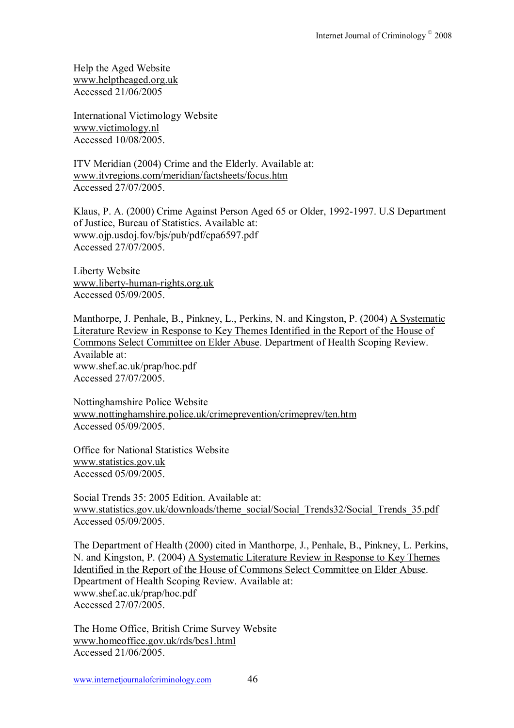Help the Aged Website  
www.helptheaged.org.uk  
Accessed 21/06/2005

International Victimology Website  
www.victimology.nl  
Accessed 10/08/2005.

ITV Meridian (2004) Crime and the Elderly. Available at:  
www.itvregions.com/meridian/factsheets/focus.htm  
Accessed 27/07/2005.

Klaus, P. A. (2000) Crime Against Person Aged 65 or Older, 1992-1997. U.S Department of Justice, Bureau of Statistics. Available at:  
www.ojp.usdoj.fov/bjs/pub/pdf/cpa6597.pdf  
Accessed 27/07/2005.

Liberty Website  
www.liberty-human-rights.org.uk  
Accessed 05/09/2005.

Manthorpe, J. Penhale, B., Pinkney, L., Perkins, N. and Kingston, P. (2004) A Systematic Literature Review in Response to Key Themes Identified in the Report of the House of Commons Select Committee on Elder Abuse. Department of Health Scoping Review. Available at:  
www.shef.ac.uk/prap/hoc.pdf  
Accessed 27/07/2005.

Nottinghamshire Police Website  
www.nottinghamshire.police.uk/crimeprevention/crimeprev/ten.htm  
Accessed 05/09/2005.

Office for National Statistics Website  
www.statistics.gov.uk  
Accessed 05/09/2005.

Social Trends 35: 2005 Edition. Available at:  
www.statistics.gov.uk/downloads/theme_social/Social_Trends32/Social_Trends_35.pdf  
Accessed 05/09/2005.

The Department of Health (2000) cited in Manthorpe, J., Penhale, B., Pinkney, L. Perkins, N. and Kingston, P. (2004) A Systematic Literature Review in Response to Key Themes Identified in the Report of the House of Commons Select Committee on Elder Abuse. Dpeartment of Health Scoping Review. Available at:  
www.shef.ac.uk/prap/hoc.pdf  
Accessed 27/07/2005.

The Home Office, British Crime Survey Website  
www.homeoffice.gov.uk/rds/bcs1.html  
Accessed 21/06/2005.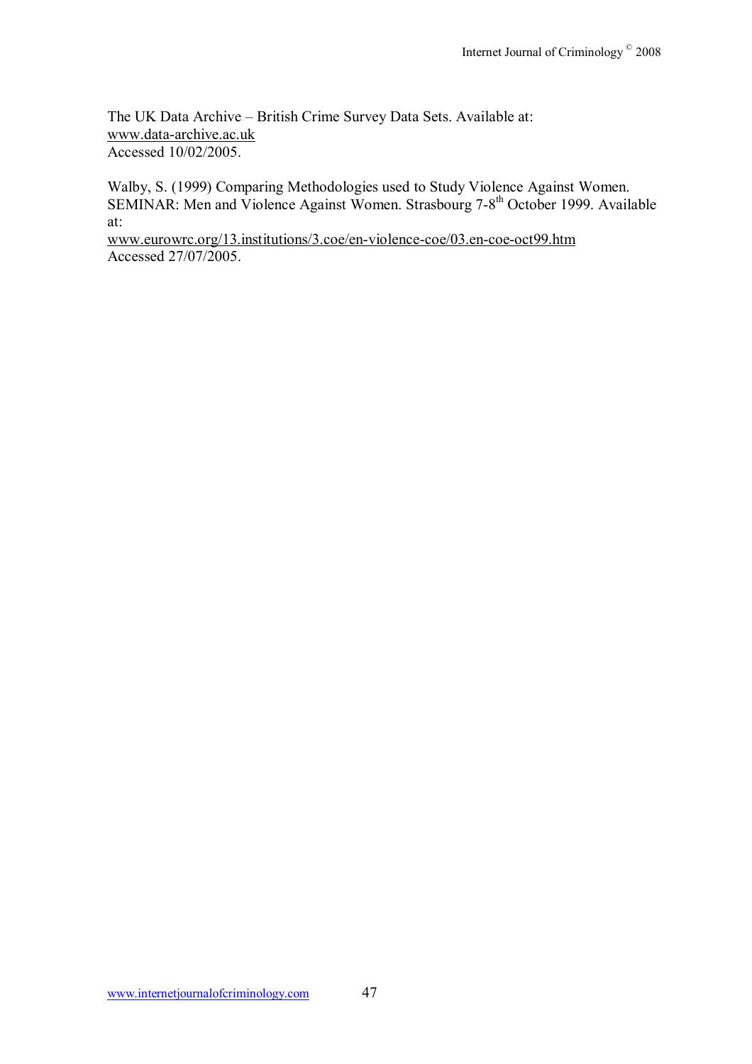The UK Data Archive – British Crime Survey Data Sets. Available at:
www.data-archive.ac.uk
Accessed 10/02/2005.

Walby, S. (1999) Comparing Methodologies used to Study Violence Against Women. SEMINAR: Men and Violence Against Women. Strasbourg 7-8th October 1999. Available at:
www.eurowrc.org/13.institutions/3.coe/en-violence-coe/03.en-coe-oct99.htm
Accessed 27/07/2005.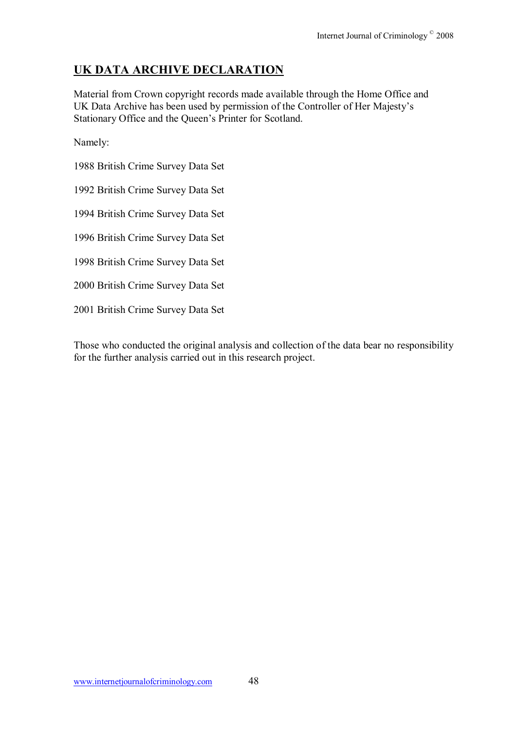## UK DATA ARCHIVE DECLARATION

Material from Crown copyright records made available through the Home Office and UK Data Archive has been used by permission of the Controller of Her Majesty's Stationary Office and the Queen's Printer for Scotland.

Namely:

1988 British Crime Survey Data Set

1992 British Crime Survey Data Set

1994 British Crime Survey Data Set

1996 British Crime Survey Data Set

1998 British Crime Survey Data Set

2000 British Crime Survey Data Set

2001 British Crime Survey Data Set

Those who conducted the original analysis and collection of the data bear no responsibility for the further analysis carried out in this research project.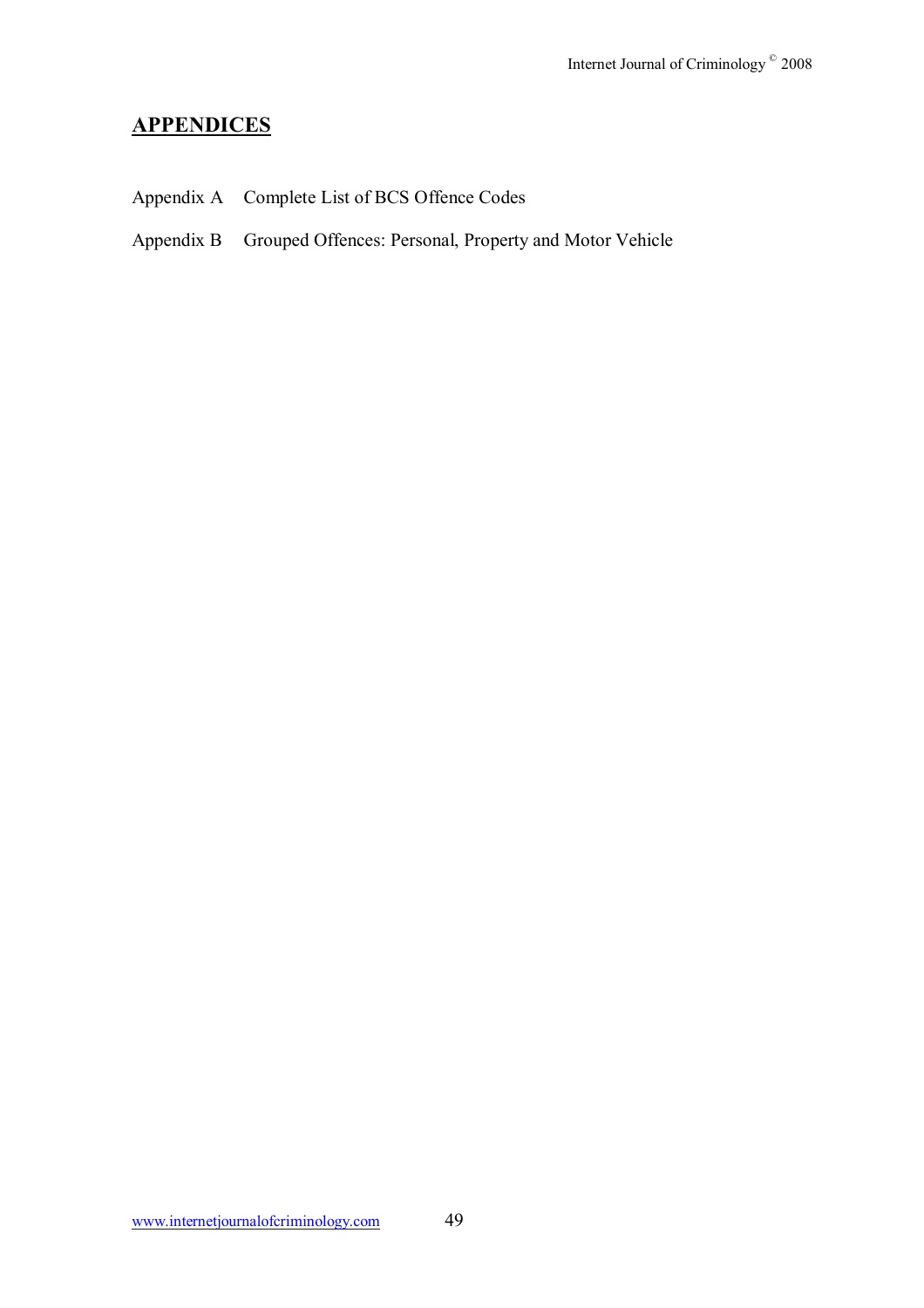## **APPENDICES**

Appendix A Complete List of BCS Offence Codes

Appendix B Grouped Offences: Personal, Property and Motor Vehicle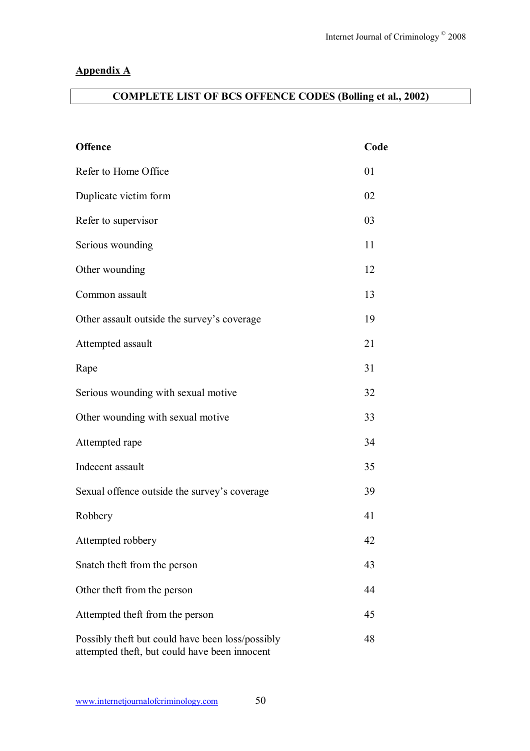## Appendix A

**COMPLETE LIST OF BCS OFFENCE CODES (Bolling et al., 2002)**

| **Offence** | **Code** |
| --- | --- |
| Refer to Home Office | 01 |
| Duplicate victim form | 02 |
| Refer to supervisor | 03 |
| Serious wounding | 11 |
| Other wounding | 12 |
| Common assault | 13 |
| Other assault outside the survey's coverage | 19 |
| Attempted assault | 21 |
| Rape | 31 |
| Serious wounding with sexual motive | 32 |
| Other wounding with sexual motive | 33 |
| Attempted rape | 34 |
| Indecent assault | 35 |
| Sexual offence outside the survey's coverage | 39 |
| Robbery | 41 |
| Attempted robbery | 42 |
| Snatch theft from the person | 43 |
| Other theft from the person | 44 |
| Attempted theft from the person | 45 |
| Possibly theft but could have been loss/possibly attempted theft, but could have been innocent | 48 |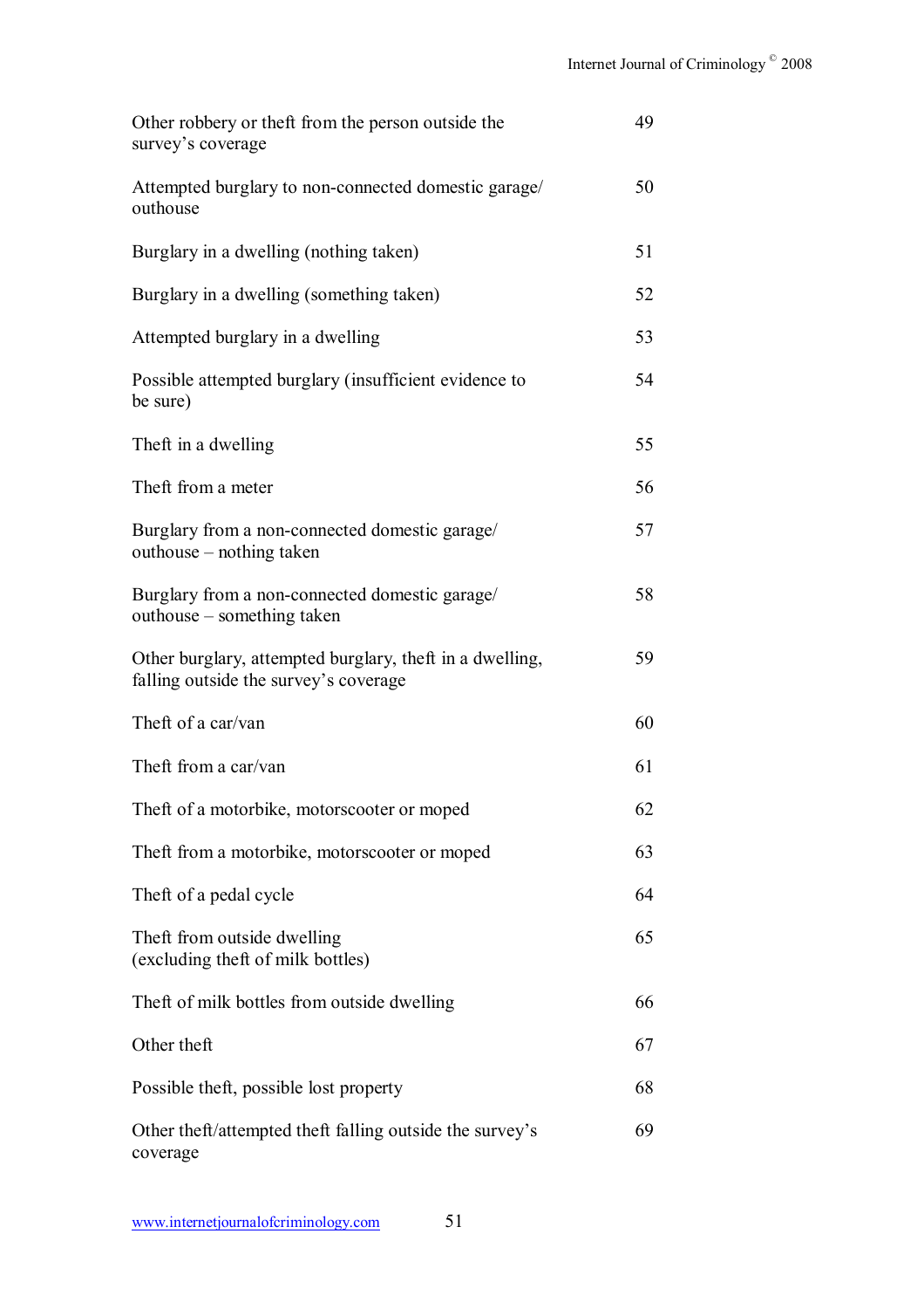| | |
|---|---|
| Other robbery or theft from the person outside the survey's coverage | 49 |
| Attempted burglary to non-connected domestic garage/ outhouse | 50 |
| Burglary in a dwelling (nothing taken) | 51 |
| Burglary in a dwelling (something taken) | 52 |
| Attempted burglary in a dwelling | 53 |
| Possible attempted burglary (insufficient evidence to be sure) | 54 |
| Theft in a dwelling | 55 |
| Theft from a meter | 56 |
| Burglary from a non-connected domestic garage/ outhouse – nothing taken | 57 |
| Burglary from a non-connected domestic garage/ outhouse – something taken | 58 |
| Other burglary, attempted burglary, theft in a dwelling, falling outside the survey's coverage | 59 |
| Theft of a car/van | 60 |
| Theft from a car/van | 61 |
| Theft of a motorbike, motorscooter or moped | 62 |
| Theft from a motorbike, motorscooter or moped | 63 |
| Theft of a pedal cycle | 64 |
| Theft from outside dwelling (excluding theft of milk bottles) | 65 |
| Theft of milk bottles from outside dwelling | 66 |
| Other theft | 67 |
| Possible theft, possible lost property | 68 |
| Other theft/attempted theft falling outside the survey's coverage | 69 |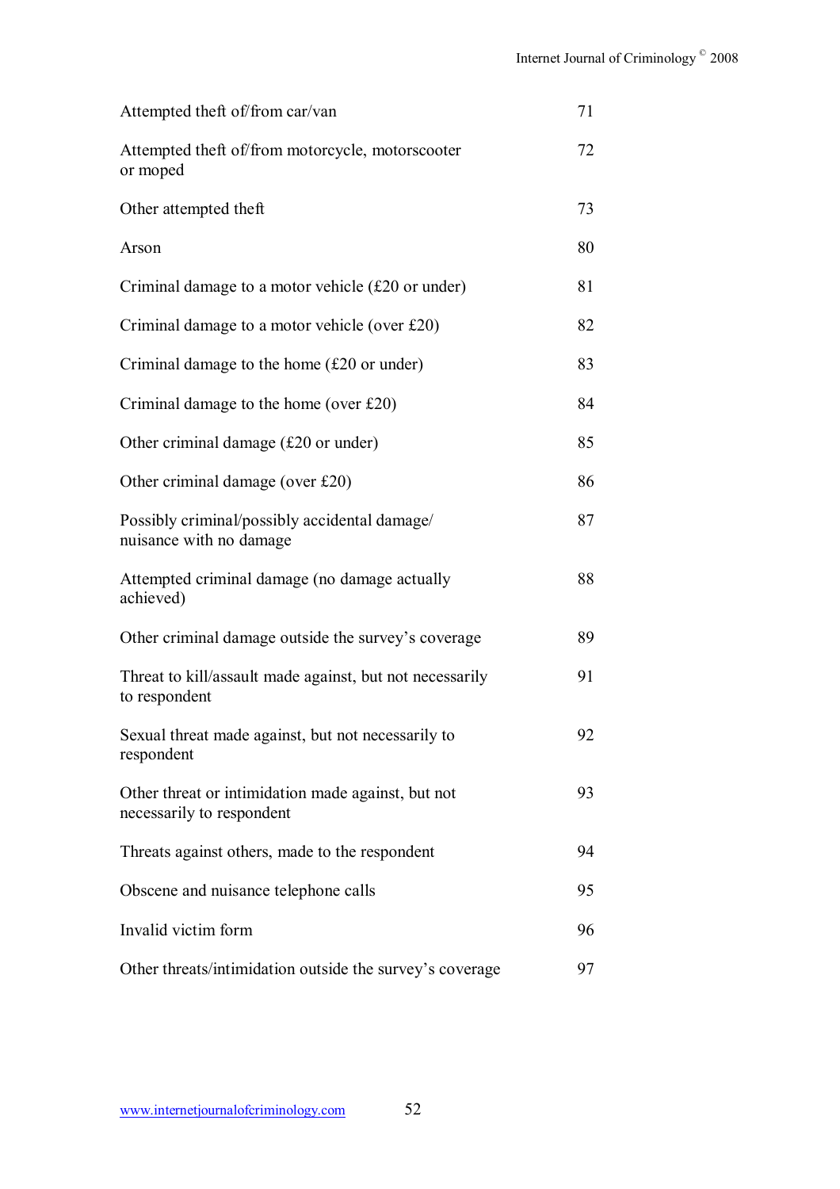| | |
|---|---|
| Attempted theft of/from car/van | 71 |
| Attempted theft of/from motorcycle, motorscooter or moped | 72 |
| Other attempted theft | 73 |
| Arson | 80 |
| Criminal damage to a motor vehicle (£20 or under) | 81 |
| Criminal damage to a motor vehicle (over £20) | 82 |
| Criminal damage to the home (£20 or under) | 83 |
| Criminal damage to the home (over £20) | 84 |
| Other criminal damage (£20 or under) | 85 |
| Other criminal damage (over £20) | 86 |
| Possibly criminal/possibly accidental damage/ nuisance with no damage | 87 |
| Attempted criminal damage (no damage actually achieved) | 88 |
| Other criminal damage outside the survey's coverage | 89 |
| Threat to kill/assault made against, but not necessarily to respondent | 91 |
| Sexual threat made against, but not necessarily to respondent | 92 |
| Other threat or intimidation made against, but not necessarily to respondent | 93 |
| Threats against others, made to the respondent | 94 |
| Obscene and nuisance telephone calls | 95 |
| Invalid victim form | 96 |
| Other threats/intimidation outside the survey's coverage | 97 |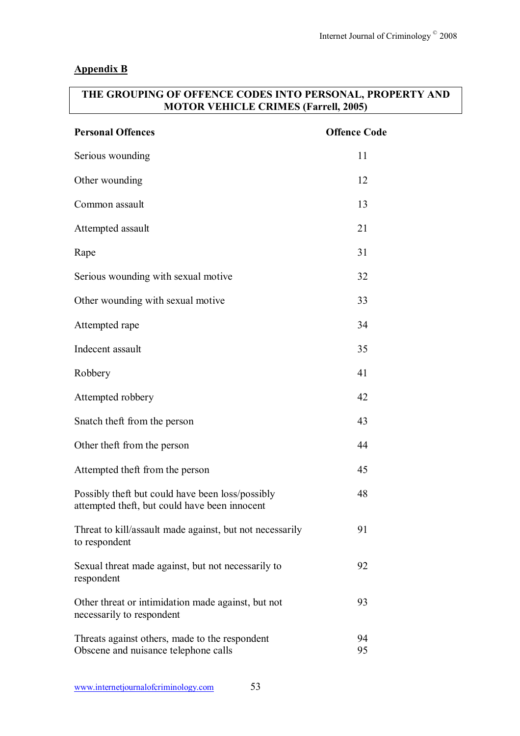## Appendix B

**THE GROUPING OF OFFENCE CODES INTO PERSONAL, PROPERTY AND MOTOR VEHICLE CRIMES (Farrell, 2005)**

| Personal Offences | Offence Code |
|---|---|
| Serious wounding | 11 |
| Other wounding | 12 |
| Common assault | 13 |
| Attempted assault | 21 |
| Rape | 31 |
| Serious wounding with sexual motive | 32 |
| Other wounding with sexual motive | 33 |
| Attempted rape | 34 |
| Indecent assault | 35 |
| Robbery | 41 |
| Attempted robbery | 42 |
| Snatch theft from the person | 43 |
| Other theft from the person | 44 |
| Attempted theft from the person | 45 |
| Possibly theft but could have been loss/possibly attempted theft, but could have been innocent | 48 |
| Threat to kill/assault made against, but not necessarily to respondent | 91 |
| Sexual threat made against, but not necessarily to respondent | 92 |
| Other threat or intimidation made against, but not necessarily to respondent | 93 |
| Threats against others, made to the respondent | 94 |
| Obscene and nuisance telephone calls | 95 |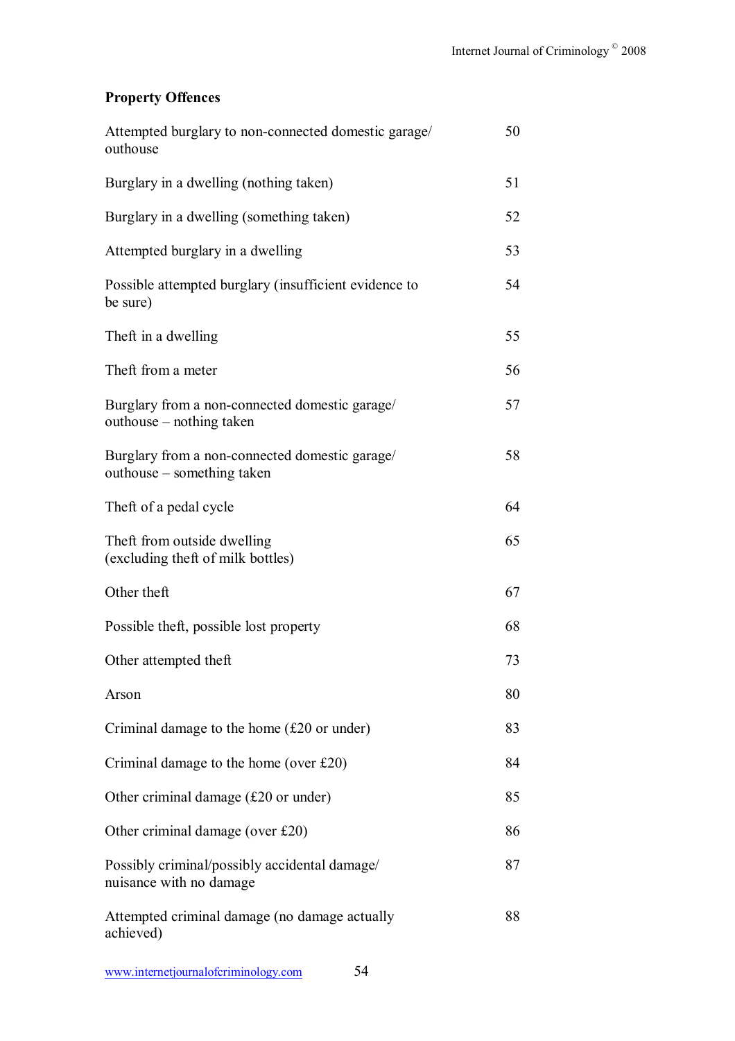**Property Offences**

| | |
|---|---|
| Attempted burglary to non-connected domestic garage/ outhouse | 50 |
| Burglary in a dwelling (nothing taken) | 51 |
| Burglary in a dwelling (something taken) | 52 |
| Attempted burglary in a dwelling | 53 |
| Possible attempted burglary (insufficient evidence to be sure) | 54 |
| Theft in a dwelling | 55 |
| Theft from a meter | 56 |
| Burglary from a non-connected domestic garage/ outhouse – nothing taken | 57 |
| Burglary from a non-connected domestic garage/ outhouse – something taken | 58 |
| Theft of a pedal cycle | 64 |
| Theft from outside dwelling (excluding theft of milk bottles) | 65 |
| Other theft | 67 |
| Possible theft, possible lost property | 68 |
| Other attempted theft | 73 |
| Arson | 80 |
| Criminal damage to the home (£20 or under) | 83 |
| Criminal damage to the home (over £20) | 84 |
| Other criminal damage (£20 or under) | 85 |
| Other criminal damage (over £20) | 86 |
| Possibly criminal/possibly accidental damage/ nuisance with no damage | 87 |
| Attempted criminal damage (no damage actually achieved) | 88 |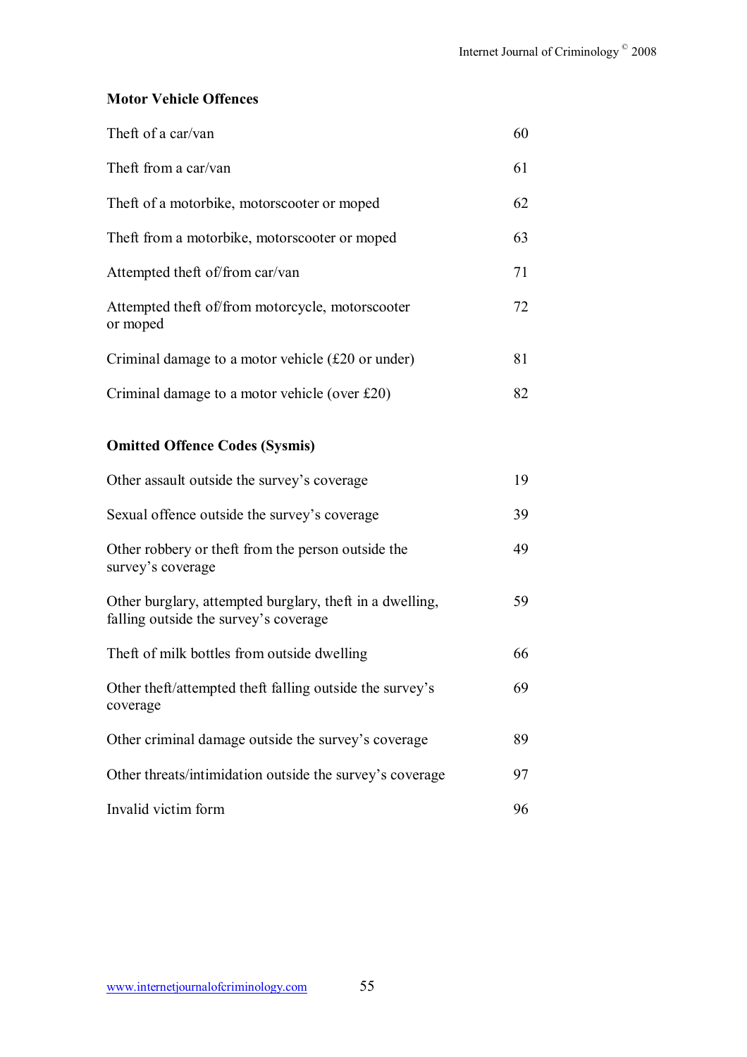**Motor Vehicle Offences**

| | |
|---|---|
| Theft of a car/van | 60 |
| Theft from a car/van | 61 |
| Theft of a motorbike, motorscooter or moped | 62 |
| Theft from a motorbike, motorscooter or moped | 63 |
| Attempted theft of/from car/van | 71 |
| Attempted theft of/from motorcycle, motorscooter or moped | 72 |
| Criminal damage to a motor vehicle (£20 or under) | 81 |
| Criminal damage to a motor vehicle (over £20) | 82 |

**Omitted Offence Codes (Sysmis)**

| | |
|---|---|
| Other assault outside the survey's coverage | 19 |
| Sexual offence outside the survey's coverage | 39 |
| Other robbery or theft from the person outside the survey's coverage | 49 |
| Other burglary, attempted burglary, theft in a dwelling, falling outside the survey's coverage | 59 |
| Theft of milk bottles from outside dwelling | 66 |
| Other theft/attempted theft falling outside the survey's coverage | 69 |
| Other criminal damage outside the survey's coverage | 89 |
| Other threats/intimidation outside the survey's coverage | 97 |
| Invalid victim form | 96 |